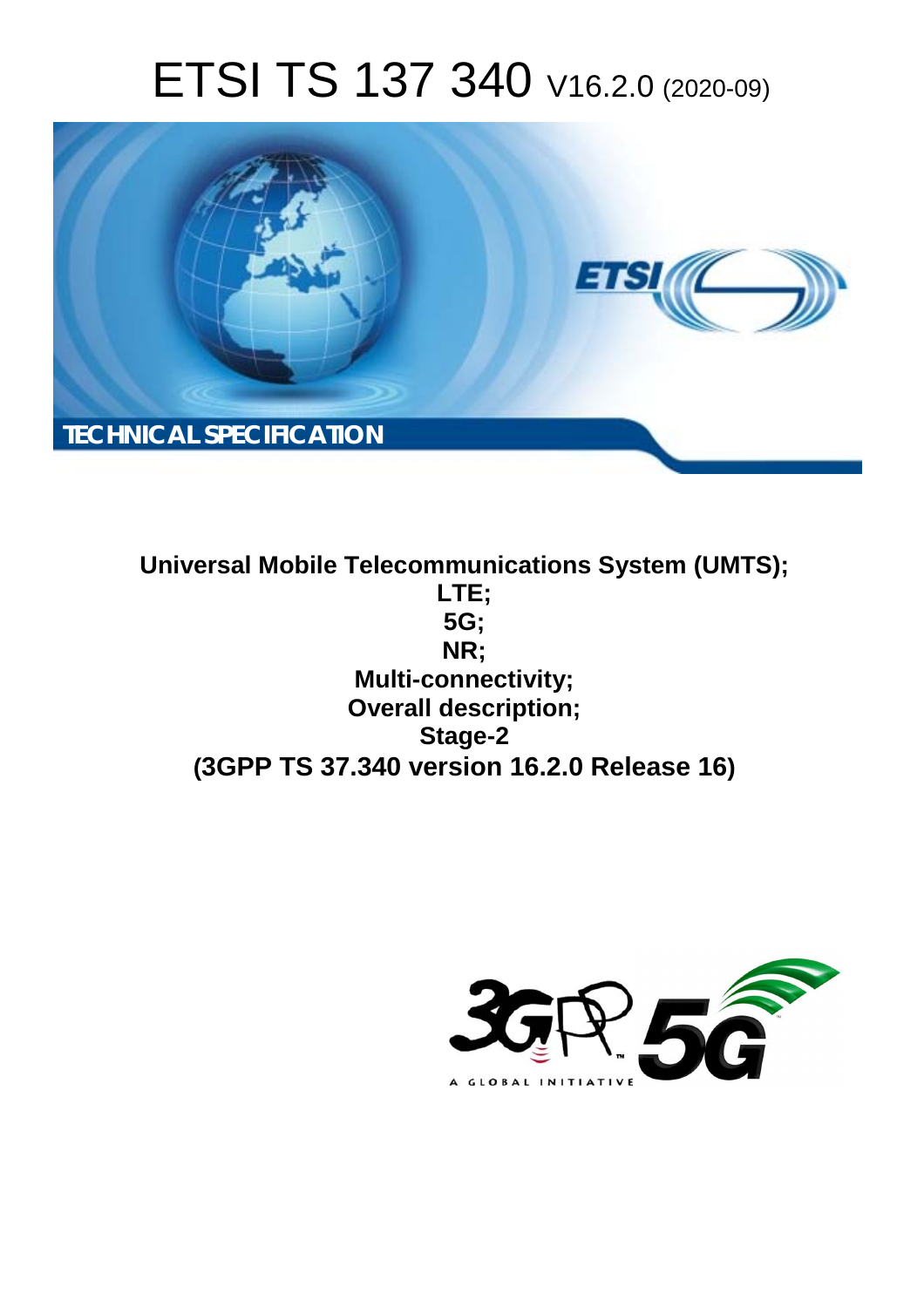# ETSI TS 137 340 V16.2.0 (2020-09)

TECHNICAL SPECIFICATION

**Universal Mobile Telecommunications System (UMTS); LTE; 5G; NR; Multi-connectivity; Overall description; Stage-2 (3GPP TS 37.340 version 16.2.0 Release 16)**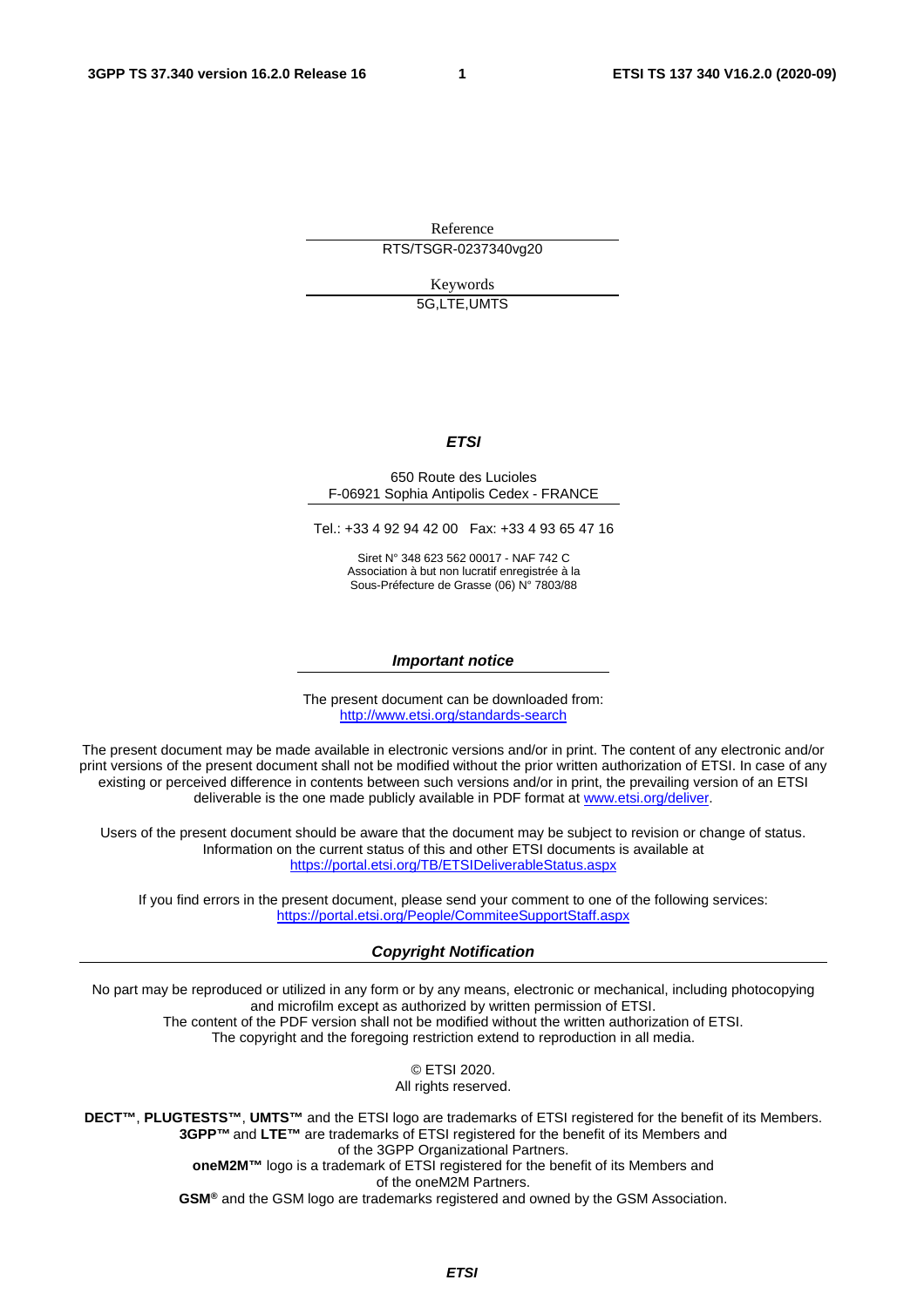Reference

RTS/TSGR-0237340vg20

Keywords

5G,LTE,UMTS

***ETSI***

650 Route des Lucioles
F-06921 Sophia Antipolis Cedex - FRANCE

Tel.: +33 4 92 94 42 00 Fax: +33 4 93 65 47 16

Siret N° 348 623 562 00017 - NAF 742 C
Association à but non lucratif enregistrée à la
Sous-Préfecture de Grasse (06) N° 7803/88

***Important notice***

The present document can be downloaded from:
http://www.etsi.org/standards-search

The present document may be made available in electronic versions and/or in print. The content of any electronic and/or print versions of the present document shall not be modified without the prior written authorization of ETSI. In case of any existing or perceived difference in contents between such versions and/or in print, the prevailing version of an ETSI deliverable is the one made publicly available in PDF format at www.etsi.org/deliver.

Users of the present document should be aware that the document may be subject to revision or change of status. Information on the current status of this and other ETSI documents is available at
https://portal.etsi.org/TB/ETSIDeliverableStatus.aspx

If you find errors in the present document, please send your comment to one of the following services:
https://portal.etsi.org/People/CommiteeSupportStaff.aspx

***Copyright Notification***

No part may be reproduced or utilized in any form or by any means, electronic or mechanical, including photocopying and microfilm except as authorized by written permission of ETSI.
The content of the PDF version shall not be modified without the written authorization of ETSI.
The copyright and the foregoing restriction extend to reproduction in all media.

© ETSI 2020.
All rights reserved.

**DECT™**, **PLUGTESTS™**, **UMTS™** and the ETSI logo are trademarks of ETSI registered for the benefit of its Members.
**3GPP™** and **LTE™** are trademarks of ETSI registered for the benefit of its Members and of the 3GPP Organizational Partners.
**oneM2M™** logo is a trademark of ETSI registered for the benefit of its Members and of the oneM2M Partners.
**GSM®** and the GSM logo are trademarks registered and owned by the GSM Association.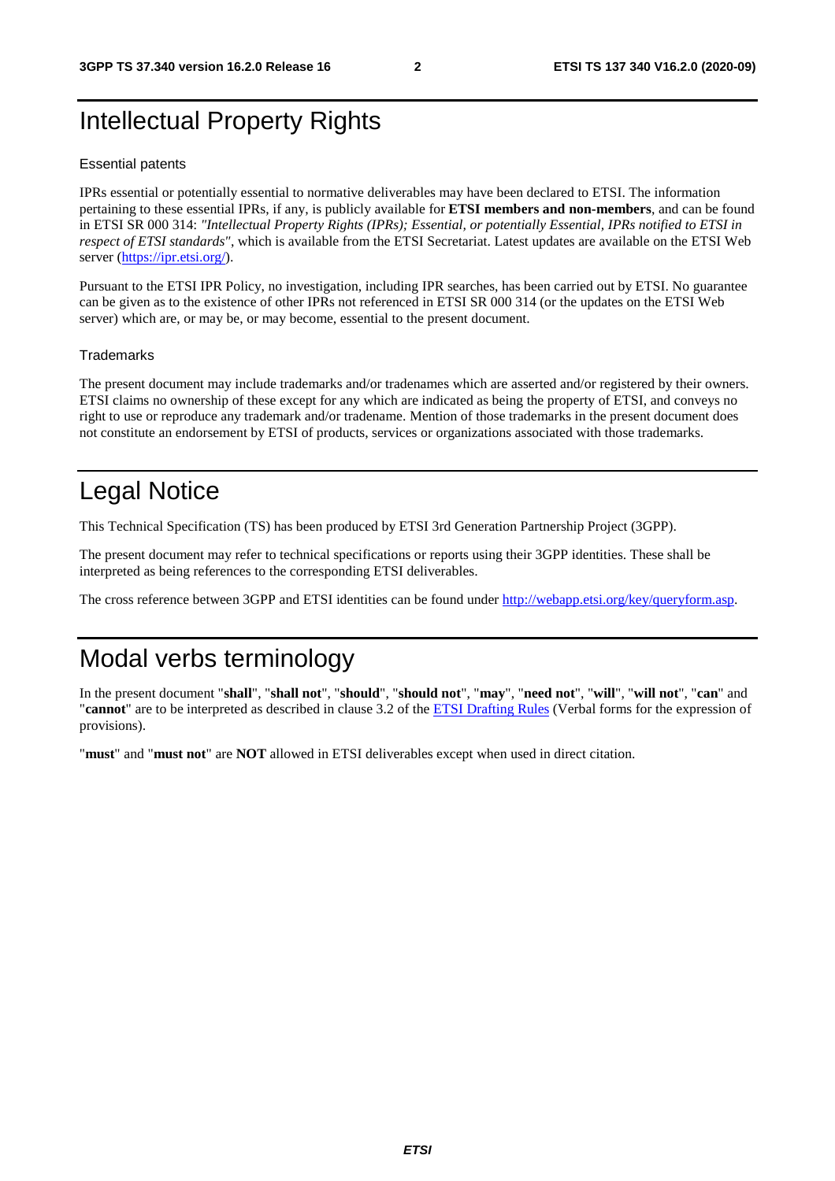# Intellectual Property Rights

### Essential patents

IPRs essential or potentially essential to normative deliverables may have been declared to ETSI. The information pertaining to these essential IPRs, if any, is publicly available for **ETSI members and non-members**, and can be found in ETSI SR 000 314: *"Intellectual Property Rights (IPRs); Essential, or potentially Essential, IPRs notified to ETSI in respect of ETSI standards"*, which is available from the ETSI Secretariat. Latest updates are available on the ETSI Web server (https://ipr.etsi.org/).

Pursuant to the ETSI IPR Policy, no investigation, including IPR searches, has been carried out by ETSI. No guarantee can be given as to the existence of other IPRs not referenced in ETSI SR 000 314 (or the updates on the ETSI Web server) which are, or may be, or may become, essential to the present document.

### Trademarks

The present document may include trademarks and/or tradenames which are asserted and/or registered by their owners. ETSI claims no ownership of these except for any which are indicated as being the property of ETSI, and conveys no right to use or reproduce any trademark and/or tradename. Mention of those trademarks in the present document does not constitute an endorsement by ETSI of products, services or organizations associated with those trademarks.

# Legal Notice

This Technical Specification (TS) has been produced by ETSI 3rd Generation Partnership Project (3GPP).

The present document may refer to technical specifications or reports using their 3GPP identities. These shall be interpreted as being references to the corresponding ETSI deliverables.

The cross reference between 3GPP and ETSI identities can be found under http://webapp.etsi.org/key/queryform.asp.

# Modal verbs terminology

In the present document "**shall**", "**shall not**", "**should**", "**should not**", "**may**", "**need not**", "**will**", "**will not**", "**can**" and "**cannot**" are to be interpreted as described in clause 3.2 of the ETSI Drafting Rules (Verbal forms for the expression of provisions).

"**must**" and "**must not**" are **NOT** allowed in ETSI deliverables except when used in direct citation.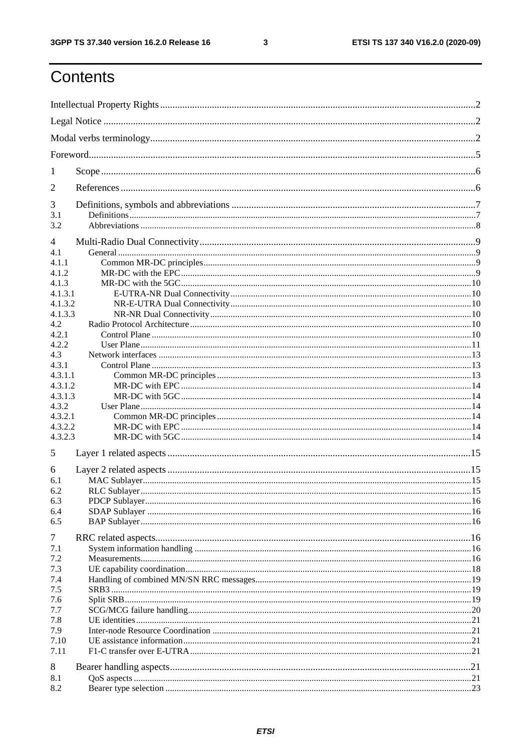# Contents

Intellectual Property Rights .......... 2
Legal Notice .......... 2
Modal verbs terminology .......... 2
Foreword .......... 5
1 Scope .......... 6
2 References .......... 6
3 Definitions, symbols and abbreviations .......... 7
3.1 Definitions .......... 7
3.2 Abbreviations .......... 8
4 Multi-Radio Dual Connectivity .......... 9
4.1 General .......... 9
4.1.1 Common MR-DC principles .......... 9
4.1.2 MR-DC with the EPC .......... 9
4.1.3 MR-DC with the 5GC .......... 10
4.1.3.1 E-UTRA-NR Dual Connectivity .......... 10
4.1.3.2 NR-E-UTRA Dual Connectivity .......... 10
4.1.3.3 NR-NR Dual Connectivity .......... 10
4.2 Radio Protocol Architecture .......... 10
4.2.1 Control Plane .......... 10
4.2.2 User Plane .......... 11
4.3 Network interfaces .......... 13
4.3.1 Control Plane .......... 13
4.3.1.1 Common MR-DC principles .......... 13
4.3.1.2 MR-DC with EPC .......... 14
4.3.1.3 MR-DC with 5GC .......... 14
4.3.2 User Plane .......... 14
4.3.2.1 Common MR-DC principles .......... 14
4.3.2.2 MR-DC with EPC .......... 14
4.3.2.3 MR-DC with 5GC .......... 14
5 Layer 1 related aspects .......... 15
6 Layer 2 related aspects .......... 15
6.1 MAC Sublayer .......... 15
6.2 RLC Sublayer .......... 15
6.3 PDCP Sublayer .......... 16
6.4 SDAP Sublayer .......... 16
6.5 BAP Sublayer .......... 16
7 RRC related aspects .......... 16
7.1 System information handling .......... 16
7.2 Measurements .......... 16
7.3 UE capability coordination .......... 18
7.4 Handling of combined MN/SN RRC messages .......... 19
7.5 SRB3 .......... 19
7.6 Split SRB .......... 19
7.7 SCG/MCG failure handling .......... 20
7.8 UE identities .......... 21
7.9 Inter-node Resource Coordination .......... 21
7.10 UE assistance information .......... 21
7.11 F1-C transfer over E-UTRA .......... 21
8 Bearer handling aspects .......... 21
8.1 QoS aspects .......... 21
8.2 Bearer type selection .......... 23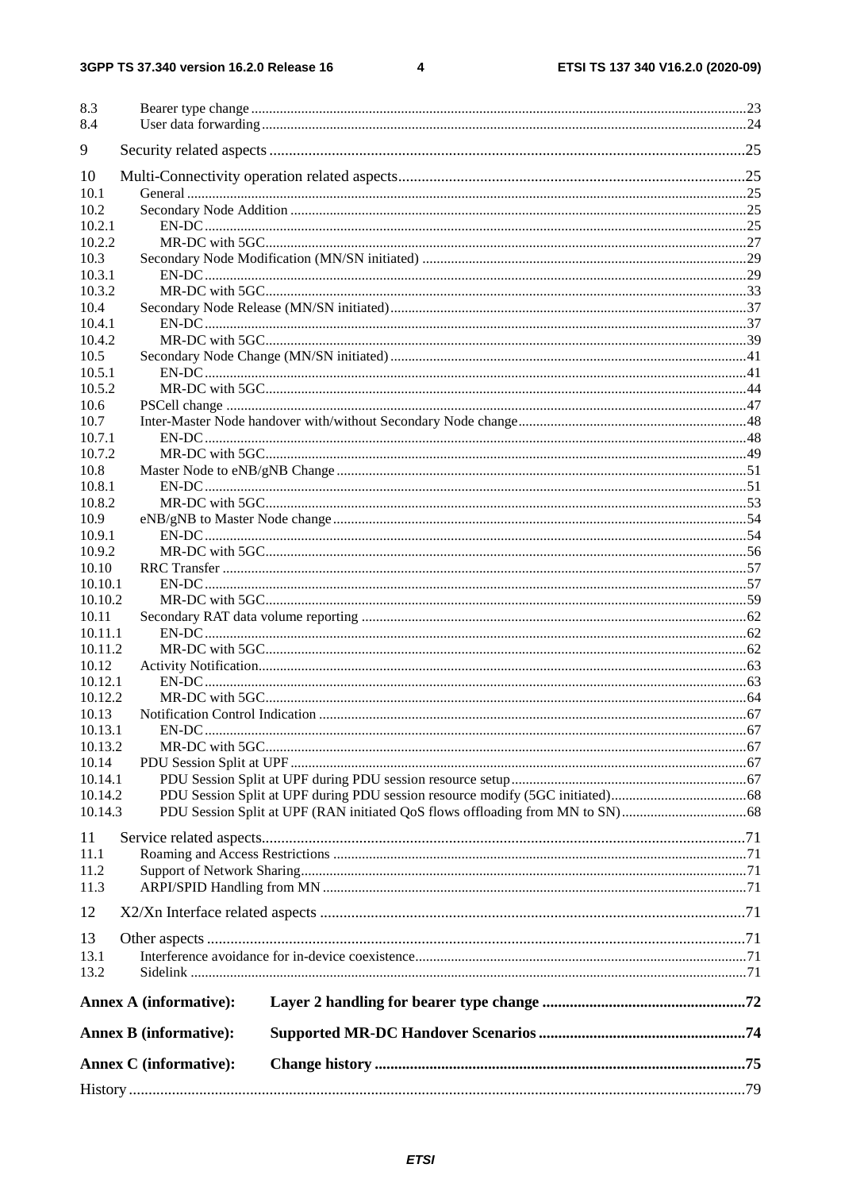8.3 Bearer type change ........................................................................................................................................23
8.4 User data forwarding ......................................................................................................................................24

9 Security related aspects ........................................................................................................................25

10 Multi-Connectivity operation related aspects........................................................................................25
10.1 General ...........................................................................................................................................................25
10.2 Secondary Node Addition ..............................................................................................................................25
10.2.1 EN-DC .......................................................................................................................................................25
10.2.2 MR-DC with 5GC......................................................................................................................................27
10.3 Secondary Node Modification (MN/SN initiated) ..........................................................................................29
10.3.1 EN-DC .......................................................................................................................................................29
10.3.2 MR-DC with 5GC......................................................................................................................................33
10.4 Secondary Node Release (MN/SN initiated)...................................................................................................37
10.4.1 EN-DC .......................................................................................................................................................37
10.4.2 MR-DC with 5GC......................................................................................................................................39
10.5 Secondary Node Change (MN/SN initiated) ...................................................................................................41
10.5.1 EN-DC .......................................................................................................................................................41
10.5.2 MR-DC with 5GC......................................................................................................................................44
10.6 PSCell change .................................................................................................................................................47
10.7 Inter-Master Node handover with/without Secondary Node change...............................................................48
10.7.1 EN-DC .......................................................................................................................................................48
10.7.2 MR-DC with 5GC......................................................................................................................................49
10.8 Master Node to eNB/gNB Change ..................................................................................................................51
10.8.1 EN-DC .......................................................................................................................................................51
10.8.2 MR-DC with 5GC......................................................................................................................................53
10.9 eNB/gNB to Master Node change ...................................................................................................................54
10.9.1 EN-DC .......................................................................................................................................................54
10.9.2 MR-DC with 5GC......................................................................................................................................56
10.10 RRC Transfer ..................................................................................................................................................57
10.10.1 EN-DC .......................................................................................................................................................57
10.10.2 MR-DC with 5GC......................................................................................................................................59
10.11 Secondary RAT data volume reporting ...........................................................................................................62
10.11.1 EN-DC .......................................................................................................................................................62
10.11.2 MR-DC with 5GC......................................................................................................................................62
10.12 Activity Notification........................................................................................................................................63
10.12.1 EN-DC .......................................................................................................................................................63
10.12.2 MR-DC with 5GC......................................................................................................................................64
10.13 Notification Control Indication .......................................................................................................................67
10.13.1 EN-DC .......................................................................................................................................................67
10.13.2 MR-DC with 5GC......................................................................................................................................67
10.14 PDU Session Split at UPF ...............................................................................................................................67
10.14.1 PDU Session Split at UPF during PDU session resource setup.................................................................67
10.14.2 PDU Session Split at UPF during PDU session resource modify (5GC initiated)......................................68
10.14.3 PDU Session Split at UPF (RAN initiated QoS flows offloading from MN to SN)...................................68

11 Service related aspects...........................................................................................................................71
11.1 Roaming and Access Restrictions ...................................................................................................................71
11.2 Support of Network Sharing............................................................................................................................71
11.3 ARPI/SPID Handling from MN ......................................................................................................................71

12 X2/Xn Interface related aspects ............................................................................................................71

13 Other aspects .........................................................................................................................................71
13.1 Interference avoidance for in-device coexistence............................................................................................71
13.2 Sidelink ...........................................................................................................................................................71

**Annex A (informative): Layer 2 handling for bearer type change ...................................................72**

**Annex B (informative): Supported MR-DC Handover Scenarios ....................................................74**

**Annex C (informative): Change history .............................................................................................75**

History ..............................................................................................................................................................79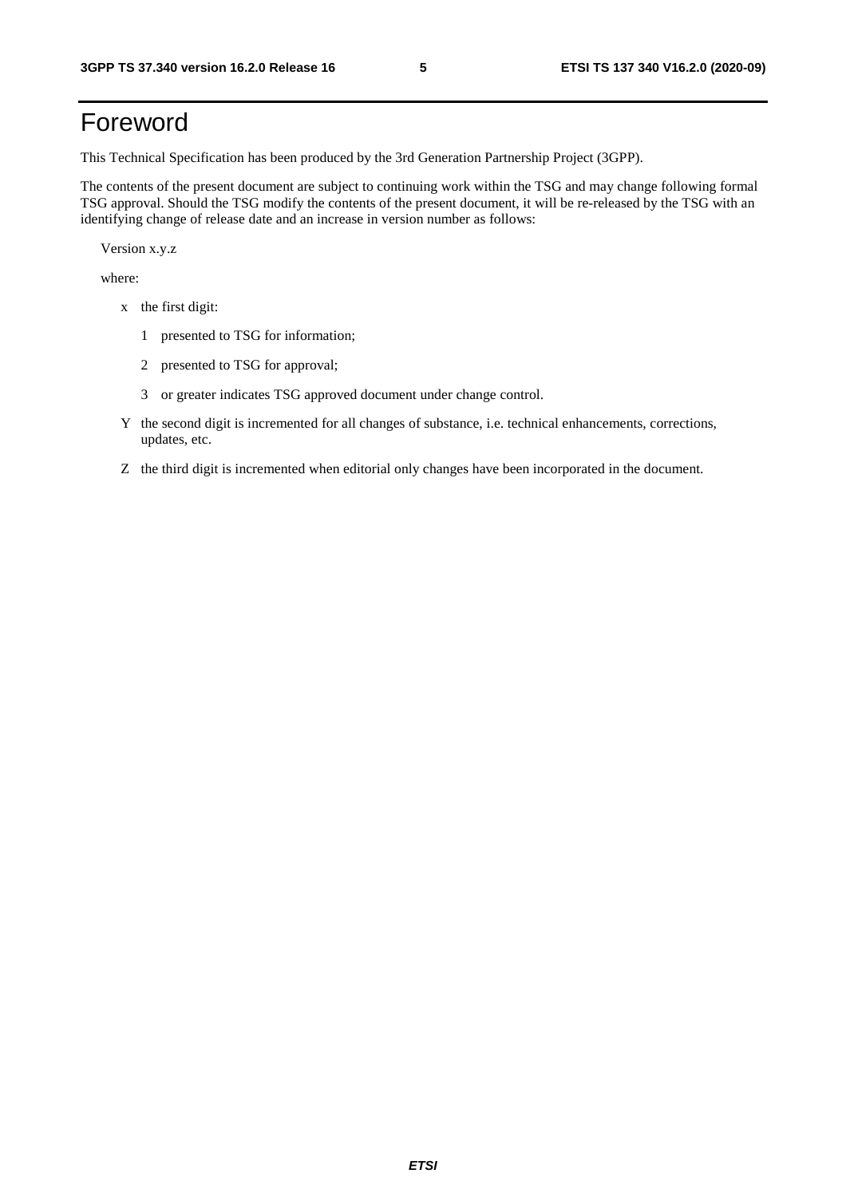# Foreword

This Technical Specification has been produced by the 3rd Generation Partnership Project (3GPP).

The contents of the present document are subject to continuing work within the TSG and may change following formal TSG approval. Should the TSG modify the contents of the present document, it will be re-released by the TSG with an identifying change of release date and an increase in version number as follows:

Version x.y.z

where:

- x the first digit:
  - 1 presented to TSG for information;
  - 2 presented to TSG for approval;
  - 3 or greater indicates TSG approved document under change control.
- Y the second digit is incremented for all changes of substance, i.e. technical enhancements, corrections, updates, etc.
- Z the third digit is incremented when editorial only changes have been incorporated in the document.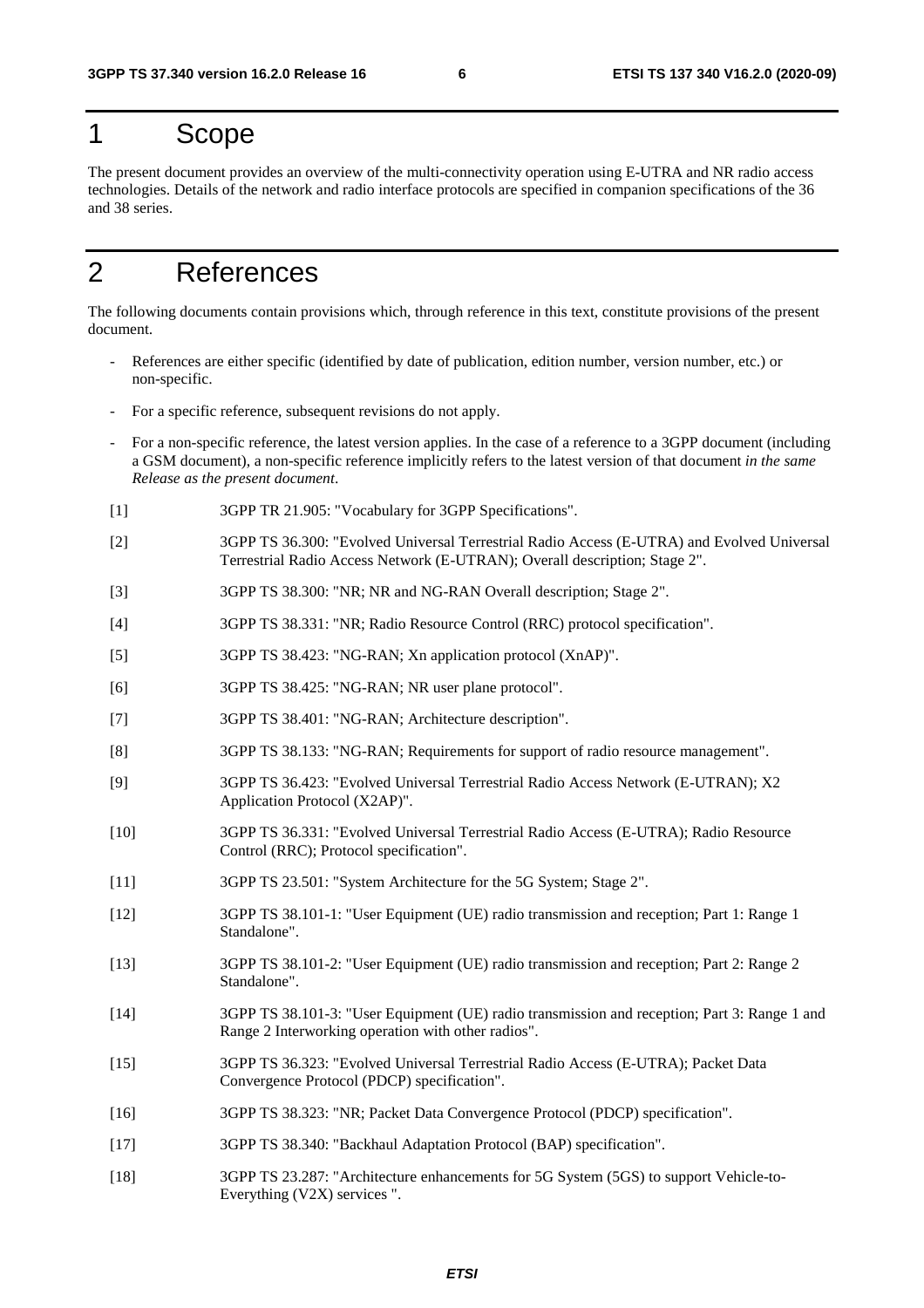# 1 Scope

The present document provides an overview of the multi-connectivity operation using E-UTRA and NR radio access technologies. Details of the network and radio interface protocols are specified in companion specifications of the 36 and 38 series.

# 2 References

The following documents contain provisions which, through reference in this text, constitute provisions of the present document.

- References are either specific (identified by date of publication, edition number, version number, etc.) or non-specific.
- For a specific reference, subsequent revisions do not apply.
- For a non-specific reference, the latest version applies. In the case of a reference to a 3GPP document (including a GSM document), a non-specific reference implicitly refers to the latest version of that document *in the same Release as the present document*.

[1] 3GPP TR 21.905: "Vocabulary for 3GPP Specifications".

[2] 3GPP TS 36.300: "Evolved Universal Terrestrial Radio Access (E-UTRA) and Evolved Universal Terrestrial Radio Access Network (E-UTRAN); Overall description; Stage 2".

[3] 3GPP TS 38.300: "NR; NR and NG-RAN Overall description; Stage 2".

[4] 3GPP TS 38.331: "NR; Radio Resource Control (RRC) protocol specification".

[5] 3GPP TS 38.423: "NG-RAN; Xn application protocol (XnAP)".

[6] 3GPP TS 38.425: "NG-RAN; NR user plane protocol".

[7] 3GPP TS 38.401: "NG-RAN; Architecture description".

[8] 3GPP TS 38.133: "NG-RAN; Requirements for support of radio resource management".

[9] 3GPP TS 36.423: "Evolved Universal Terrestrial Radio Access Network (E-UTRAN); X2 Application Protocol (X2AP)".

[10] 3GPP TS 36.331: "Evolved Universal Terrestrial Radio Access (E-UTRA); Radio Resource Control (RRC); Protocol specification".

[11] 3GPP TS 23.501: "System Architecture for the 5G System; Stage 2".

[12] 3GPP TS 38.101-1: "User Equipment (UE) radio transmission and reception; Part 1: Range 1 Standalone".

[13] 3GPP TS 38.101-2: "User Equipment (UE) radio transmission and reception; Part 2: Range 2 Standalone".

[14] 3GPP TS 38.101-3: "User Equipment (UE) radio transmission and reception; Part 3: Range 1 and Range 2 Interworking operation with other radios".

[15] 3GPP TS 36.323: "Evolved Universal Terrestrial Radio Access (E-UTRA); Packet Data Convergence Protocol (PDCP) specification".

[16] 3GPP TS 38.323: "NR; Packet Data Convergence Protocol (PDCP) specification".

[17] 3GPP TS 38.340: "Backhaul Adaptation Protocol (BAP) specification".

[18] 3GPP TS 23.287: "Architecture enhancements for 5G System (5GS) to support Vehicle-to-Everything (V2X) services ".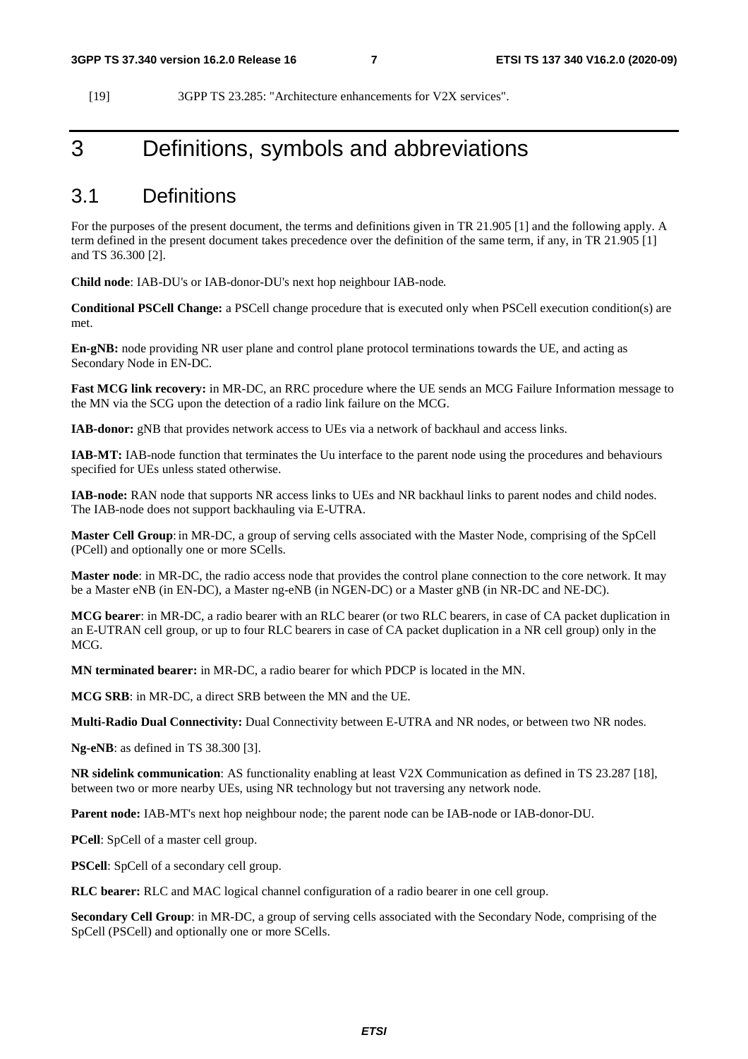[19] 3GPP TS 23.285: "Architecture enhancements for V2X services".

# 3 Definitions, symbols and abbreviations

## 3.1 Definitions

For the purposes of the present document, the terms and definitions given in TR 21.905 [1] and the following apply. A term defined in the present document takes precedence over the definition of the same term, if any, in TR 21.905 [1] and TS 36.300 [2].

**Child node**: IAB-DU's or IAB-donor-DU's next hop neighbour IAB-node.

**Conditional PSCell Change:** a PSCell change procedure that is executed only when PSCell execution condition(s) are met.

**En-gNB:** node providing NR user plane and control plane protocol terminations towards the UE, and acting as Secondary Node in EN-DC.

**Fast MCG link recovery:** in MR-DC, an RRC procedure where the UE sends an MCG Failure Information message to the MN via the SCG upon the detection of a radio link failure on the MCG.

**IAB-donor:** gNB that provides network access to UEs via a network of backhaul and access links.

**IAB-MT:** IAB-node function that terminates the Uu interface to the parent node using the procedures and behaviours specified for UEs unless stated otherwise.

**IAB-node:** RAN node that supports NR access links to UEs and NR backhaul links to parent nodes and child nodes. The IAB-node does not support backhauling via E-UTRA.

**Master Cell Group**: in MR-DC, a group of serving cells associated with the Master Node, comprising of the SpCell (PCell) and optionally one or more SCells.

**Master node**: in MR-DC, the radio access node that provides the control plane connection to the core network. It may be a Master eNB (in EN-DC), a Master ng-eNB (in NGEN-DC) or a Master gNB (in NR-DC and NE-DC).

**MCG bearer**: in MR-DC, a radio bearer with an RLC bearer (or two RLC bearers, in case of CA packet duplication in an E-UTRAN cell group, or up to four RLC bearers in case of CA packet duplication in a NR cell group) only in the MCG.

**MN terminated bearer:** in MR-DC, a radio bearer for which PDCP is located in the MN.

**MCG SRB**: in MR-DC, a direct SRB between the MN and the UE.

**Multi-Radio Dual Connectivity:** Dual Connectivity between E-UTRA and NR nodes, or between two NR nodes.

**Ng-eNB**: as defined in TS 38.300 [3].

**NR sidelink communication**: AS functionality enabling at least V2X Communication as defined in TS 23.287 [18], between two or more nearby UEs, using NR technology but not traversing any network node.

**Parent node:** IAB-MT's next hop neighbour node; the parent node can be IAB-node or IAB-donor-DU.

**PCell**: SpCell of a master cell group.

**PSCell**: SpCell of a secondary cell group.

**RLC bearer:** RLC and MAC logical channel configuration of a radio bearer in one cell group.

**Secondary Cell Group**: in MR-DC, a group of serving cells associated with the Secondary Node, comprising of the SpCell (PSCell) and optionally one or more SCells.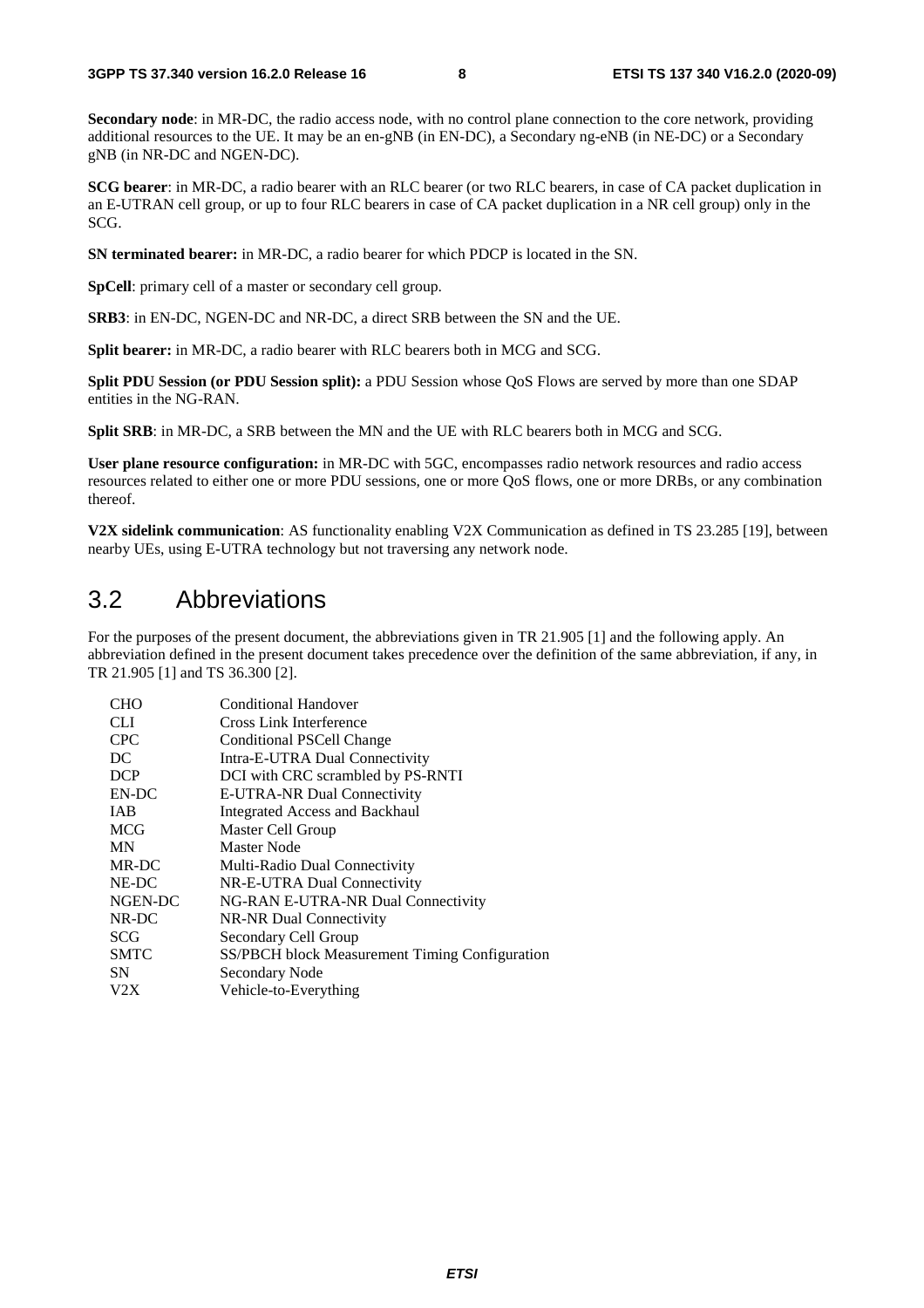**Secondary node**: in MR-DC, the radio access node, with no control plane connection to the core network, providing additional resources to the UE. It may be an en-gNB (in EN-DC), a Secondary ng-eNB (in NE-DC) or a Secondary gNB (in NR-DC and NGEN-DC).

**SCG bearer**: in MR-DC, a radio bearer with an RLC bearer (or two RLC bearers, in case of CA packet duplication in an E-UTRAN cell group, or up to four RLC bearers in case of CA packet duplication in a NR cell group) only in the SCG.

**SN terminated bearer:** in MR-DC, a radio bearer for which PDCP is located in the SN.

**SpCell**: primary cell of a master or secondary cell group.

**SRB3**: in EN-DC, NGEN-DC and NR-DC, a direct SRB between the SN and the UE.

**Split bearer:** in MR-DC, a radio bearer with RLC bearers both in MCG and SCG.

**Split PDU Session (or PDU Session split):** a PDU Session whose QoS Flows are served by more than one SDAP entities in the NG-RAN.

**Split SRB**: in MR-DC, a SRB between the MN and the UE with RLC bearers both in MCG and SCG.

**User plane resource configuration:** in MR-DC with 5GC, encompasses radio network resources and radio access resources related to either one or more PDU sessions, one or more QoS flows, one or more DRBs, or any combination thereof.

**V2X sidelink communication**: AS functionality enabling V2X Communication as defined in TS 23.285 [19], between nearby UEs, using E-UTRA technology but not traversing any network node.

## 3.2 Abbreviations

For the purposes of the present document, the abbreviations given in TR 21.905 [1] and the following apply. An abbreviation defined in the present document takes precedence over the definition of the same abbreviation, if any, in TR 21.905 [1] and TS 36.300 [2].

| | |
|---|---|
| CHO | Conditional Handover |
| CLI | Cross Link Interference |
| CPC | Conditional PSCell Change |
| DC | Intra-E-UTRA Dual Connectivity |
| DCP | DCI with CRC scrambled by PS-RNTI |
| EN-DC | E-UTRA-NR Dual Connectivity |
| IAB | Integrated Access and Backhaul |
| MCG | Master Cell Group |
| MN | Master Node |
| MR-DC | Multi-Radio Dual Connectivity |
| NE-DC | NR-E-UTRA Dual Connectivity |
| NGEN-DC | NG-RAN E-UTRA-NR Dual Connectivity |
| NR-DC | NR-NR Dual Connectivity |
| SCG | Secondary Cell Group |
| SMTC | SS/PBCH block Measurement Timing Configuration |
| SN | Secondary Node |
| V2X | Vehicle-to-Everything |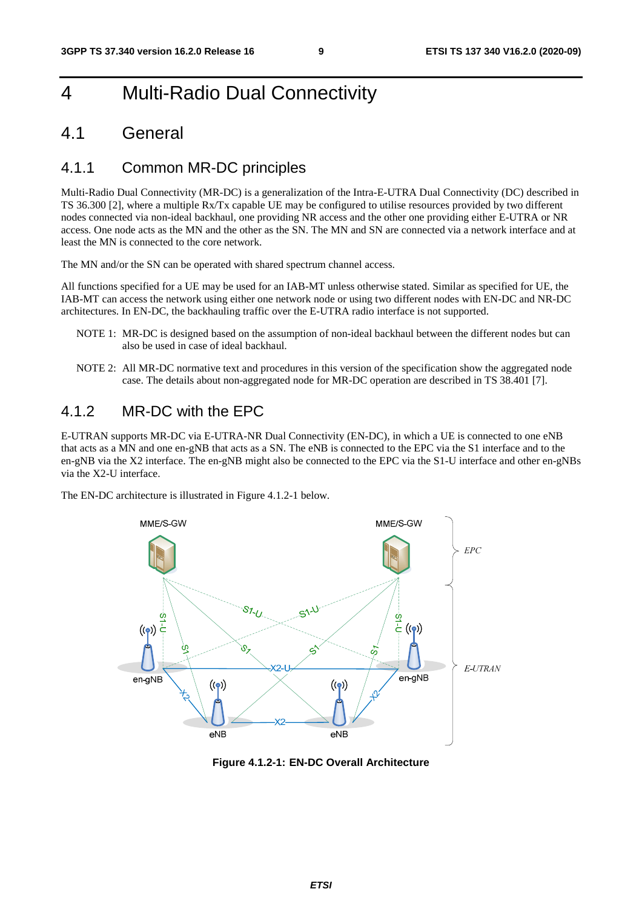# 4 Multi-Radio Dual Connectivity

## 4.1 General

### 4.1.1 Common MR-DC principles

Multi-Radio Dual Connectivity (MR-DC) is a generalization of the Intra-E-UTRA Dual Connectivity (DC) described in TS 36.300 [2], where a multiple Rx/Tx capable UE may be configured to utilise resources provided by two different nodes connected via non-ideal backhaul, one providing NR access and the other one providing either E-UTRA or NR access. One node acts as the MN and the other as the SN. The MN and SN are connected via a network interface and at least the MN is connected to the core network.

The MN and/or the SN can be operated with shared spectrum channel access.

All functions specified for a UE may be used for an IAB-MT unless otherwise stated. Similar as specified for UE, the IAB-MT can access the network using either one network node or using two different nodes with EN-DC and NR-DC architectures. In EN-DC, the backhauling traffic over the E-UTRA radio interface is not supported.

NOTE 1: MR-DC is designed based on the assumption of non-ideal backhaul between the different nodes but can also be used in case of ideal backhaul.

NOTE 2: All MR-DC normative text and procedures in this version of the specification show the aggregated node case. The details about non-aggregated node for MR-DC operation are described in TS 38.401 [7].

### 4.1.2 MR-DC with the EPC

E-UTRAN supports MR-DC via E-UTRA-NR Dual Connectivity (EN-DC), in which a UE is connected to one eNB that acts as a MN and one en-gNB that acts as a SN. The eNB is connected to the EPC via the S1 interface and to the en-gNB via the X2 interface. The en-gNB might also be connected to the EPC via the S1-U interface and other en-gNBs via the X2-U interface.

The EN-DC architecture is illustrated in Figure 4.1.2-1 below.

**Figure 4.1.2-1: EN-DC Overall Architecture**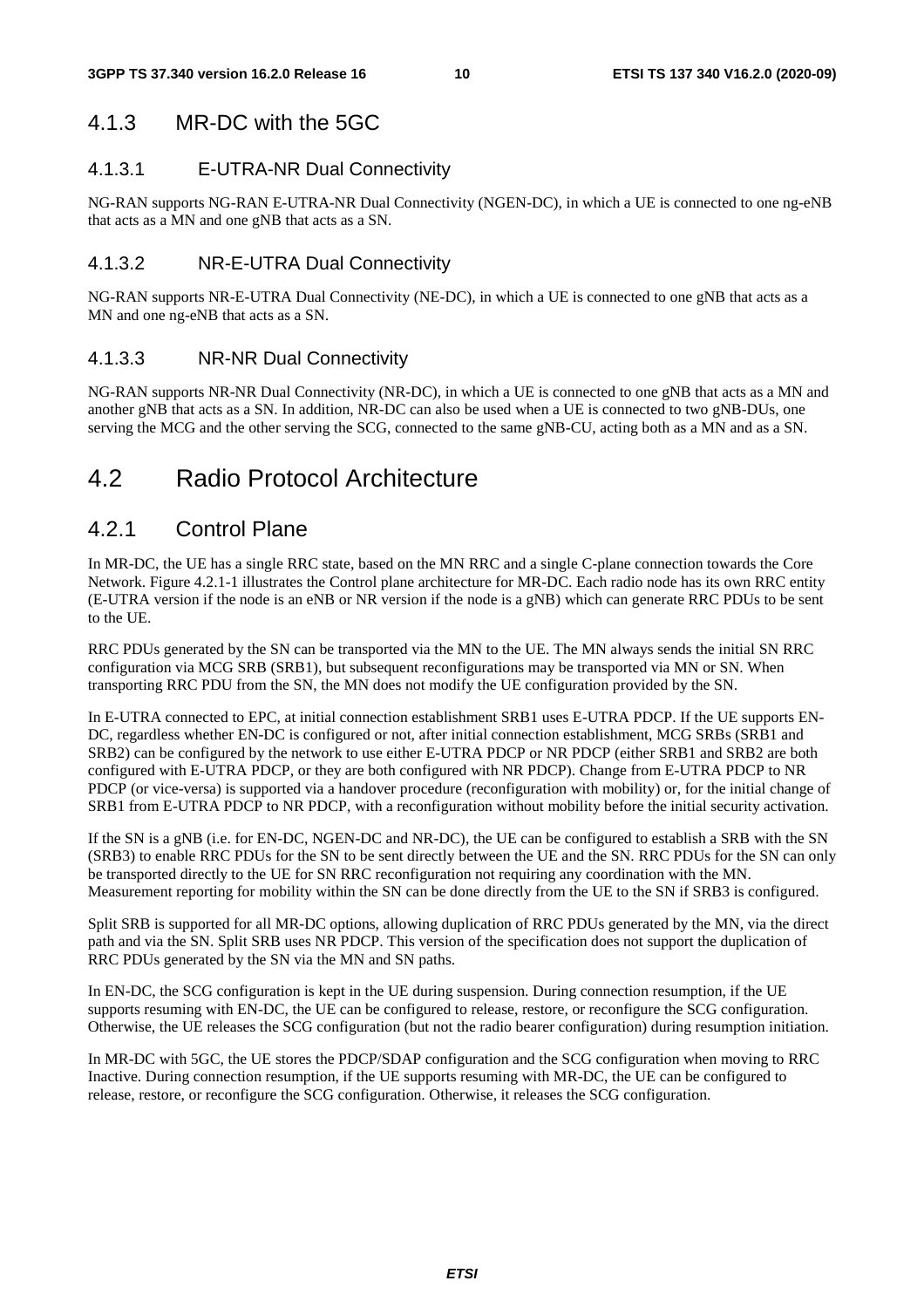### 4.1.3 MR-DC with the 5GC

#### 4.1.3.1 E-UTRA-NR Dual Connectivity

NG-RAN supports NG-RAN E-UTRA-NR Dual Connectivity (NGEN-DC), in which a UE is connected to one ng-eNB that acts as a MN and one gNB that acts as a SN.

#### 4.1.3.2 NR-E-UTRA Dual Connectivity

NG-RAN supports NR-E-UTRA Dual Connectivity (NE-DC), in which a UE is connected to one gNB that acts as a MN and one ng-eNB that acts as a SN.

#### 4.1.3.3 NR-NR Dual Connectivity

NG-RAN supports NR-NR Dual Connectivity (NR-DC), in which a UE is connected to one gNB that acts as a MN and another gNB that acts as a SN. In addition, NR-DC can also be used when a UE is connected to two gNB-DUs, one serving the MCG and the other serving the SCG, connected to the same gNB-CU, acting both as a MN and as a SN.

## 4.2 Radio Protocol Architecture

### 4.2.1 Control Plane

In MR-DC, the UE has a single RRC state, based on the MN RRC and a single C-plane connection towards the Core Network. Figure 4.2.1-1 illustrates the Control plane architecture for MR-DC. Each radio node has its own RRC entity (E-UTRA version if the node is an eNB or NR version if the node is a gNB) which can generate RRC PDUs to be sent to the UE.

RRC PDUs generated by the SN can be transported via the MN to the UE. The MN always sends the initial SN RRC configuration via MCG SRB (SRB1), but subsequent reconfigurations may be transported via MN or SN. When transporting RRC PDU from the SN, the MN does not modify the UE configuration provided by the SN.

In E-UTRA connected to EPC, at initial connection establishment SRB1 uses E-UTRA PDCP. If the UE supports EN-DC, regardless whether EN-DC is configured or not, after initial connection establishment, MCG SRBs (SRB1 and SRB2) can be configured by the network to use either E-UTRA PDCP or NR PDCP (either SRB1 and SRB2 are both configured with E-UTRA PDCP, or they are both configured with NR PDCP). Change from E-UTRA PDCP to NR PDCP (or vice-versa) is supported via a handover procedure (reconfiguration with mobility) or, for the initial change of SRB1 from E-UTRA PDCP to NR PDCP, with a reconfiguration without mobility before the initial security activation.

If the SN is a gNB (i.e. for EN-DC, NGEN-DC and NR-DC), the UE can be configured to establish a SRB with the SN (SRB3) to enable RRC PDUs for the SN to be sent directly between the UE and the SN. RRC PDUs for the SN can only be transported directly to the UE for SN RRC reconfiguration not requiring any coordination with the MN. Measurement reporting for mobility within the SN can be done directly from the UE to the SN if SRB3 is configured.

Split SRB is supported for all MR-DC options, allowing duplication of RRC PDUs generated by the MN, via the direct path and via the SN. Split SRB uses NR PDCP. This version of the specification does not support the duplication of RRC PDUs generated by the SN via the MN and SN paths.

In EN-DC, the SCG configuration is kept in the UE during suspension. During connection resumption, if the UE supports resuming with EN-DC, the UE can be configured to release, restore, or reconfigure the SCG configuration. Otherwise, the UE releases the SCG configuration (but not the radio bearer configuration) during resumption initiation.

In MR-DC with 5GC, the UE stores the PDCP/SDAP configuration and the SCG configuration when moving to RRC Inactive. During connection resumption, if the UE supports resuming with MR-DC, the UE can be configured to release, restore, or reconfigure the SCG configuration. Otherwise, it releases the SCG configuration.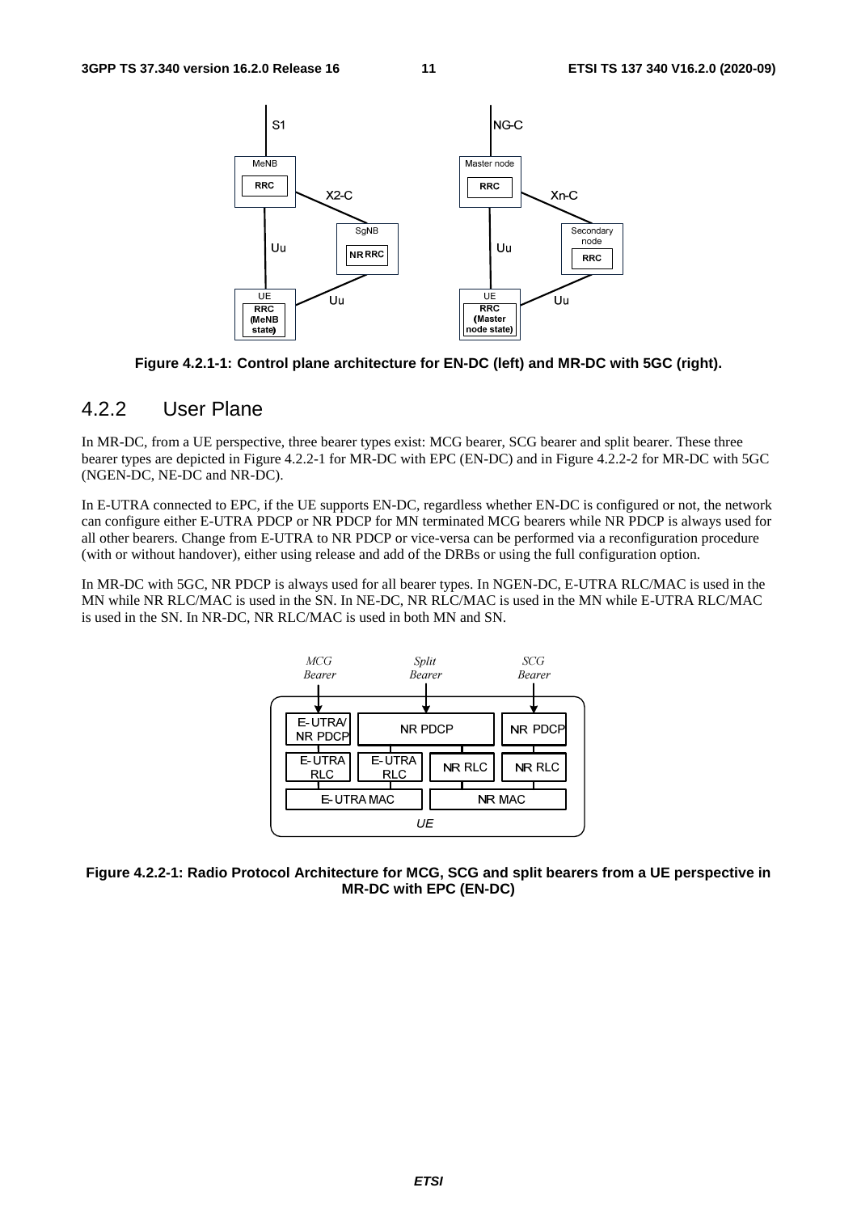Figure 4.2.1-1: Control plane architecture for EN-DC (left) and MR-DC with 5GC (right).

### 4.2.2 User Plane

In MR-DC, from a UE perspective, three bearer types exist: MCG bearer, SCG bearer and split bearer. These three bearer types are depicted in Figure 4.2.2-1 for MR-DC with EPC (EN-DC) and in Figure 4.2.2-2 for MR-DC with 5GC (NGEN-DC, NE-DC and NR-DC).

In E-UTRA connected to EPC, if the UE supports EN-DC, regardless whether EN-DC is configured or not, the network can configure either E-UTRA PDCP or NR PDCP for MN terminated MCG bearers while NR PDCP is always used for all other bearers. Change from E-UTRA to NR PDCP or vice-versa can be performed via a reconfiguration procedure (with or without handover), either using release and add of the DRBs or using the full configuration option.

In MR-DC with 5GC, NR PDCP is always used for all bearer types. In NGEN-DC, E-UTRA RLC/MAC is used in the MN while NR RLC/MAC is used in the SN. In NE-DC, NR RLC/MAC is used in the MN while E-UTRA RLC/MAC is used in the SN. In NR-DC, NR RLC/MAC is used in both MN and SN.

Figure 4.2.2-1: Radio Protocol Architecture for MCG, SCG and split bearers from a UE perspective in MR-DC with EPC (EN-DC)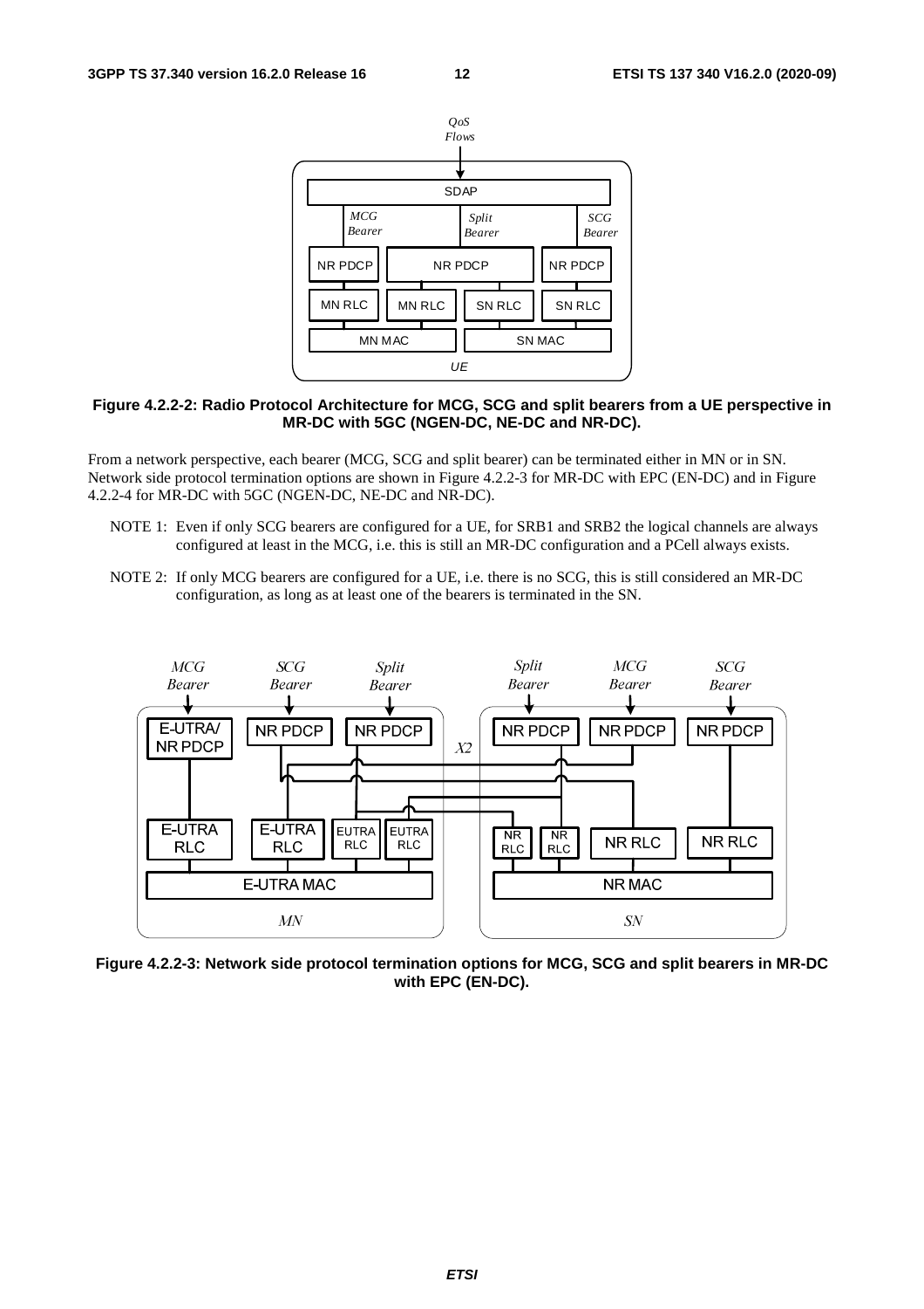**Figure 4.2.2-2: Radio Protocol Architecture for MCG, SCG and split bearers from a UE perspective in MR-DC with 5GC (NGEN-DC, NE-DC and NR-DC).**

From a network perspective, each bearer (MCG, SCG and split bearer) can be terminated either in MN or in SN. Network side protocol termination options are shown in Figure 4.2.2-3 for MR-DC with EPC (EN-DC) and in Figure 4.2.2-4 for MR-DC with 5GC (NGEN-DC, NE-DC and NR-DC).

NOTE 1: Even if only SCG bearers are configured for a UE, for SRB1 and SRB2 the logical channels are always configured at least in the MCG, i.e. this is still an MR-DC configuration and a PCell always exists.

NOTE 2: If only MCG bearers are configured for a UE, i.e. there is no SCG, this is still considered an MR-DC configuration, as long as at least one of the bearers is terminated in the SN.

**Figure 4.2.2-3: Network side protocol termination options for MCG, SCG and split bearers in MR-DC with EPC (EN-DC).**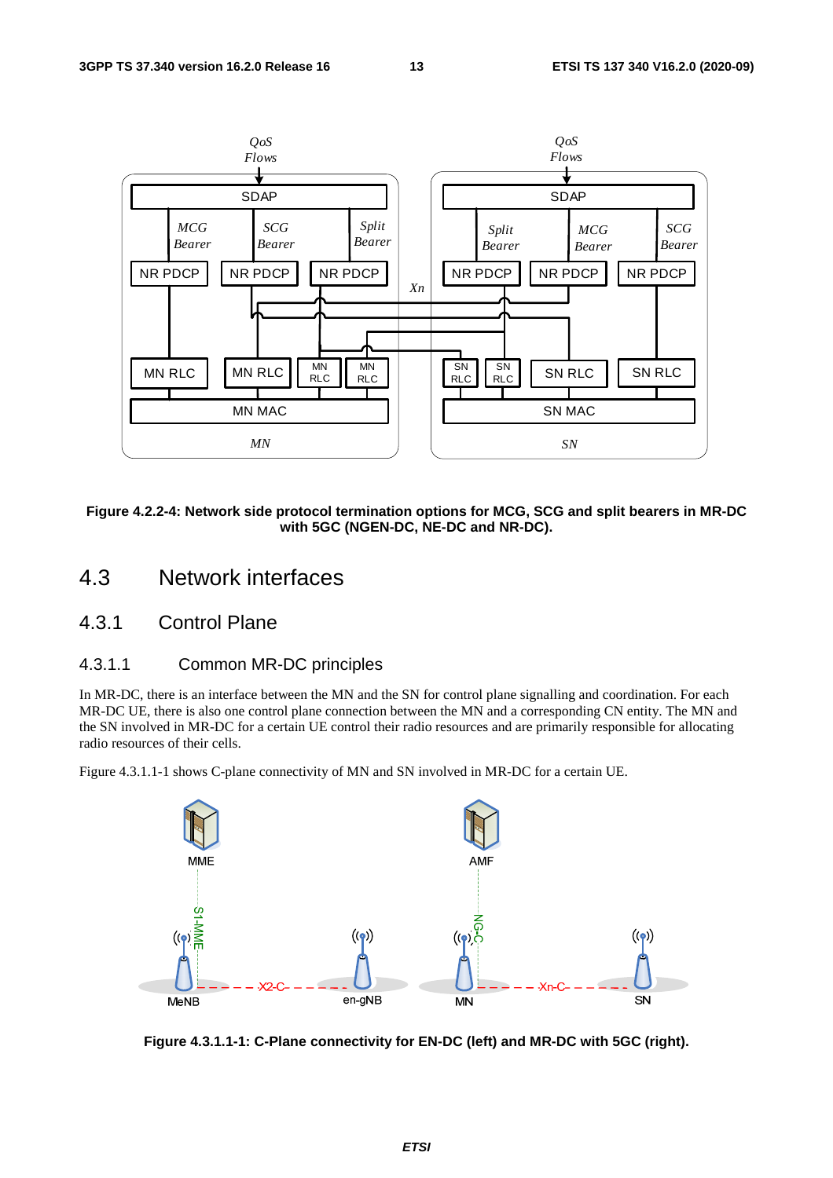**Figure 4.2.2-4: Network side protocol termination options for MCG, SCG and split bearers in MR-DC with 5GC (NGEN-DC, NE-DC and NR-DC).**

## 4.3 Network interfaces

### 4.3.1 Control Plane

#### 4.3.1.1 Common MR-DC principles

In MR-DC, there is an interface between the MN and the SN for control plane signalling and coordination. For each MR-DC UE, there is also one control plane connection between the MN and a corresponding CN entity. The MN and the SN involved in MR-DC for a certain UE control their radio resources and are primarily responsible for allocating radio resources of their cells.

Figure 4.3.1.1-1 shows C-plane connectivity of MN and SN involved in MR-DC for a certain UE.

**Figure 4.3.1.1-1: C-Plane connectivity for EN-DC (left) and MR-DC with 5GC (right).**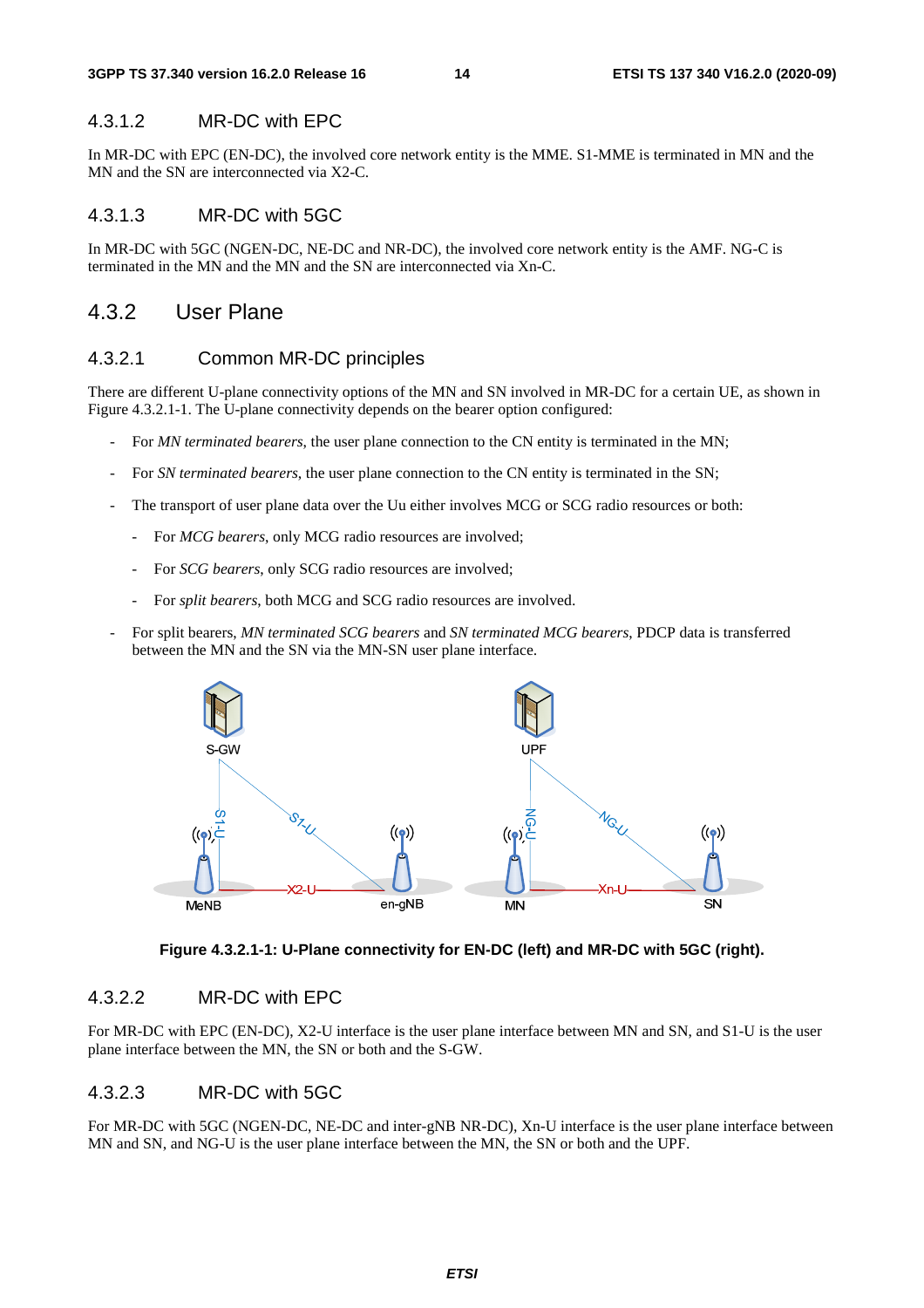#### 4.3.1.2 MR-DC with EPC

In MR-DC with EPC (EN-DC), the involved core network entity is the MME. S1-MME is terminated in MN and the MN and the SN are interconnected via X2-C.

#### 4.3.1.3 MR-DC with 5GC

In MR-DC with 5GC (NGEN-DC, NE-DC and NR-DC), the involved core network entity is the AMF. NG-C is terminated in the MN and the MN and the SN are interconnected via Xn-C.

### 4.3.2 User Plane

#### 4.3.2.1 Common MR-DC principles

There are different U-plane connectivity options of the MN and SN involved in MR-DC for a certain UE, as shown in Figure 4.3.2.1-1. The U-plane connectivity depends on the bearer option configured:

- For *MN terminated bearers*, the user plane connection to the CN entity is terminated in the MN;
- For *SN terminated bearers*, the user plane connection to the CN entity is terminated in the SN;
- The transport of user plane data over the Uu either involves MCG or SCG radio resources or both:
  - For *MCG bearers*, only MCG radio resources are involved;
  - For *SCG bearers*, only SCG radio resources are involved;
  - For *split bearers*, both MCG and SCG radio resources are involved.
- For split bearers, *MN terminated SCG bearers* and *SN terminated MCG bearers*, PDCP data is transferred between the MN and the SN via the MN-SN user plane interface.

**Figure 4.3.2.1-1: U-Plane connectivity for EN-DC (left) and MR-DC with 5GC (right).**

#### 4.3.2.2 MR-DC with EPC

For MR-DC with EPC (EN-DC), X2-U interface is the user plane interface between MN and SN, and S1-U is the user plane interface between the MN, the SN or both and the S-GW.

#### 4.3.2.3 MR-DC with 5GC

For MR-DC with 5GC (NGEN-DC, NE-DC and inter-gNB NR-DC), Xn-U interface is the user plane interface between MN and SN, and NG-U is the user plane interface between the MN, the SN or both and the UPF.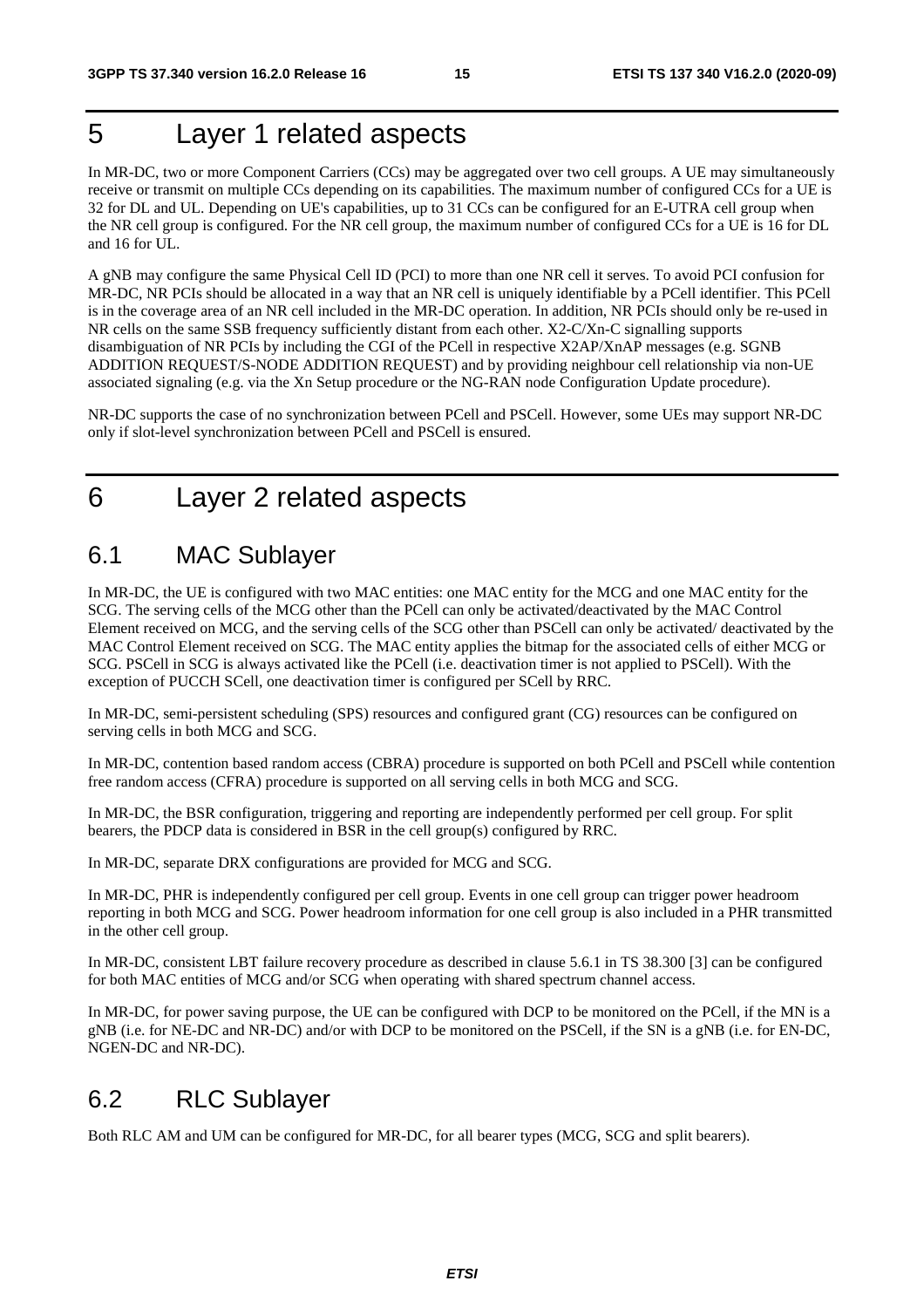# 5 Layer 1 related aspects

In MR-DC, two or more Component Carriers (CCs) may be aggregated over two cell groups. A UE may simultaneously receive or transmit on multiple CCs depending on its capabilities. The maximum number of configured CCs for a UE is 32 for DL and UL. Depending on UE's capabilities, up to 31 CCs can be configured for an E-UTRA cell group when the NR cell group is configured. For the NR cell group, the maximum number of configured CCs for a UE is 16 for DL and 16 for UL.

A gNB may configure the same Physical Cell ID (PCI) to more than one NR cell it serves. To avoid PCI confusion for MR-DC, NR PCIs should be allocated in a way that an NR cell is uniquely identifiable by a PCell identifier. This PCell is in the coverage area of an NR cell included in the MR-DC operation. In addition, NR PCIs should only be re-used in NR cells on the same SSB frequency sufficiently distant from each other. X2-C/Xn-C signalling supports disambiguation of NR PCIs by including the CGI of the PCell in respective X2AP/XnAP messages (e.g. SGNB ADDITION REQUEST/S-NODE ADDITION REQUEST) and by providing neighbour cell relationship via non-UE associated signaling (e.g. via the Xn Setup procedure or the NG-RAN node Configuration Update procedure).

NR-DC supports the case of no synchronization between PCell and PSCell. However, some UEs may support NR-DC only if slot-level synchronization between PCell and PSCell is ensured.

# 6 Layer 2 related aspects

## 6.1 MAC Sublayer

In MR-DC, the UE is configured with two MAC entities: one MAC entity for the MCG and one MAC entity for the SCG. The serving cells of the MCG other than the PCell can only be activated/deactivated by the MAC Control Element received on MCG, and the serving cells of the SCG other than PSCell can only be activated/ deactivated by the MAC Control Element received on SCG. The MAC entity applies the bitmap for the associated cells of either MCG or SCG. PSCell in SCG is always activated like the PCell (i.e. deactivation timer is not applied to PSCell). With the exception of PUCCH SCell, one deactivation timer is configured per SCell by RRC.

In MR-DC, semi-persistent scheduling (SPS) resources and configured grant (CG) resources can be configured on serving cells in both MCG and SCG.

In MR-DC, contention based random access (CBRA) procedure is supported on both PCell and PSCell while contention free random access (CFRA) procedure is supported on all serving cells in both MCG and SCG.

In MR-DC, the BSR configuration, triggering and reporting are independently performed per cell group. For split bearers, the PDCP data is considered in BSR in the cell group(s) configured by RRC.

In MR-DC, separate DRX configurations are provided for MCG and SCG.

In MR-DC, PHR is independently configured per cell group. Events in one cell group can trigger power headroom reporting in both MCG and SCG. Power headroom information for one cell group is also included in a PHR transmitted in the other cell group.

In MR-DC, consistent LBT failure recovery procedure as described in clause 5.6.1 in TS 38.300 [3] can be configured for both MAC entities of MCG and/or SCG when operating with shared spectrum channel access.

In MR-DC, for power saving purpose, the UE can be configured with DCP to be monitored on the PCell, if the MN is a gNB (i.e. for NE-DC and NR-DC) and/or with DCP to be monitored on the PSCell, if the SN is a gNB (i.e. for EN-DC, NGEN-DC and NR-DC).

## 6.2 RLC Sublayer

Both RLC AM and UM can be configured for MR-DC, for all bearer types (MCG, SCG and split bearers).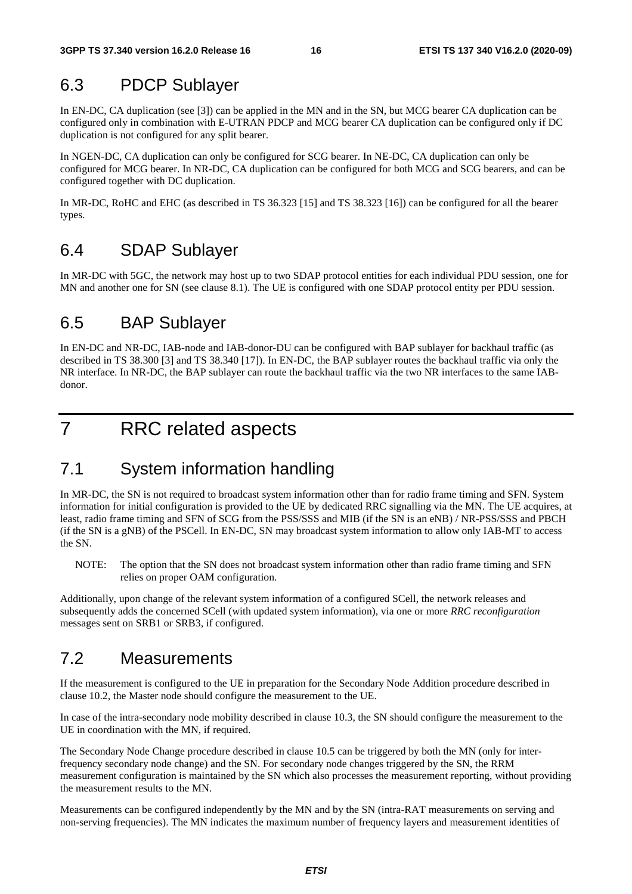## 6.3 PDCP Sublayer

In EN-DC, CA duplication (see [3]) can be applied in the MN and in the SN, but MCG bearer CA duplication can be configured only in combination with E-UTRAN PDCP and MCG bearer CA duplication can be configured only if DC duplication is not configured for any split bearer.

In NGEN-DC, CA duplication can only be configured for SCG bearer. In NE-DC, CA duplication can only be configured for MCG bearer. In NR-DC, CA duplication can be configured for both MCG and SCG bearers, and can be configured together with DC duplication.

In MR-DC, RoHC and EHC (as described in TS 36.323 [15] and TS 38.323 [16]) can be configured for all the bearer types.

## 6.4 SDAP Sublayer

In MR-DC with 5GC, the network may host up to two SDAP protocol entities for each individual PDU session, one for MN and another one for SN (see clause 8.1). The UE is configured with one SDAP protocol entity per PDU session.

## 6.5 BAP Sublayer

In EN-DC and NR-DC, IAB-node and IAB-donor-DU can be configured with BAP sublayer for backhaul traffic (as described in TS 38.300 [3] and TS 38.340 [17]). In EN-DC, the BAP sublayer routes the backhaul traffic via only the NR interface. In NR-DC, the BAP sublayer can route the backhaul traffic via the two NR interfaces to the same IAB-donor.

# 7 RRC related aspects

## 7.1 System information handling

In MR-DC, the SN is not required to broadcast system information other than for radio frame timing and SFN. System information for initial configuration is provided to the UE by dedicated RRC signalling via the MN. The UE acquires, at least, radio frame timing and SFN of SCG from the PSS/SSS and MIB (if the SN is an eNB) / NR-PSS/SSS and PBCH (if the SN is a gNB) of the PSCell. In EN-DC, SN may broadcast system information to allow only IAB-MT to access the SN.

NOTE: The option that the SN does not broadcast system information other than radio frame timing and SFN relies on proper OAM configuration.

Additionally, upon change of the relevant system information of a configured SCell, the network releases and subsequently adds the concerned SCell (with updated system information), via one or more *RRC reconfiguration* messages sent on SRB1 or SRB3, if configured.

## 7.2 Measurements

If the measurement is configured to the UE in preparation for the Secondary Node Addition procedure described in clause 10.2, the Master node should configure the measurement to the UE.

In case of the intra-secondary node mobility described in clause 10.3, the SN should configure the measurement to the UE in coordination with the MN, if required.

The Secondary Node Change procedure described in clause 10.5 can be triggered by both the MN (only for inter-frequency secondary node change) and the SN. For secondary node changes triggered by the SN, the RRM measurement configuration is maintained by the SN which also processes the measurement reporting, without providing the measurement results to the MN.

Measurements can be configured independently by the MN and by the SN (intra-RAT measurements on serving and non-serving frequencies). The MN indicates the maximum number of frequency layers and measurement identities of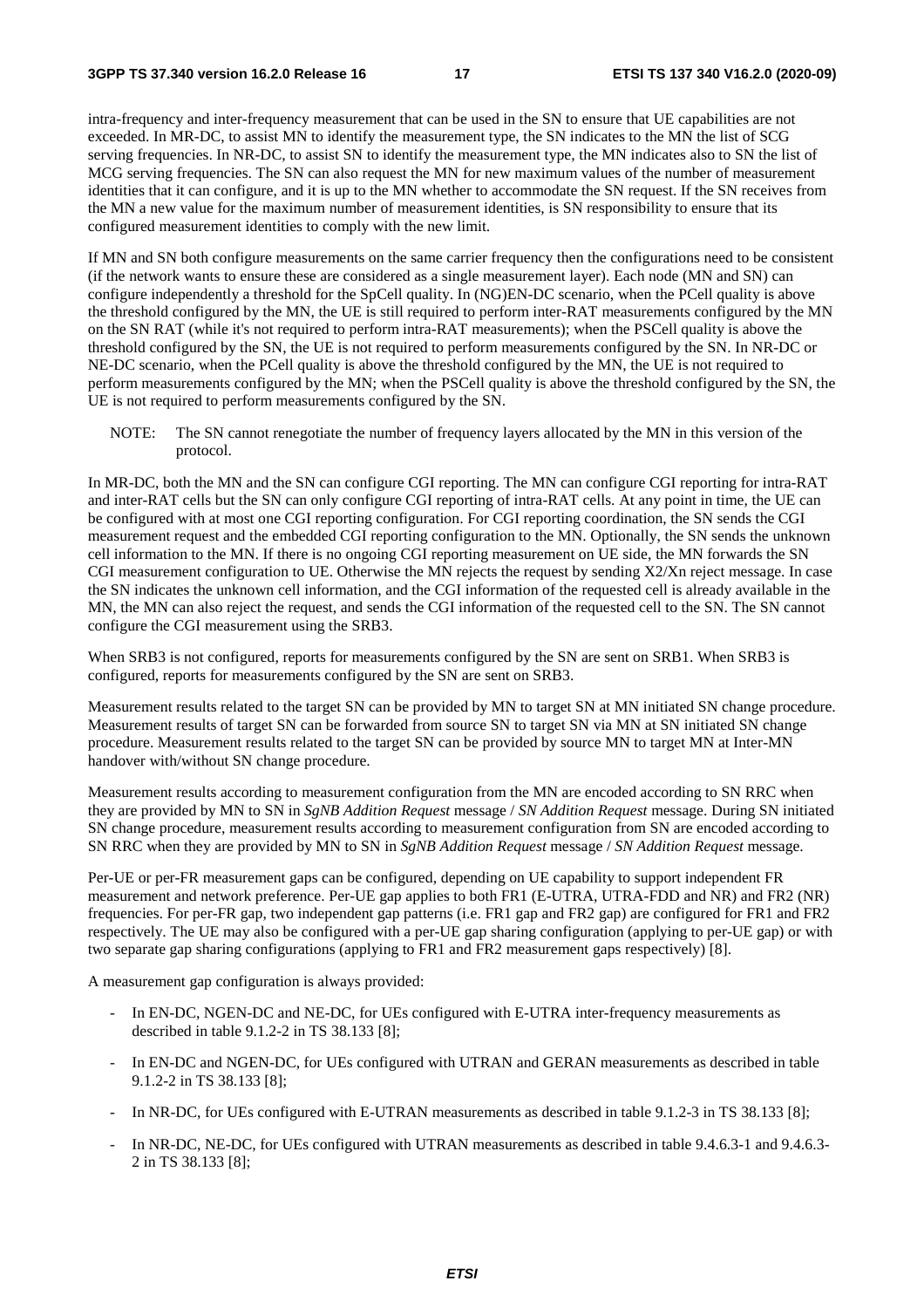intra-frequency and inter-frequency measurement that can be used in the SN to ensure that UE capabilities are not exceeded. In MR-DC, to assist MN to identify the measurement type, the SN indicates to the MN the list of SCG serving frequencies. In NR-DC, to assist SN to identify the measurement type, the MN indicates also to SN the list of MCG serving frequencies. The SN can also request the MN for new maximum values of the number of measurement identities that it can configure, and it is up to the MN whether to accommodate the SN request. If the SN receives from the MN a new value for the maximum number of measurement identities, is SN responsibility to ensure that its configured measurement identities to comply with the new limit.

If MN and SN both configure measurements on the same carrier frequency then the configurations need to be consistent (if the network wants to ensure these are considered as a single measurement layer). Each node (MN and SN) can configure independently a threshold for the SpCell quality. In (NG)EN-DC scenario, when the PCell quality is above the threshold configured by the MN, the UE is still required to perform inter-RAT measurements configured by the MN on the SN RAT (while it's not required to perform intra-RAT measurements); when the PSCell quality is above the threshold configured by the SN, the UE is not required to perform measurements configured by the SN. In NR-DC or NE-DC scenario, when the PCell quality is above the threshold configured by the MN, the UE is not required to perform measurements configured by the MN; when the PSCell quality is above the threshold configured by the SN, the UE is not required to perform measurements configured by the SN.

NOTE: The SN cannot renegotiate the number of frequency layers allocated by the MN in this version of the protocol.

In MR-DC, both the MN and the SN can configure CGI reporting. The MN can configure CGI reporting for intra-RAT and inter-RAT cells but the SN can only configure CGI reporting of intra-RAT cells. At any point in time, the UE can be configured with at most one CGI reporting configuration. For CGI reporting coordination, the SN sends the CGI measurement request and the embedded CGI reporting configuration to the MN. Optionally, the SN sends the unknown cell information to the MN. If there is no ongoing CGI reporting measurement on UE side, the MN forwards the SN CGI measurement configuration to UE. Otherwise the MN rejects the request by sending X2/Xn reject message. In case the SN indicates the unknown cell information, and the CGI information of the requested cell is already available in the MN, the MN can also reject the request, and sends the CGI information of the requested cell to the SN. The SN cannot configure the CGI measurement using the SRB3.

When SRB3 is not configured, reports for measurements configured by the SN are sent on SRB1. When SRB3 is configured, reports for measurements configured by the SN are sent on SRB3.

Measurement results related to the target SN can be provided by MN to target SN at MN initiated SN change procedure. Measurement results of target SN can be forwarded from source SN to target SN via MN at SN initiated SN change procedure. Measurement results related to the target SN can be provided by source MN to target MN at Inter-MN handover with/without SN change procedure.

Measurement results according to measurement configuration from the MN are encoded according to SN RRC when they are provided by MN to SN in *SgNB Addition Request* message / *SN Addition Request* message. During SN initiated SN change procedure, measurement results according to measurement configuration from SN are encoded according to SN RRC when they are provided by MN to SN in *SgNB Addition Request* message / *SN Addition Request* message.

Per-UE or per-FR measurement gaps can be configured, depending on UE capability to support independent FR measurement and network preference. Per-UE gap applies to both FR1 (E-UTRA, UTRA-FDD and NR) and FR2 (NR) frequencies. For per-FR gap, two independent gap patterns (i.e. FR1 gap and FR2 gap) are configured for FR1 and FR2 respectively. The UE may also be configured with a per-UE gap sharing configuration (applying to per-UE gap) or with two separate gap sharing configurations (applying to FR1 and FR2 measurement gaps respectively) [8].

A measurement gap configuration is always provided:

- In EN-DC, NGEN-DC and NE-DC, for UEs configured with E-UTRA inter-frequency measurements as described in table 9.1.2-2 in TS 38.133 [8];
- In EN-DC and NGEN-DC, for UEs configured with UTRAN and GERAN measurements as described in table 9.1.2-2 in TS 38.133 [8];
- In NR-DC, for UEs configured with E-UTRAN measurements as described in table 9.1.2-3 in TS 38.133 [8];
- In NR-DC, NE-DC, for UEs configured with UTRAN measurements as described in table 9.4.6.3-1 and 9.4.6.3-2 in TS 38.133 [8];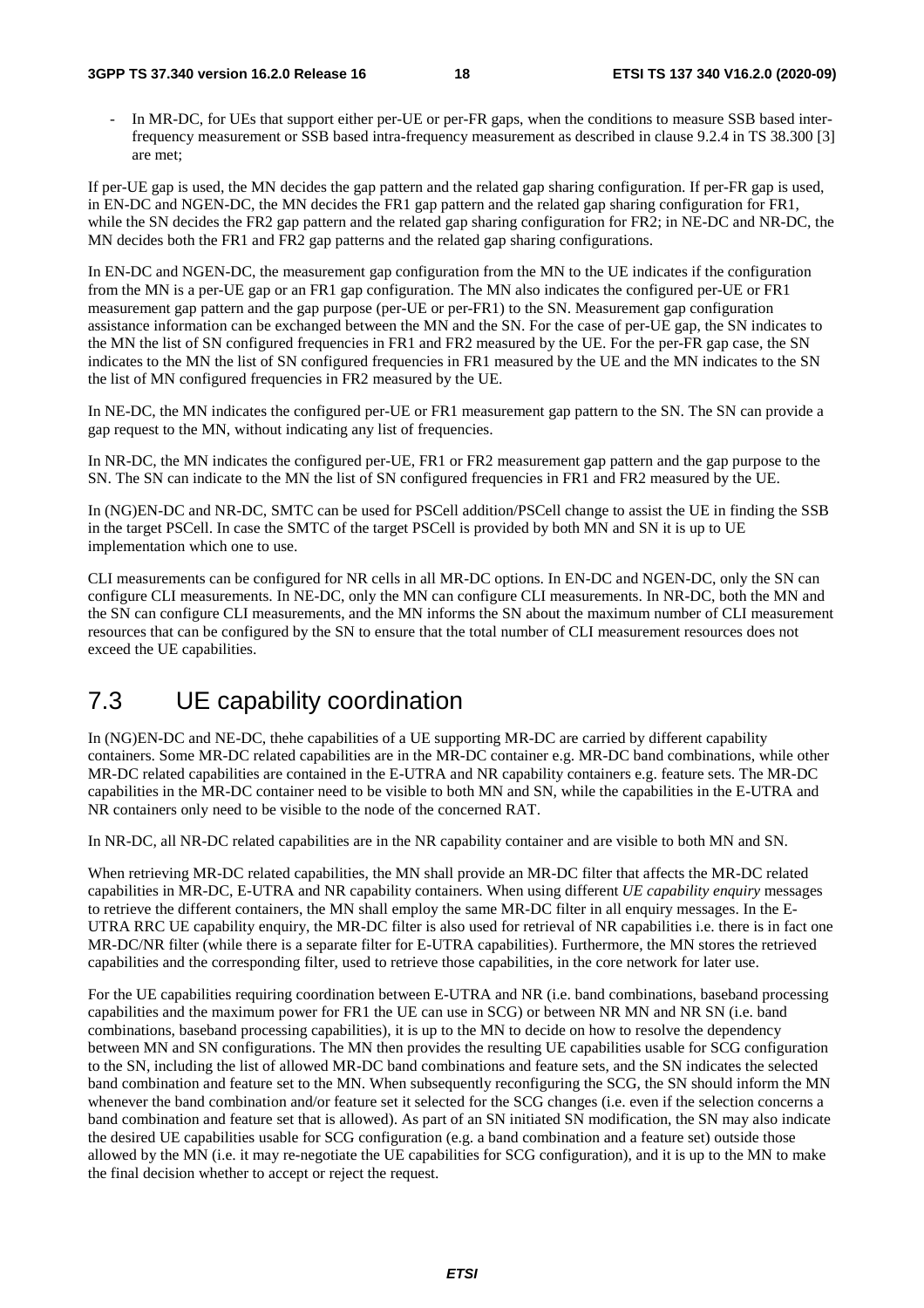- In MR-DC, for UEs that support either per-UE or per-FR gaps, when the conditions to measure SSB based inter-frequency measurement or SSB based intra-frequency measurement as described in clause 9.2.4 in TS 38.300 [3] are met;

If per-UE gap is used, the MN decides the gap pattern and the related gap sharing configuration. If per-FR gap is used, in EN-DC and NGEN-DC, the MN decides the FR1 gap pattern and the related gap sharing configuration for FR1, while the SN decides the FR2 gap pattern and the related gap sharing configuration for FR2; in NE-DC and NR-DC, the MN decides both the FR1 and FR2 gap patterns and the related gap sharing configurations.

In EN-DC and NGEN-DC, the measurement gap configuration from the MN to the UE indicates if the configuration from the MN is a per-UE gap or an FR1 gap configuration. The MN also indicates the configured per-UE or FR1 measurement gap pattern and the gap purpose (per-UE or per-FR1) to the SN. Measurement gap configuration assistance information can be exchanged between the MN and the SN. For the case of per-UE gap, the SN indicates to the MN the list of SN configured frequencies in FR1 and FR2 measured by the UE. For the per-FR gap case, the SN indicates to the MN the list of SN configured frequencies in FR1 measured by the UE and the MN indicates to the SN the list of MN configured frequencies in FR2 measured by the UE.

In NE-DC, the MN indicates the configured per-UE or FR1 measurement gap pattern to the SN. The SN can provide a gap request to the MN, without indicating any list of frequencies.

In NR-DC, the MN indicates the configured per-UE, FR1 or FR2 measurement gap pattern and the gap purpose to the SN. The SN can indicate to the MN the list of SN configured frequencies in FR1 and FR2 measured by the UE.

In (NG)EN-DC and NR-DC, SMTC can be used for PSCell addition/PSCell change to assist the UE in finding the SSB in the target PSCell. In case the SMTC of the target PSCell is provided by both MN and SN it is up to UE implementation which one to use.

CLI measurements can be configured for NR cells in all MR-DC options. In EN-DC and NGEN-DC, only the SN can configure CLI measurements. In NE-DC, only the MN can configure CLI measurements. In NR-DC, both the MN and the SN can configure CLI measurements, and the MN informs the SN about the maximum number of CLI measurement resources that can be configured by the SN to ensure that the total number of CLI measurement resources does not exceed the UE capabilities.

## 7.3 UE capability coordination

In (NG)EN-DC and NE-DC, thehe capabilities of a UE supporting MR-DC are carried by different capability containers. Some MR-DC related capabilities are in the MR-DC container e.g. MR-DC band combinations, while other MR-DC related capabilities are contained in the E-UTRA and NR capability containers e.g. feature sets. The MR-DC capabilities in the MR-DC container need to be visible to both MN and SN, while the capabilities in the E-UTRA and NR containers only need to be visible to the node of the concerned RAT.

In NR-DC, all NR-DC related capabilities are in the NR capability container and are visible to both MN and SN.

When retrieving MR-DC related capabilities, the MN shall provide an MR-DC filter that affects the MR-DC related capabilities in MR-DC, E-UTRA and NR capability containers. When using different *UE capability enquiry* messages to retrieve the different containers, the MN shall employ the same MR-DC filter in all enquiry messages. In the E-UTRA RRC UE capability enquiry, the MR-DC filter is also used for retrieval of NR capabilities i.e. there is in fact one MR-DC/NR filter (while there is a separate filter for E-UTRA capabilities). Furthermore, the MN stores the retrieved capabilities and the corresponding filter, used to retrieve those capabilities, in the core network for later use.

For the UE capabilities requiring coordination between E-UTRA and NR (i.e. band combinations, baseband processing capabilities and the maximum power for FR1 the UE can use in SCG) or between NR MN and NR SN (i.e. band combinations, baseband processing capabilities), it is up to the MN to decide on how to resolve the dependency between MN and SN configurations. The MN then provides the resulting UE capabilities usable for SCG configuration to the SN, including the list of allowed MR-DC band combinations and feature sets, and the SN indicates the selected band combination and feature set to the MN. When subsequently reconfiguring the SCG, the SN should inform the MN whenever the band combination and/or feature set it selected for the SCG changes (i.e. even if the selection concerns a band combination and feature set that is allowed). As part of an SN initiated SN modification, the SN may also indicate the desired UE capabilities usable for SCG configuration (e.g. a band combination and a feature set) outside those allowed by the MN (i.e. it may re-negotiate the UE capabilities for SCG configuration), and it is up to the MN to make the final decision whether to accept or reject the request.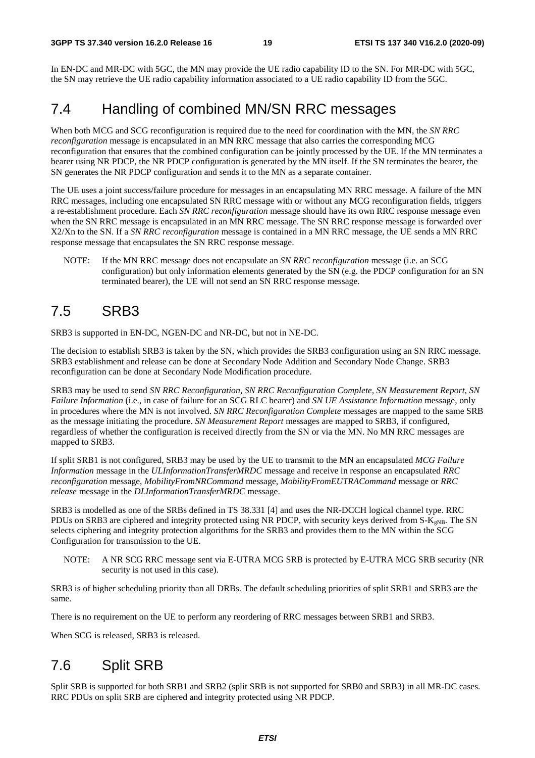In EN-DC and MR-DC with 5GC, the MN may provide the UE radio capability ID to the SN. For MR-DC with 5GC, the SN may retrieve the UE radio capability information associated to a UE radio capability ID from the 5GC.

## 7.4 Handling of combined MN/SN RRC messages

When both MCG and SCG reconfiguration is required due to the need for coordination with the MN, the *SN RRC reconfiguration* message is encapsulated in an MN RRC message that also carries the corresponding MCG reconfiguration that ensures that the combined configuration can be jointly processed by the UE. If the MN terminates a bearer using NR PDCP, the NR PDCP configuration is generated by the MN itself. If the SN terminates the bearer, the SN generates the NR PDCP configuration and sends it to the MN as a separate container.

The UE uses a joint success/failure procedure for messages in an encapsulating MN RRC message. A failure of the MN RRC messages, including one encapsulated SN RRC message with or without any MCG reconfiguration fields, triggers a re-establishment procedure. Each *SN RRC reconfiguration* message should have its own RRC response message even when the SN RRC message is encapsulated in an MN RRC message. The SN RRC response message is forwarded over X2/Xn to the SN. If a *SN RRC reconfiguration* message is contained in a MN RRC message, the UE sends a MN RRC response message that encapsulates the SN RRC response message.

NOTE: If the MN RRC message does not encapsulate an *SN RRC reconfiguration* message (i.e. an SCG configuration) but only information elements generated by the SN (e.g. the PDCP configuration for an SN terminated bearer), the UE will not send an SN RRC response message.

## 7.5 SRB3

SRB3 is supported in EN-DC, NGEN-DC and NR-DC, but not in NE-DC.

The decision to establish SRB3 is taken by the SN, which provides the SRB3 configuration using an SN RRC message. SRB3 establishment and release can be done at Secondary Node Addition and Secondary Node Change. SRB3 reconfiguration can be done at Secondary Node Modification procedure.

SRB3 may be used to send *SN RRC Reconfiguration*, *SN RRC Reconfiguration Complete*, *SN Measurement Report*, *SN Failure Information* (i.e., in case of failure for an SCG RLC bearer) and *SN UE Assistance Information* message, only in procedures where the MN is not involved. *SN RRC Reconfiguration Complete* messages are mapped to the same SRB as the message initiating the procedure. *SN Measurement Report* messages are mapped to SRB3, if configured, regardless of whether the configuration is received directly from the SN or via the MN. No MN RRC messages are mapped to SRB3.

If split SRB1 is not configured, SRB3 may be used by the UE to transmit to the MN an encapsulated *MCG Failure Information* message in the *ULInformationTransferMRDC* message and receive in response an encapsulated *RRC reconfiguration* message, *MobilityFromNRCommand* message, *MobilityFromEUTRACommand* message or *RRC release* message in the *DLInformationTransferMRDC* message.

SRB3 is modelled as one of the SRBs defined in TS 38.331 [4] and uses the NR-DCCH logical channel type. RRC PDUs on SRB3 are ciphered and integrity protected using NR PDCP, with security keys derived from S-$K_{gNB}$. The SN selects ciphering and integrity protection algorithms for the SRB3 and provides them to the MN within the SCG Configuration for transmission to the UE.

NOTE: A NR SCG RRC message sent via E-UTRA MCG SRB is protected by E-UTRA MCG SRB security (NR security is not used in this case).

SRB3 is of higher scheduling priority than all DRBs. The default scheduling priorities of split SRB1 and SRB3 are the same.

There is no requirement on the UE to perform any reordering of RRC messages between SRB1 and SRB3.

When SCG is released, SRB3 is released.

## 7.6 Split SRB

Split SRB is supported for both SRB1 and SRB2 (split SRB is not supported for SRB0 and SRB3) in all MR-DC cases. RRC PDUs on split SRB are ciphered and integrity protected using NR PDCP.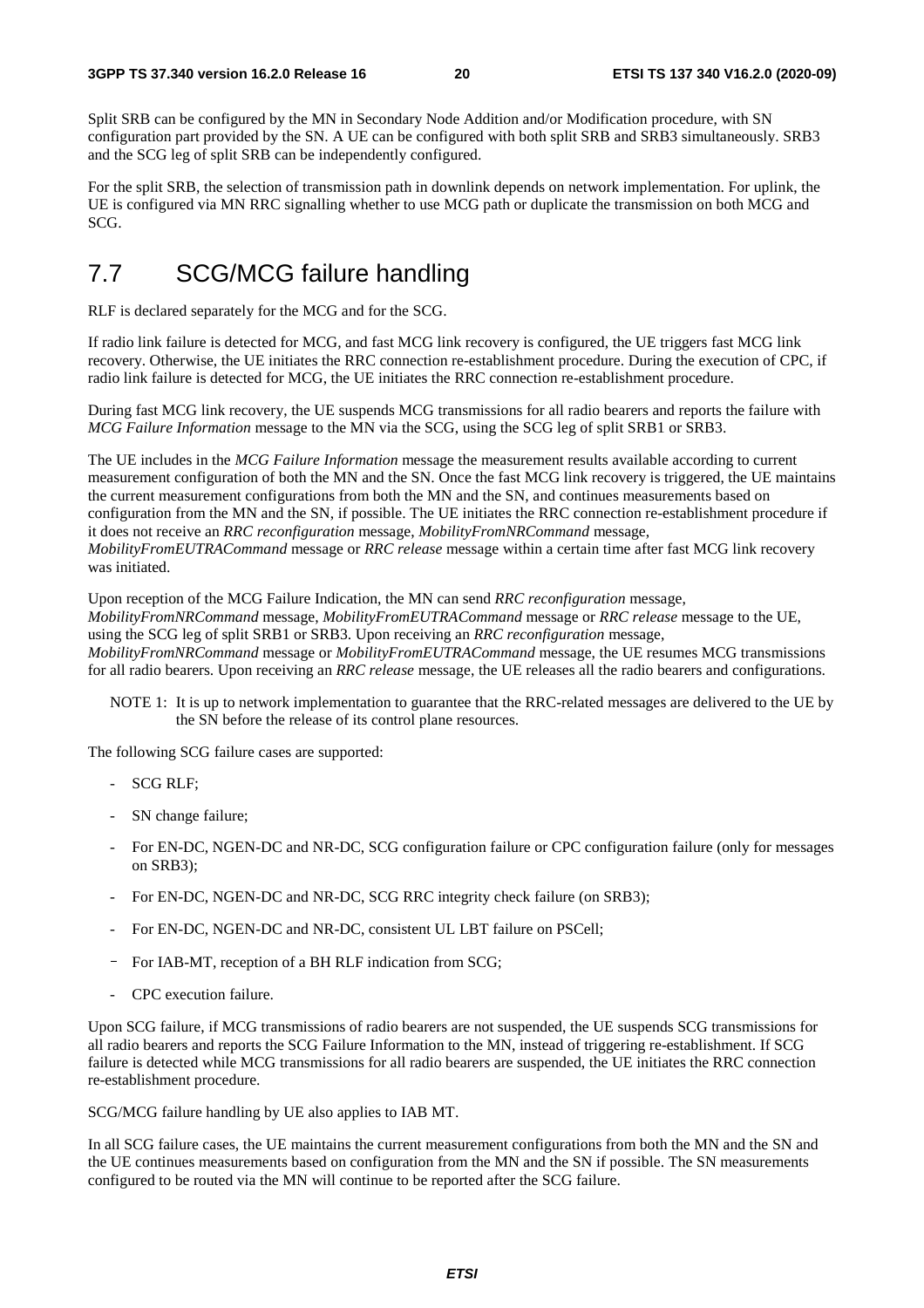Split SRB can be configured by the MN in Secondary Node Addition and/or Modification procedure, with SN configuration part provided by the SN. A UE can be configured with both split SRB and SRB3 simultaneously. SRB3 and the SCG leg of split SRB can be independently configured.

For the split SRB, the selection of transmission path in downlink depends on network implementation. For uplink, the UE is configured via MN RRC signalling whether to use MCG path or duplicate the transmission on both MCG and SCG.

## 7.7 SCG/MCG failure handling

RLF is declared separately for the MCG and for the SCG.

If radio link failure is detected for MCG, and fast MCG link recovery is configured, the UE triggers fast MCG link recovery. Otherwise, the UE initiates the RRC connection re-establishment procedure. During the execution of CPC, if radio link failure is detected for MCG, the UE initiates the RRC connection re-establishment procedure.

During fast MCG link recovery, the UE suspends MCG transmissions for all radio bearers and reports the failure with *MCG Failure Information* message to the MN via the SCG, using the SCG leg of split SRB1 or SRB3.

The UE includes in the *MCG Failure Information* message the measurement results available according to current measurement configuration of both the MN and the SN. Once the fast MCG link recovery is triggered, the UE maintains the current measurement configurations from both the MN and the SN, and continues measurements based on configuration from the MN and the SN, if possible. The UE initiates the RRC connection re-establishment procedure if it does not receive an *RRC reconfiguration* message, *MobilityFromNRCommand* message, *MobilityFromEUTRACommand* message or *RRC release* message within a certain time after fast MCG link recovery was initiated.

Upon reception of the MCG Failure Indication, the MN can send *RRC reconfiguration* message, *MobilityFromNRCommand* message, *MobilityFromEUTRACommand* message or *RRC release* message to the UE, using the SCG leg of split SRB1 or SRB3. Upon receiving an *RRC reconfiguration* message, *MobilityFromNRCommand* message or *MobilityFromEUTRACommand* message, the UE resumes MCG transmissions for all radio bearers. Upon receiving an *RRC release* message, the UE releases all the radio bearers and configurations.

NOTE 1: It is up to network implementation to guarantee that the RRC-related messages are delivered to the UE by the SN before the release of its control plane resources.

The following SCG failure cases are supported:

- SCG RLF;
- SN change failure;
- For EN-DC, NGEN-DC and NR-DC, SCG configuration failure or CPC configuration failure (only for messages on SRB3);
- For EN-DC, NGEN-DC and NR-DC, SCG RRC integrity check failure (on SRB3);
- For EN-DC, NGEN-DC and NR-DC, consistent UL LBT failure on PSCell;
- For IAB-MT, reception of a BH RLF indication from SCG;
- CPC execution failure.

Upon SCG failure, if MCG transmissions of radio bearers are not suspended, the UE suspends SCG transmissions for all radio bearers and reports the SCG Failure Information to the MN, instead of triggering re-establishment. If SCG failure is detected while MCG transmissions for all radio bearers are suspended, the UE initiates the RRC connection re-establishment procedure.

SCG/MCG failure handling by UE also applies to IAB MT.

In all SCG failure cases, the UE maintains the current measurement configurations from both the MN and the SN and the UE continues measurements based on configuration from the MN and the SN if possible. The SN measurements configured to be routed via the MN will continue to be reported after the SCG failure.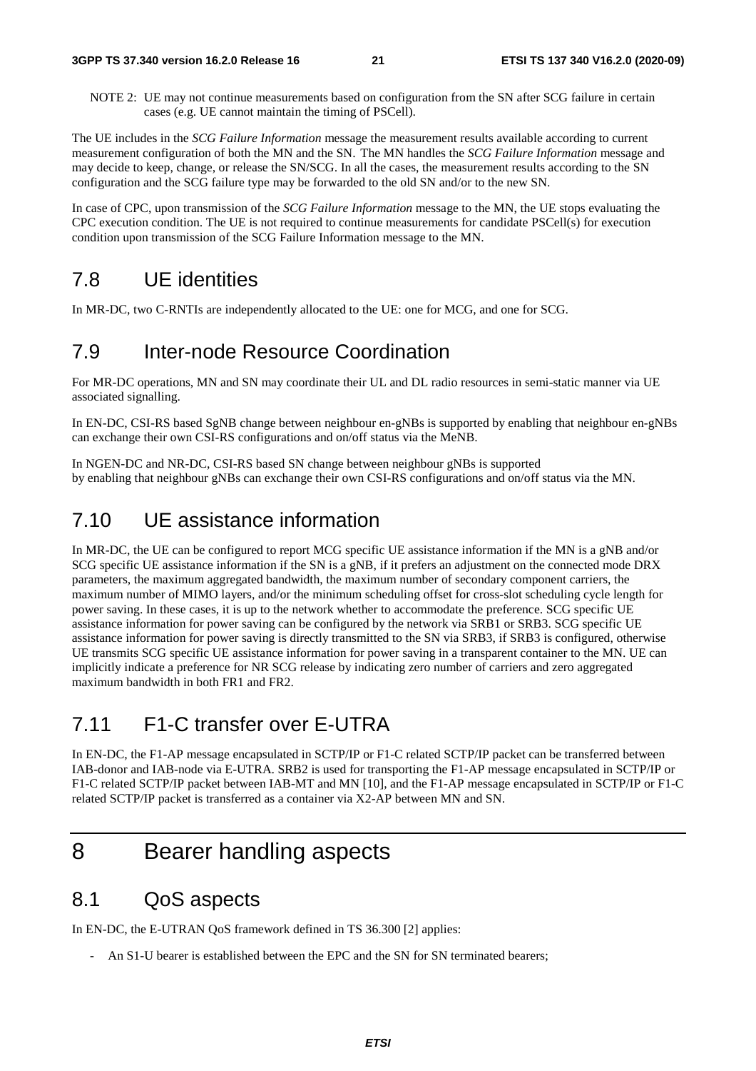NOTE 2: UE may not continue measurements based on configuration from the SN after SCG failure in certain cases (e.g. UE cannot maintain the timing of PSCell).

The UE includes in the *SCG Failure Information* message the measurement results available according to current measurement configuration of both the MN and the SN. The MN handles the *SCG Failure Information* message and may decide to keep, change, or release the SN/SCG. In all the cases, the measurement results according to the SN configuration and the SCG failure type may be forwarded to the old SN and/or to the new SN.

In case of CPC, upon transmission of the *SCG Failure Information* message to the MN, the UE stops evaluating the CPC execution condition. The UE is not required to continue measurements for candidate PSCell(s) for execution condition upon transmission of the SCG Failure Information message to the MN.

## 7.8 UE identities

In MR-DC, two C-RNTIs are independently allocated to the UE: one for MCG, and one for SCG.

## 7.9 Inter-node Resource Coordination

For MR-DC operations, MN and SN may coordinate their UL and DL radio resources in semi-static manner via UE associated signalling.

In EN-DC, CSI-RS based SgNB change between neighbour en-gNBs is supported by enabling that neighbour en-gNBs can exchange their own CSI-RS configurations and on/off status via the MeNB.

In NGEN-DC and NR-DC, CSI-RS based SN change between neighbour gNBs is supported by enabling that neighbour gNBs can exchange their own CSI-RS configurations and on/off status via the MN.

## 7.10 UE assistance information

In MR-DC, the UE can be configured to report MCG specific UE assistance information if the MN is a gNB and/or SCG specific UE assistance information if the SN is a gNB, if it prefers an adjustment on the connected mode DRX parameters, the maximum aggregated bandwidth, the maximum number of secondary component carriers, the maximum number of MIMO layers, and/or the minimum scheduling offset for cross-slot scheduling cycle length for power saving. In these cases, it is up to the network whether to accommodate the preference. SCG specific UE assistance information for power saving can be configured by the network via SRB1 or SRB3. SCG specific UE assistance information for power saving is directly transmitted to the SN via SRB3, if SRB3 is configured, otherwise UE transmits SCG specific UE assistance information for power saving in a transparent container to the MN. UE can implicitly indicate a preference for NR SCG release by indicating zero number of carriers and zero aggregated maximum bandwidth in both FR1 and FR2.

## 7.11 F1-C transfer over E-UTRA

In EN-DC, the F1-AP message encapsulated in SCTP/IP or F1-C related SCTP/IP packet can be transferred between IAB-donor and IAB-node via E-UTRA. SRB2 is used for transporting the F1-AP message encapsulated in SCTP/IP or F1-C related SCTP/IP packet between IAB-MT and MN [10], and the F1-AP message encapsulated in SCTP/IP or F1-C related SCTP/IP packet is transferred as a container via X2-AP between MN and SN.

# 8 Bearer handling aspects

## 8.1 QoS aspects

In EN-DC, the E-UTRAN QoS framework defined in TS 36.300 [2] applies:

- An S1-U bearer is established between the EPC and the SN for SN terminated bearers;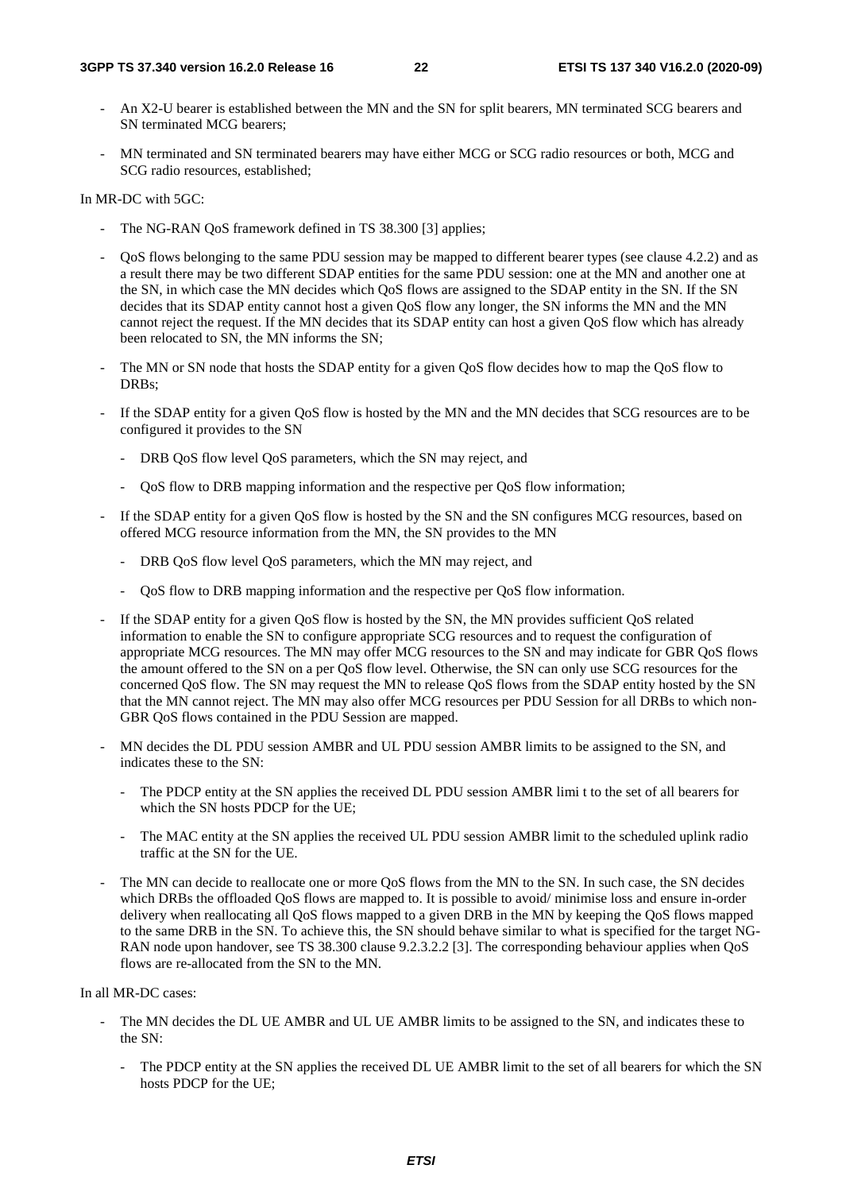- An X2-U bearer is established between the MN and the SN for split bearers, MN terminated SCG bearers and SN terminated MCG bearers;

- MN terminated and SN terminated bearers may have either MCG or SCG radio resources or both, MCG and SCG radio resources, established;

In MR-DC with 5GC:

- The NG-RAN QoS framework defined in TS 38.300 [3] applies;

- QoS flows belonging to the same PDU session may be mapped to different bearer types (see clause 4.2.2) and as a result there may be two different SDAP entities for the same PDU session: one at the MN and another one at the SN, in which case the MN decides which QoS flows are assigned to the SDAP entity in the SN. If the SN decides that its SDAP entity cannot host a given QoS flow any longer, the SN informs the MN and the MN cannot reject the request. If the MN decides that its SDAP entity can host a given QoS flow which has already been relocated to SN, the MN informs the SN;

- The MN or SN node that hosts the SDAP entity for a given QoS flow decides how to map the QoS flow to DRBs;

- If the SDAP entity for a given QoS flow is hosted by the MN and the MN decides that SCG resources are to be configured it provides to the SN

  - DRB QoS flow level QoS parameters, which the SN may reject, and

  - QoS flow to DRB mapping information and the respective per QoS flow information;

- If the SDAP entity for a given QoS flow is hosted by the SN and the SN configures MCG resources, based on offered MCG resource information from the MN, the SN provides to the MN

  - DRB QoS flow level QoS parameters, which the MN may reject, and

  - QoS flow to DRB mapping information and the respective per QoS flow information.

- If the SDAP entity for a given QoS flow is hosted by the SN, the MN provides sufficient QoS related information to enable the SN to configure appropriate SCG resources and to request the configuration of appropriate MCG resources. The MN may offer MCG resources to the SN and may indicate for GBR QoS flows the amount offered to the SN on a per QoS flow level. Otherwise, the SN can only use SCG resources for the concerned QoS flow. The SN may request the MN to release QoS flows from the SDAP entity hosted by the SN that the MN cannot reject. The MN may also offer MCG resources per PDU Session for all DRBs to which non-GBR QoS flows contained in the PDU Session are mapped.

- MN decides the DL PDU session AMBR and UL PDU session AMBR limits to be assigned to the SN, and indicates these to the SN:

  - The PDCP entity at the SN applies the received DL PDU session AMBR limi t to the set of all bearers for which the SN hosts PDCP for the UE;

  - The MAC entity at the SN applies the received UL PDU session AMBR limit to the scheduled uplink radio traffic at the SN for the UE.

- The MN can decide to reallocate one or more QoS flows from the MN to the SN. In such case, the SN decides which DRBs the offloaded QoS flows are mapped to. It is possible to avoid/ minimise loss and ensure in-order delivery when reallocating all QoS flows mapped to a given DRB in the MN by keeping the QoS flows mapped to the same DRB in the SN. To achieve this, the SN should behave similar to what is specified for the target NG-RAN node upon handover, see TS 38.300 clause 9.2.3.2.2 [3]. The corresponding behaviour applies when QoS flows are re-allocated from the SN to the MN.

In all MR-DC cases:

- The MN decides the DL UE AMBR and UL UE AMBR limits to be assigned to the SN, and indicates these to the SN:

  - The PDCP entity at the SN applies the received DL UE AMBR limit to the set of all bearers for which the SN hosts PDCP for the UE;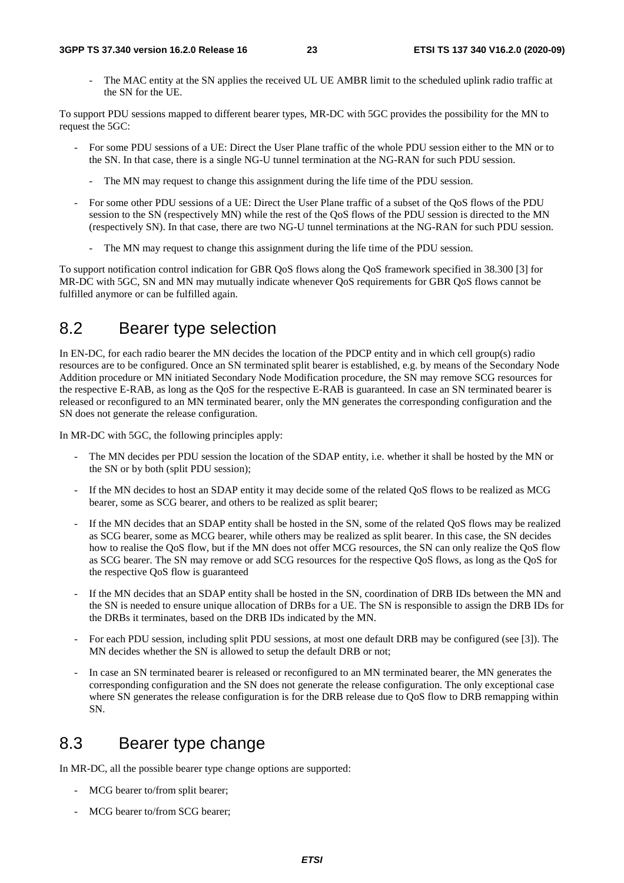- The MAC entity at the SN applies the received UL UE AMBR limit to the scheduled uplink radio traffic at the SN for the UE.

To support PDU sessions mapped to different bearer types, MR-DC with 5GC provides the possibility for the MN to request the 5GC:

- For some PDU sessions of a UE: Direct the User Plane traffic of the whole PDU session either to the MN or to the SN. In that case, there is a single NG-U tunnel termination at the NG-RAN for such PDU session.
    - The MN may request to change this assignment during the life time of the PDU session.
- For some other PDU sessions of a UE: Direct the User Plane traffic of a subset of the QoS flows of the PDU session to the SN (respectively MN) while the rest of the QoS flows of the PDU session is directed to the MN (respectively SN). In that case, there are two NG-U tunnel terminations at the NG-RAN for such PDU session.
    - The MN may request to change this assignment during the life time of the PDU session.

To support notification control indication for GBR QoS flows along the QoS framework specified in 38.300 [3] for MR-DC with 5GC, SN and MN may mutually indicate whenever QoS requirements for GBR QoS flows cannot be fulfilled anymore or can be fulfilled again.

## 8.2 Bearer type selection

In EN-DC, for each radio bearer the MN decides the location of the PDCP entity and in which cell group(s) radio resources are to be configured. Once an SN terminated split bearer is established, e.g. by means of the Secondary Node Addition procedure or MN initiated Secondary Node Modification procedure, the SN may remove SCG resources for the respective E-RAB, as long as the QoS for the respective E-RAB is guaranteed. In case an SN terminated bearer is released or reconfigured to an MN terminated bearer, only the MN generates the corresponding configuration and the SN does not generate the release configuration.

In MR-DC with 5GC, the following principles apply:

- The MN decides per PDU session the location of the SDAP entity, i.e. whether it shall be hosted by the MN or the SN or by both (split PDU session);
- If the MN decides to host an SDAP entity it may decide some of the related QoS flows to be realized as MCG bearer, some as SCG bearer, and others to be realized as split bearer;
- If the MN decides that an SDAP entity shall be hosted in the SN, some of the related QoS flows may be realized as SCG bearer, some as MCG bearer, while others may be realized as split bearer. In this case, the SN decides how to realise the QoS flow, but if the MN does not offer MCG resources, the SN can only realize the QoS flow as SCG bearer. The SN may remove or add SCG resources for the respective QoS flows, as long as the QoS for the respective QoS flow is guaranteed
- If the MN decides that an SDAP entity shall be hosted in the SN, coordination of DRB IDs between the MN and the SN is needed to ensure unique allocation of DRBs for a UE. The SN is responsible to assign the DRB IDs for the DRBs it terminates, based on the DRB IDs indicated by the MN.
- For each PDU session, including split PDU sessions, at most one default DRB may be configured (see [3]). The MN decides whether the SN is allowed to setup the default DRB or not;
- In case an SN terminated bearer is released or reconfigured to an MN terminated bearer, the MN generates the corresponding configuration and the SN does not generate the release configuration. The only exceptional case where SN generates the release configuration is for the DRB release due to QoS flow to DRB remapping within SN.

## 8.3 Bearer type change

In MR-DC, all the possible bearer type change options are supported:

- MCG bearer to/from split bearer;
- MCG bearer to/from SCG bearer;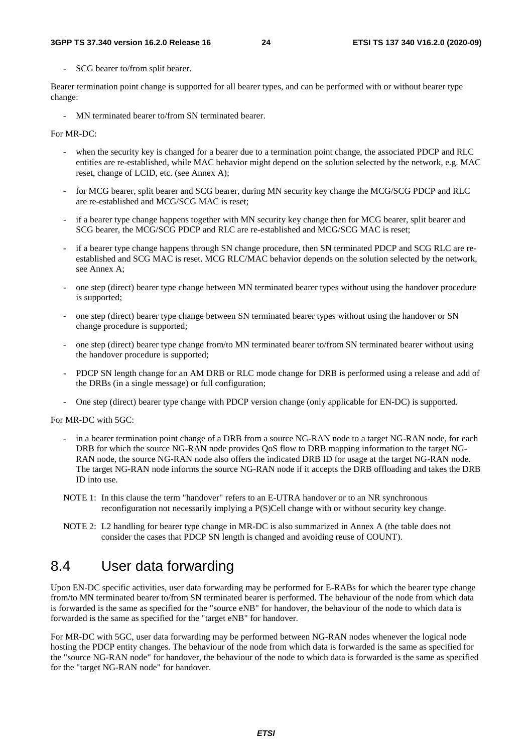- SCG bearer to/from split bearer.

Bearer termination point change is supported for all bearer types, and can be performed with or without bearer type change:

- MN terminated bearer to/from SN terminated bearer.

For MR-DC:

- when the security key is changed for a bearer due to a termination point change, the associated PDCP and RLC entities are re-established, while MAC behavior might depend on the solution selected by the network, e.g. MAC reset, change of LCID, etc. (see Annex A);
- for MCG bearer, split bearer and SCG bearer, during MN security key change the MCG/SCG PDCP and RLC are re-established and MCG/SCG MAC is reset;
- if a bearer type change happens together with MN security key change then for MCG bearer, split bearer and SCG bearer, the MCG/SCG PDCP and RLC are re-established and MCG/SCG MAC is reset;
- if a bearer type change happens through SN change procedure, then SN terminated PDCP and SCG RLC are re-established and SCG MAC is reset. MCG RLC/MAC behavior depends on the solution selected by the network, see Annex A;
- one step (direct) bearer type change between MN terminated bearer types without using the handover procedure is supported;
- one step (direct) bearer type change between SN terminated bearer types without using the handover or SN change procedure is supported;
- one step (direct) bearer type change from/to MN terminated bearer to/from SN terminated bearer without using the handover procedure is supported;
- PDCP SN length change for an AM DRB or RLC mode change for DRB is performed using a release and add of the DRBs (in a single message) or full configuration;
- One step (direct) bearer type change with PDCP version change (only applicable for EN-DC) is supported.

For MR-DC with 5GC:

- in a bearer termination point change of a DRB from a source NG-RAN node to a target NG-RAN node, for each DRB for which the source NG-RAN node provides QoS flow to DRB mapping information to the target NG-RAN node, the source NG-RAN node also offers the indicated DRB ID for usage at the target NG-RAN node. The target NG-RAN node informs the source NG-RAN node if it accepts the DRB offloading and takes the DRB ID into use.

NOTE 1: In this clause the term "handover" refers to an E-UTRA handover or to an NR synchronous reconfiguration not necessarily implying a P(S)Cell change with or without security key change.

NOTE 2: L2 handling for bearer type change in MR-DC is also summarized in Annex A (the table does not consider the cases that PDCP SN length is changed and avoiding reuse of COUNT).

## 8.4 User data forwarding

Upon EN-DC specific activities, user data forwarding may be performed for E-RABs for which the bearer type change from/to MN terminated bearer to/from SN terminated bearer is performed. The behaviour of the node from which data is forwarded is the same as specified for the "source eNB" for handover, the behaviour of the node to which data is forwarded is the same as specified for the "target eNB" for handover.

For MR-DC with 5GC, user data forwarding may be performed between NG-RAN nodes whenever the logical node hosting the PDCP entity changes. The behaviour of the node from which data is forwarded is the same as specified for the "source NG-RAN node" for handover, the behaviour of the node to which data is forwarded is the same as specified for the "target NG-RAN node" for handover.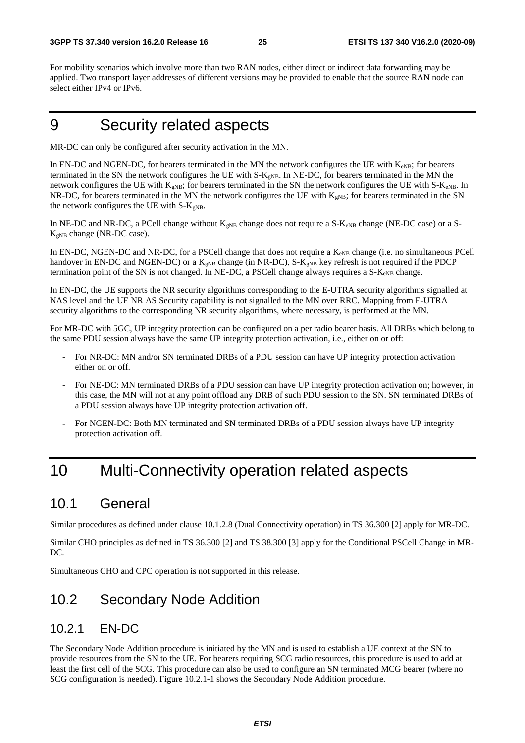For mobility scenarios which involve more than two RAN nodes, either direct or indirect data forwarding may be applied. Two transport layer addresses of different versions may be provided to enable that the source RAN node can select either IPv4 or IPv6.

# 9 Security related aspects

MR-DC can only be configured after security activation in the MN.

In EN-DC and NGEN-DC, for bearers terminated in the MN the network configures the UE with $K_{eNB}$; for bearers terminated in the SN the network configures the UE with S-$K_{gNB}$. In NE-DC, for bearers terminated in the MN the network configures the UE with $K_{gNB}$; for bearers terminated in the SN the network configures the UE with S-$K_{eNB}$. In NR-DC, for bearers terminated in the MN the network configures the UE with $K_{gNB}$; for bearers terminated in the SN the network configures the UE with S-$K_{gNB}$.

In NE-DC and NR-DC, a PCell change without $K_{gNB}$ change does not require a S-$K_{eNB}$ change (NE-DC case) or a S-$K_{gNB}$ change (NR-DC case).

In EN-DC, NGEN-DC and NR-DC, for a PSCell change that does not require a $K_{eNB}$ change (i.e. no simultaneous PCell handover in EN-DC and NGEN-DC) or a $K_{gNB}$ change (in NR-DC), S-$K_{gNB}$ key refresh is not required if the PDCP termination point of the SN is not changed. In NE-DC, a PSCell change always requires a S-$K_{eNB}$ change.

In EN-DC, the UE supports the NR security algorithms corresponding to the E-UTRA security algorithms signalled at NAS level and the UE NR AS Security capability is not signalled to the MN over RRC. Mapping from E-UTRA security algorithms to the corresponding NR security algorithms, where necessary, is performed at the MN.

For MR-DC with 5GC, UP integrity protection can be configured on a per radio bearer basis. All DRBs which belong to the same PDU session always have the same UP integrity protection activation, i.e., either on or off:

- For NR-DC: MN and/or SN terminated DRBs of a PDU session can have UP integrity protection activation either on or off.
- For NE-DC: MN terminated DRBs of a PDU session can have UP integrity protection activation on; however, in this case, the MN will not at any point offload any DRB of such PDU session to the SN. SN terminated DRBs of a PDU session always have UP integrity protection activation off.
- For NGEN-DC: Both MN terminated and SN terminated DRBs of a PDU session always have UP integrity protection activation off.

# 10 Multi-Connectivity operation related aspects

## 10.1 General

Similar procedures as defined under clause 10.1.2.8 (Dual Connectivity operation) in TS 36.300 [2] apply for MR-DC.

Similar CHO principles as defined in TS 36.300 [2] and TS 38.300 [3] apply for the Conditional PSCell Change in MR-DC.

Simultaneous CHO and CPC operation is not supported in this release.

## 10.2 Secondary Node Addition

### 10.2.1 EN-DC

The Secondary Node Addition procedure is initiated by the MN and is used to establish a UE context at the SN to provide resources from the SN to the UE. For bearers requiring SCG radio resources, this procedure is used to add at least the first cell of the SCG. This procedure can also be used to configure an SN terminated MCG bearer (where no SCG configuration is needed). Figure 10.2.1-1 shows the Secondary Node Addition procedure.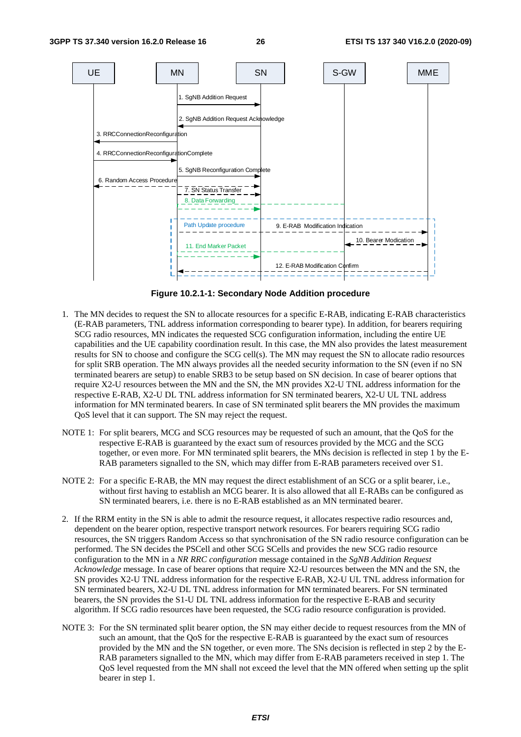Figure 10.2.1-1: Secondary Node Addition procedure

1. The MN decides to request the SN to allocate resources for a specific E-RAB, indicating E-RAB characteristics (E-RAB parameters, TNL address information corresponding to bearer type). In addition, for bearers requiring SCG radio resources, MN indicates the requested SCG configuration information, including the entire UE capabilities and the UE capability coordination result. In this case, the MN also provides the latest measurement results for SN to choose and configure the SCG cell(s). The MN may request the SN to allocate radio resources for split SRB operation. The MN always provides all the needed security information to the SN (even if no SN terminated bearers are setup) to enable SRB3 to be setup based on SN decision. In case of bearer options that require X2-U resources between the MN and the SN, the MN provides X2-U TNL address information for the respective E-RAB, X2-U DL TNL address information for SN terminated bearers, X2-U UL TNL address information for MN terminated bearers. In case of SN terminated split bearers the MN provides the maximum QoS level that it can support. The SN may reject the request.

NOTE 1: For split bearers, MCG and SCG resources may be requested of such an amount, that the QoS for the respective E-RAB is guaranteed by the exact sum of resources provided by the MCG and the SCG together, or even more. For MN terminated split bearers, the MNs decision is reflected in step 1 by the E-RAB parameters signalled to the SN, which may differ from E-RAB parameters received over S1.

NOTE 2: For a specific E-RAB, the MN may request the direct establishment of an SCG or a split bearer, i.e., without first having to establish an MCG bearer. It is also allowed that all E-RABs can be configured as SN terminated bearers, i.e. there is no E-RAB established as an MN terminated bearer.

2. If the RRM entity in the SN is able to admit the resource request, it allocates respective radio resources and, dependent on the bearer option, respective transport network resources. For bearers requiring SCG radio resources, the SN triggers Random Access so that synchronisation of the SN radio resource configuration can be performed. The SN decides the PSCell and other SCG SCells and provides the new SCG radio resource configuration to the MN in a *NR RRC configuration* message contained in the *SgNB Addition Request Acknowledge* message. In case of bearer options that require X2-U resources between the MN and the SN, the SN provides X2-U TNL address information for the respective E-RAB, X2-U UL TNL address information for SN terminated bearers, X2-U DL TNL address information for MN terminated bearers. For SN terminated bearers, the SN provides the S1-U DL TNL address information for the respective E-RAB and security algorithm. If SCG radio resources have been requested, the SCG radio resource configuration is provided.

NOTE 3: For the SN terminated split bearer option, the SN may either decide to request resources from the MN of such an amount, that the QoS for the respective E-RAB is guaranteed by the exact sum of resources provided by the MN and the SN together, or even more. The SNs decision is reflected in step 2 by the E-RAB parameters signalled to the MN, which may differ from E-RAB parameters received in step 1. The QoS level requested from the MN shall not exceed the level that the MN offered when setting up the split bearer in step 1.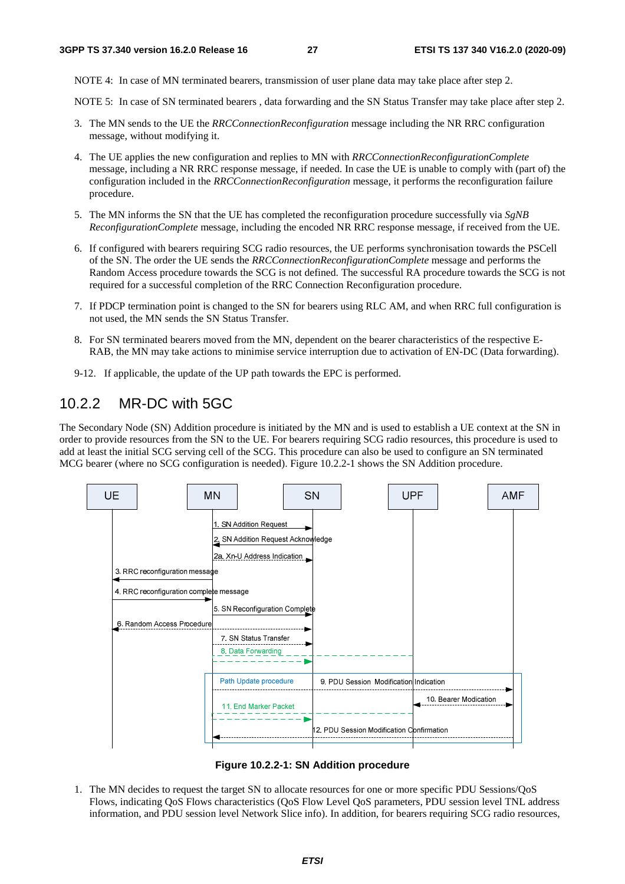NOTE 4: In case of MN terminated bearers, transmission of user plane data may take place after step 2.

NOTE 5: In case of SN terminated bearers , data forwarding and the SN Status Transfer may take place after step 2.

3. The MN sends to the UE the *RRCConnectionReconfiguration* message including the NR RRC configuration message, without modifying it.

4. The UE applies the new configuration and replies to MN with *RRCConnectionReconfigurationComplete* message, including a NR RRC response message, if needed. In case the UE is unable to comply with (part of) the configuration included in the *RRCConnectionReconfiguration* message, it performs the reconfiguration failure procedure.

5. The MN informs the SN that the UE has completed the reconfiguration procedure successfully via *SgNB ReconfigurationComplete* message, including the encoded NR RRC response message, if received from the UE.

6. If configured with bearers requiring SCG radio resources, the UE performs synchronisation towards the PSCell of the SN. The order the UE sends the *RRCConnectionReconfigurationComplete* message and performs the Random Access procedure towards the SCG is not defined. The successful RA procedure towards the SCG is not required for a successful completion of the RRC Connection Reconfiguration procedure.

7. If PDCP termination point is changed to the SN for bearers using RLC AM, and when RRC full configuration is not used, the MN sends the SN Status Transfer.

8. For SN terminated bearers moved from the MN, dependent on the bearer characteristics of the respective E-RAB, the MN may take actions to minimise service interruption due to activation of EN-DC (Data forwarding).

9-12. If applicable, the update of the UP path towards the EPC is performed.

## 10.2.2 MR-DC with 5GC

The Secondary Node (SN) Addition procedure is initiated by the MN and is used to establish a UE context at the SN in order to provide resources from the SN to the UE. For bearers requiring SCG radio resources, this procedure is used to add at least the initial SCG serving cell of the SCG. This procedure can also be used to configure an SN terminated MCG bearer (where no SCG configuration is needed). Figure 10.2.2-1 shows the SN Addition procedure.

UE | MN | SN | UPF | AMF

1. SN Addition Request
2. SN Addition Request Acknowledge
2a. Xn-U Address Indication
3. RRC reconfiguration message
4. RRC reconfiguration complete message
5. SN Reconfiguration Complete
6. Random Access Procedure
7. SN Status Transfer
8. Data Forwarding
Path Update procedure
9. PDU Session Modification Indication
10. Bearer Modication
11. End Marker Packet
12. PDU Session Modification Confirmation

**Figure 10.2.2-1: SN Addition procedure**

1. The MN decides to request the target SN to allocate resources for one or more specific PDU Sessions/QoS Flows, indicating QoS Flows characteristics (QoS Flow Level QoS parameters, PDU session level TNL address information, and PDU session level Network Slice info). In addition, for bearers requiring SCG radio resources,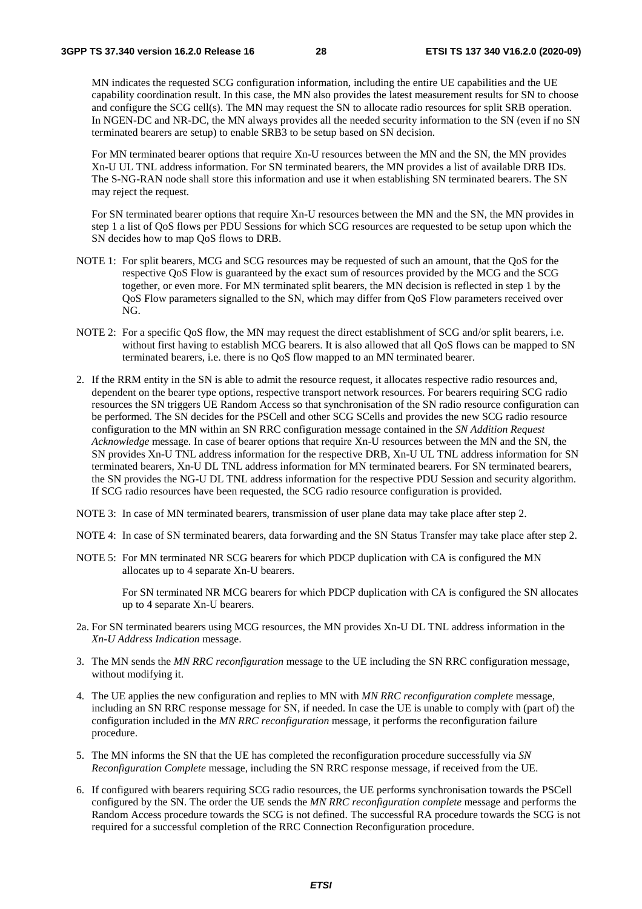MN indicates the requested SCG configuration information, including the entire UE capabilities and the UE capability coordination result. In this case, the MN also provides the latest measurement results for SN to choose and configure the SCG cell(s). The MN may request the SN to allocate radio resources for split SRB operation. In NGEN-DC and NR-DC, the MN always provides all the needed security information to the SN (even if no SN terminated bearers are setup) to enable SRB3 to be setup based on SN decision.

For MN terminated bearer options that require Xn-U resources between the MN and the SN, the MN provides Xn-U UL TNL address information. For SN terminated bearers, the MN provides a list of available DRB IDs. The S-NG-RAN node shall store this information and use it when establishing SN terminated bearers. The SN may reject the request.

For SN terminated bearer options that require Xn-U resources between the MN and the SN, the MN provides in step 1 a list of QoS flows per PDU Sessions for which SCG resources are requested to be setup upon which the SN decides how to map QoS flows to DRB.

NOTE 1: For split bearers, MCG and SCG resources may be requested of such an amount, that the QoS for the respective QoS Flow is guaranteed by the exact sum of resources provided by the MCG and the SCG together, or even more. For MN terminated split bearers, the MN decision is reflected in step 1 by the QoS Flow parameters signalled to the SN, which may differ from QoS Flow parameters received over NG.

NOTE 2: For a specific QoS flow, the MN may request the direct establishment of SCG and/or split bearers, i.e. without first having to establish MCG bearers. It is also allowed that all QoS flows can be mapped to SN terminated bearers, i.e. there is no QoS flow mapped to an MN terminated bearer.

2. If the RRM entity in the SN is able to admit the resource request, it allocates respective radio resources and, dependent on the bearer type options, respective transport network resources. For bearers requiring SCG radio resources the SN triggers UE Random Access so that synchronisation of the SN radio resource configuration can be performed. The SN decides for the PSCell and other SCG SCells and provides the new SCG radio resource configuration to the MN within an SN RRC configuration message contained in the *SN Addition Request Acknowledge* message. In case of bearer options that require Xn-U resources between the MN and the SN, the SN provides Xn-U TNL address information for the respective DRB, Xn-U UL TNL address information for SN terminated bearers, Xn-U DL TNL address information for MN terminated bearers. For SN terminated bearers, the SN provides the NG-U DL TNL address information for the respective PDU Session and security algorithm. If SCG radio resources have been requested, the SCG radio resource configuration is provided.

NOTE 3: In case of MN terminated bearers, transmission of user plane data may take place after step 2.

NOTE 4: In case of SN terminated bearers, data forwarding and the SN Status Transfer may take place after step 2.

NOTE 5: For MN terminated NR SCG bearers for which PDCP duplication with CA is configured the MN allocates up to 4 separate Xn-U bearers.

For SN terminated NR MCG bearers for which PDCP duplication with CA is configured the SN allocates up to 4 separate Xn-U bearers.

2a. For SN terminated bearers using MCG resources, the MN provides Xn-U DL TNL address information in the *Xn-U Address Indication* message.

3. The MN sends the *MN RRC reconfiguration* message to the UE including the SN RRC configuration message, without modifying it.

4. The UE applies the new configuration and replies to MN with *MN RRC reconfiguration complete* message, including an SN RRC response message for SN, if needed. In case the UE is unable to comply with (part of) the configuration included in the *MN RRC reconfiguration* message, it performs the reconfiguration failure procedure.

5. The MN informs the SN that the UE has completed the reconfiguration procedure successfully via *SN Reconfiguration Complete* message, including the SN RRC response message, if received from the UE.

6. If configured with bearers requiring SCG radio resources, the UE performs synchronisation towards the PSCell configured by the SN. The order the UE sends the *MN RRC reconfiguration complete* message and performs the Random Access procedure towards the SCG is not defined. The successful RA procedure towards the SCG is not required for a successful completion of the RRC Connection Reconfiguration procedure.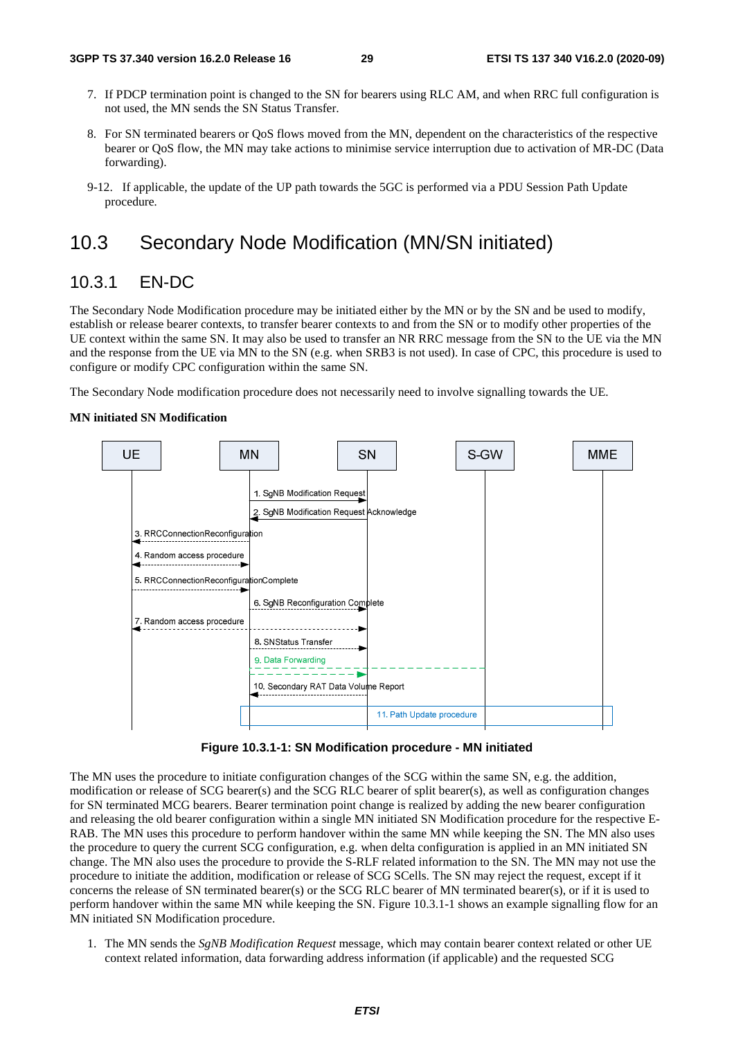7. If PDCP termination point is changed to the SN for bearers using RLC AM, and when RRC full configuration is not used, the MN sends the SN Status Transfer.

8. For SN terminated bearers or QoS flows moved from the MN, dependent on the characteristics of the respective bearer or QoS flow, the MN may take actions to minimise service interruption due to activation of MR-DC (Data forwarding).

9-12. If applicable, the update of the UP path towards the 5GC is performed via a PDU Session Path Update procedure.

# 10.3 Secondary Node Modification (MN/SN initiated)

## 10.3.1 EN-DC

The Secondary Node Modification procedure may be initiated either by the MN or by the SN and be used to modify, establish or release bearer contexts, to transfer bearer contexts to and from the SN or to modify other properties of the UE context within the same SN. It may also be used to transfer an NR RRC message from the SN to the UE via the MN and the response from the UE via MN to the SN (e.g. when SRB3 is not used). In case of CPC, this procedure is used to configure or modify CPC configuration within the same SN.

The Secondary Node modification procedure does not necessarily need to involve signalling towards the UE.

**MN initiated SN Modification**

UE | MN | SN | S-GW | MME

1. SgNB Modification Request
2. SgNB Modification Request Acknowledge
3. RRCConnectionReconfiguration
4. Random access procedure
5. RRCConnectionReconfigurationComplete
6. SgNB Reconfiguration Complete
7. Random access procedure
8. SNStatus Transfer
9. Data Forwarding
10. Secondary RAT Data Volume Report
11. Path Update procedure

**Figure 10.3.1-1: SN Modification procedure - MN initiated**

The MN uses the procedure to initiate configuration changes of the SCG within the same SN, e.g. the addition, modification or release of SCG bearer(s) and the SCG RLC bearer of split bearer(s), as well as configuration changes for SN terminated MCG bearers. Bearer termination point change is realized by adding the new bearer configuration and releasing the old bearer configuration within a single MN initiated SN Modification procedure for the respective E-RAB. The MN uses this procedure to perform handover within the same MN while keeping the SN. The MN also uses the procedure to query the current SCG configuration, e.g. when delta configuration is applied in an MN initiated SN change. The MN also uses the procedure to provide the S-RLF related information to the SN. The MN may not use the procedure to initiate the addition, modification or release of SCG SCells. The SN may reject the request, except if it concerns the release of SN terminated bearer(s) or the SCG RLC bearer of MN terminated bearer(s), or if it is used to perform handover within the same MN while keeping the SN. Figure 10.3.1-1 shows an example signalling flow for an MN initiated SN Modification procedure.

1. The MN sends the *SgNB Modification Request* message, which may contain bearer context related or other UE context related information, data forwarding address information (if applicable) and the requested SCG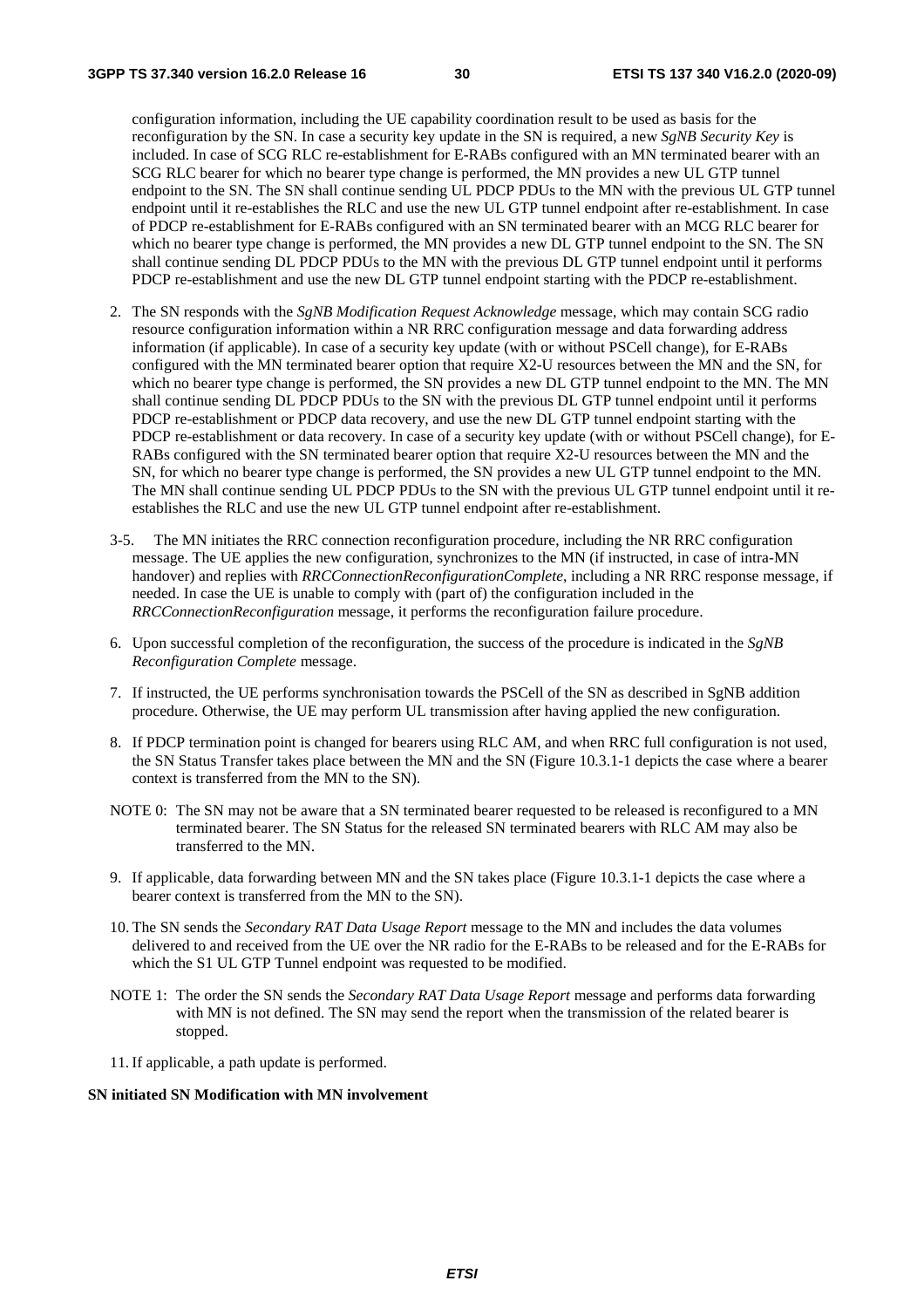configuration information, including the UE capability coordination result to be used as basis for the reconfiguration by the SN. In case a security key update in the SN is required, a new *SgNB Security Key* is included. In case of SCG RLC re-establishment for E-RABs configured with an MN terminated bearer with an SCG RLC bearer for which no bearer type change is performed, the MN provides a new UL GTP tunnel endpoint to the SN. The SN shall continue sending UL PDCP PDUs to the MN with the previous UL GTP tunnel endpoint until it re-establishes the RLC and use the new UL GTP tunnel endpoint after re-establishment. In case of PDCP re-establishment for E-RABs configured with an SN terminated bearer with an MCG RLC bearer for which no bearer type change is performed, the MN provides a new DL GTP tunnel endpoint to the SN. The SN shall continue sending DL PDCP PDUs to the MN with the previous DL GTP tunnel endpoint until it performs PDCP re-establishment and use the new DL GTP tunnel endpoint starting with the PDCP re-establishment.

2. The SN responds with the *SgNB Modification Request Acknowledge* message, which may contain SCG radio resource configuration information within a NR RRC configuration message and data forwarding address information (if applicable). In case of a security key update (with or without PSCell change), for E-RABs configured with the MN terminated bearer option that require X2-U resources between the MN and the SN, for which no bearer type change is performed, the SN provides a new DL GTP tunnel endpoint to the MN. The MN shall continue sending DL PDCP PDUs to the SN with the previous DL GTP tunnel endpoint until it performs PDCP re-establishment or PDCP data recovery, and use the new DL GTP tunnel endpoint starting with the PDCP re-establishment or data recovery. In case of a security key update (with or without PSCell change), for E-RABs configured with the SN terminated bearer option that require X2-U resources between the MN and the SN, for which no bearer type change is performed, the SN provides a new UL GTP tunnel endpoint to the MN. The MN shall continue sending UL PDCP PDUs to the SN with the previous UL GTP tunnel endpoint until it re-establishes the RLC and use the new UL GTP tunnel endpoint after re-establishment.

3-5. The MN initiates the RRC connection reconfiguration procedure, including the NR RRC configuration message. The UE applies the new configuration, synchronizes to the MN (if instructed, in case of intra-MN handover) and replies with *RRCConnectionReconfigurationComplete*, including a NR RRC response message, if needed. In case the UE is unable to comply with (part of) the configuration included in the *RRCConnectionReconfiguration* message, it performs the reconfiguration failure procedure.

6. Upon successful completion of the reconfiguration, the success of the procedure is indicated in the *SgNB Reconfiguration Complete* message.

7. If instructed, the UE performs synchronisation towards the PSCell of the SN as described in SgNB addition procedure. Otherwise, the UE may perform UL transmission after having applied the new configuration.

8. If PDCP termination point is changed for bearers using RLC AM, and when RRC full configuration is not used, the SN Status Transfer takes place between the MN and the SN (Figure 10.3.1-1 depicts the case where a bearer context is transferred from the MN to the SN).

NOTE 0: The SN may not be aware that a SN terminated bearer requested to be released is reconfigured to a MN terminated bearer. The SN Status for the released SN terminated bearers with RLC AM may also be transferred to the MN.

9. If applicable, data forwarding between MN and the SN takes place (Figure 10.3.1-1 depicts the case where a bearer context is transferred from the MN to the SN).

10. The SN sends the *Secondary RAT Data Usage Report* message to the MN and includes the data volumes delivered to and received from the UE over the NR radio for the E-RABs to be released and for the E-RABs for which the S1 UL GTP Tunnel endpoint was requested to be modified.

NOTE 1: The order the SN sends the *Secondary RAT Data Usage Report* message and performs data forwarding with MN is not defined. The SN may send the report when the transmission of the related bearer is stopped.

11. If applicable, a path update is performed.

**SN initiated SN Modification with MN involvement**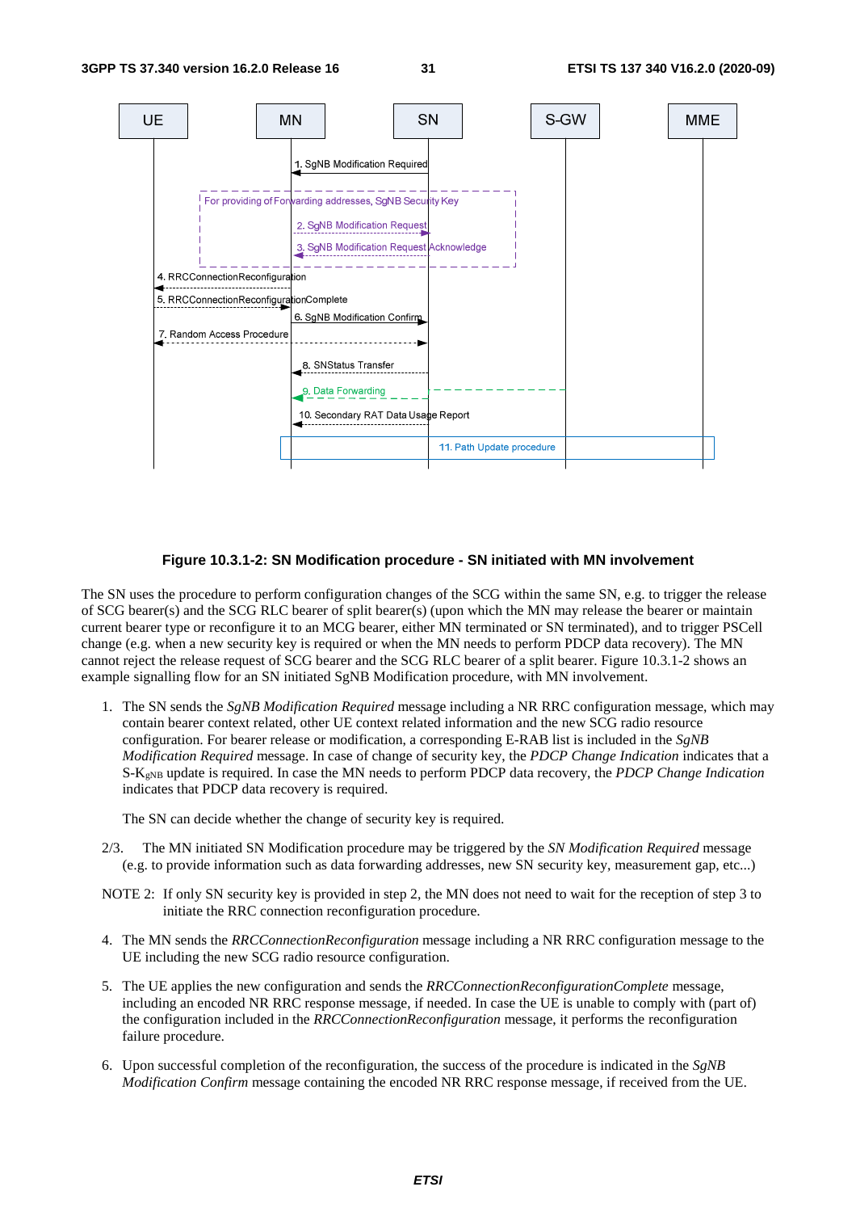**Figure 10.3.1-2: SN Modification procedure - SN initiated with MN involvement**

The SN uses the procedure to perform configuration changes of the SCG within the same SN, e.g. to trigger the release of SCG bearer(s) and the SCG RLC bearer of split bearer(s) (upon which the MN may release the bearer or maintain current bearer type or reconfigure it to an MCG bearer, either MN terminated or SN terminated), and to trigger PSCell change (e.g. when a new security key is required or when the MN needs to perform PDCP data recovery). The MN cannot reject the release request of SCG bearer and the SCG RLC bearer of a split bearer. Figure 10.3.1-2 shows an example signalling flow for an SN initiated SgNB Modification procedure, with MN involvement.

1. The SN sends the *SgNB Modification Required* message including a NR RRC configuration message, which may contain bearer context related, other UE context related information and the new SCG radio resource configuration. For bearer release or modification, a corresponding E-RAB list is included in the *SgNB Modification Required* message. In case of change of security key, the *PDCP Change Indication* indicates that a S-$K_{gNB}$ update is required. In case the MN needs to perform PDCP data recovery, the *PDCP Change Indication* indicates that PDCP data recovery is required.

   The SN can decide whether the change of security key is required.

2/3. The MN initiated SN Modification procedure may be triggered by the *SN Modification Required* message (e.g. to provide information such as data forwarding addresses, new SN security key, measurement gap, etc...)

NOTE 2: If only SN security key is provided in step 2, the MN does not need to wait for the reception of step 3 to initiate the RRC connection reconfiguration procedure.

4. The MN sends the *RRCConnectionReconfiguration* message including a NR RRC configuration message to the UE including the new SCG radio resource configuration.

5. The UE applies the new configuration and sends the *RRCConnectionReconfigurationComplete* message, including an encoded NR RRC response message, if needed. In case the UE is unable to comply with (part of) the configuration included in the *RRCConnectionReconfiguration* message, it performs the reconfiguration failure procedure.

6. Upon successful completion of the reconfiguration, the success of the procedure is indicated in the *SgNB Modification Confirm* message containing the encoded NR RRC response message, if received from the UE.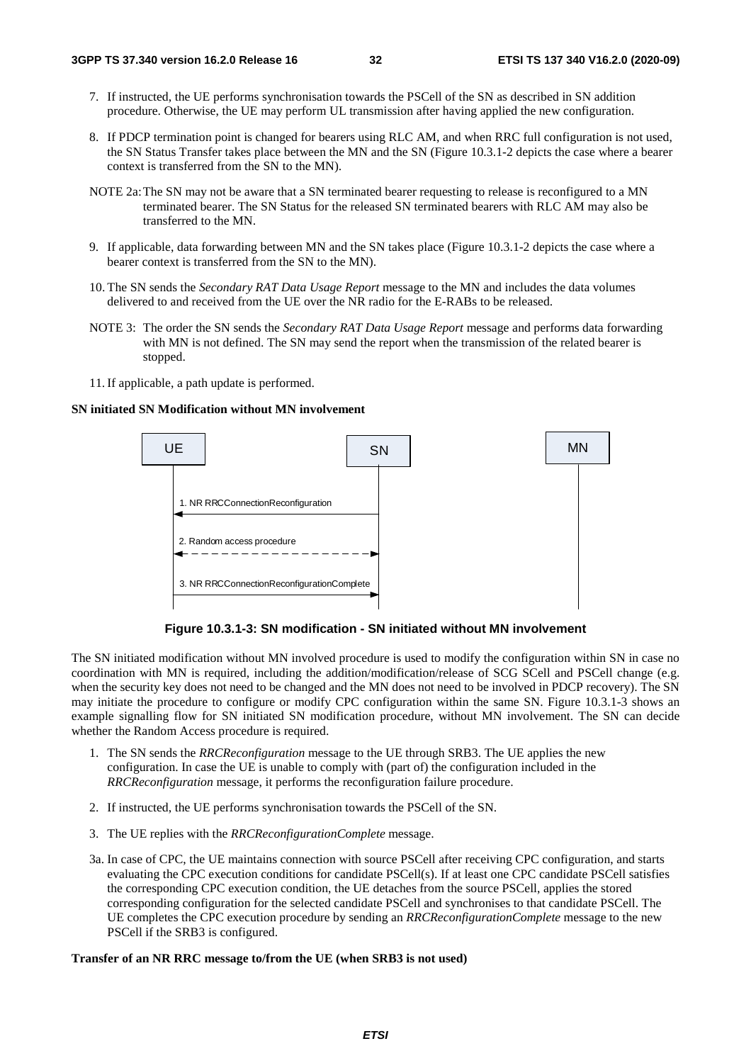7. If instructed, the UE performs synchronisation towards the PSCell of the SN as described in SN addition procedure. Otherwise, the UE may perform UL transmission after having applied the new configuration.

8. If PDCP termination point is changed for bearers using RLC AM, and when RRC full configuration is not used, the SN Status Transfer takes place between the MN and the SN (Figure 10.3.1-2 depicts the case where a bearer context is transferred from the SN to the MN).

NOTE 2a: The SN may not be aware that a SN terminated bearer requesting to release is reconfigured to a MN terminated bearer. The SN Status for the released SN terminated bearers with RLC AM may also be transferred to the MN.

9. If applicable, data forwarding between MN and the SN takes place (Figure 10.3.1-2 depicts the case where a bearer context is transferred from the SN to the MN).

10. The SN sends the *Secondary RAT Data Usage Report* message to the MN and includes the data volumes delivered to and received from the UE over the NR radio for the E-RABs to be released.

NOTE 3: The order the SN sends the *Secondary RAT Data Usage Report* message and performs data forwarding with MN is not defined. The SN may send the report when the transmission of the related bearer is stopped.

11. If applicable, a path update is performed.

**SN initiated SN Modification without MN involvement**

UE | SN | MN

1. NR RRCConnectionReconfiguration
2. Random access procedure
3. NR RRCConnectionReconfigurationComplete

**Figure 10.3.1-3: SN modification - SN initiated without MN involvement**

The SN initiated modification without MN involved procedure is used to modify the configuration within SN in case no coordination with MN is required, including the addition/modification/release of SCG SCell and PSCell change (e.g. when the security key does not need to be changed and the MN does not need to be involved in PDCP recovery). The SN may initiate the procedure to configure or modify CPC configuration within the same SN. Figure 10.3.1-3 shows an example signalling flow for SN initiated SN modification procedure, without MN involvement. The SN can decide whether the Random Access procedure is required.

1. The SN sends the *RRCReconfiguration* message to the UE through SRB3. The UE applies the new configuration. In case the UE is unable to comply with (part of) the configuration included in the *RRCReconfiguration* message, it performs the reconfiguration failure procedure.

2. If instructed, the UE performs synchronisation towards the PSCell of the SN.

3. The UE replies with the *RRCReconfigurationComplete* message.

3a. In case of CPC, the UE maintains connection with source PSCell after receiving CPC configuration, and starts evaluating the CPC execution conditions for candidate PSCell(s). If at least one CPC candidate PSCell satisfies the corresponding CPC execution condition, the UE detaches from the source PSCell, applies the stored corresponding configuration for the selected candidate PSCell and synchronises to that candidate PSCell. The UE completes the CPC execution procedure by sending an *RRCReconfigurationComplete* message to the new PSCell if the SRB3 is configured.

**Transfer of an NR RRC message to/from the UE (when SRB3 is not used)**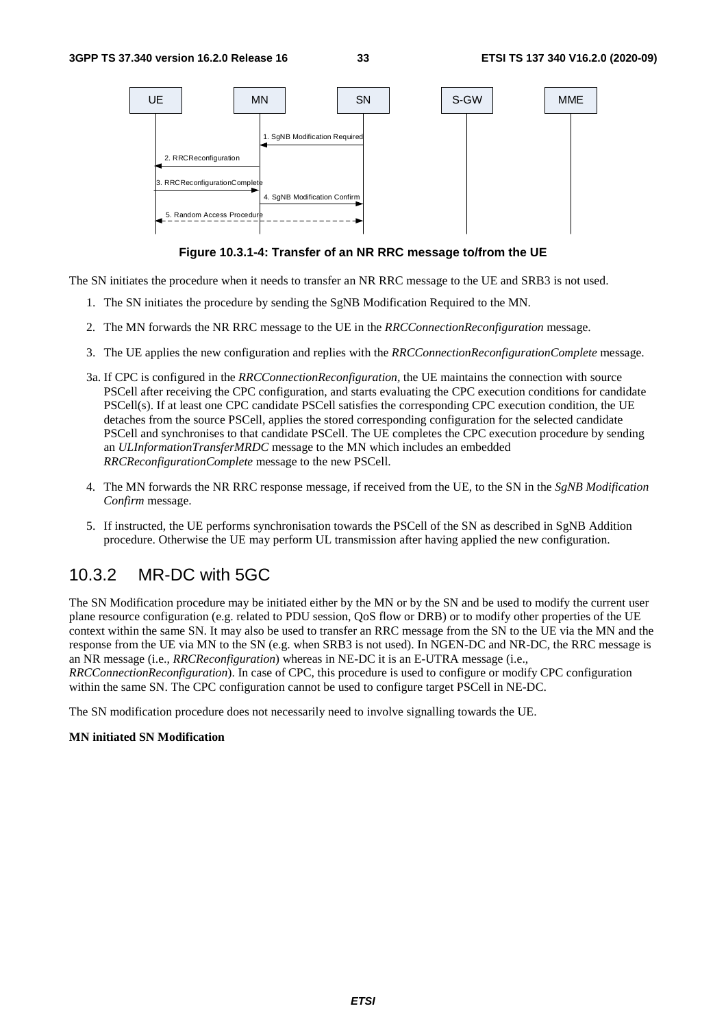Figure 10.3.1-4: Transfer of an NR RRC message to/from the UE

The SN initiates the procedure when it needs to transfer an NR RRC message to the UE and SRB3 is not used.

1. The SN initiates the procedure by sending the SgNB Modification Required to the MN.
2. The MN forwards the NR RRC message to the UE in the *RRCConnectionReconfiguration* message.
3. The UE applies the new configuration and replies with the *RRCConnectionReconfigurationComplete* message.

3a. If CPC is configured in the *RRCConnectionReconfiguration*, the UE maintains the connection with source PSCell after receiving the CPC configuration, and starts evaluating the CPC execution conditions for candidate PSCell(s). If at least one CPC candidate PSCell satisfies the corresponding CPC execution condition, the UE detaches from the source PSCell, applies the stored corresponding configuration for the selected candidate PSCell and synchronises to that candidate PSCell. The UE completes the CPC execution procedure by sending an *ULInformationTransferMRDC* message to the MN which includes an embedded *RRCReconfigurationComplete* message to the new PSCell.

4. The MN forwards the NR RRC response message, if received from the UE, to the SN in the *SgNB Modification Confirm* message.
5. If instructed, the UE performs synchronisation towards the PSCell of the SN as described in SgNB Addition procedure. Otherwise the UE may perform UL transmission after having applied the new configuration.

## 10.3.2 MR-DC with 5GC

The SN Modification procedure may be initiated either by the MN or by the SN and be used to modify the current user plane resource configuration (e.g. related to PDU session, QoS flow or DRB) or to modify other properties of the UE context within the same SN. It may also be used to transfer an RRC message from the SN to the UE via the MN and the response from the UE via MN to the SN (e.g. when SRB3 is not used). In NGEN-DC and NR-DC, the RRC message is an NR message (i.e., *RRCReconfiguration*) whereas in NE-DC it is an E-UTRA message (i.e., *RRCConnectionReconfiguration*). In case of CPC, this procedure is used to configure or modify CPC configuration within the same SN. The CPC configuration cannot be used to configure target PSCell in NE-DC.

The SN modification procedure does not necessarily need to involve signalling towards the UE.

**MN initiated SN Modification**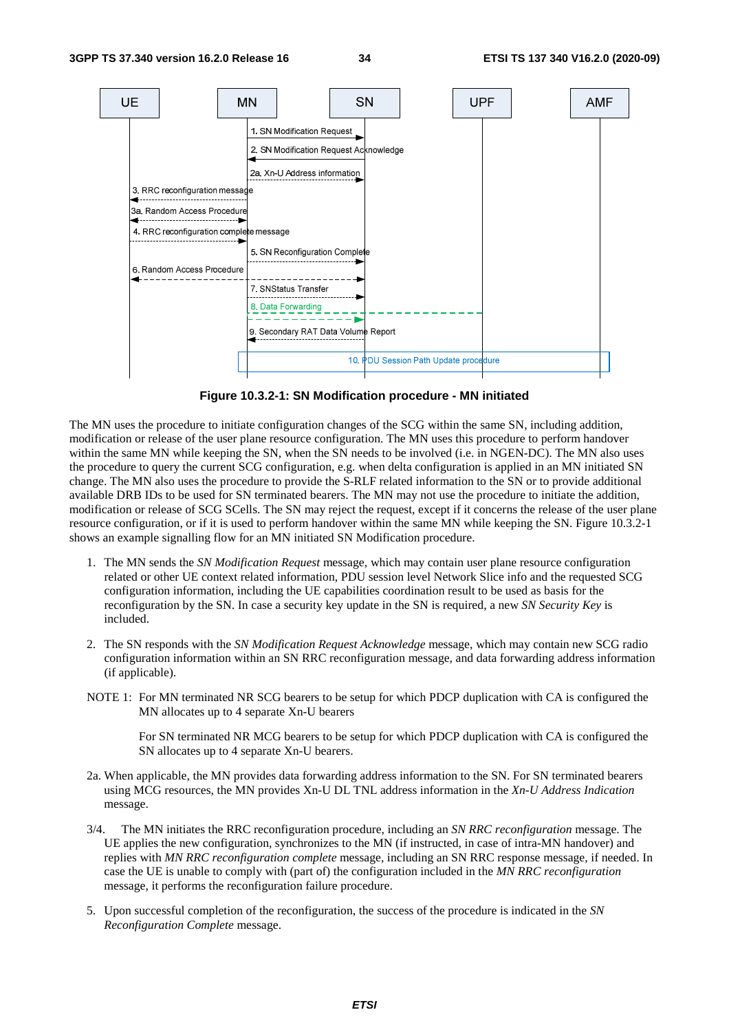**Figure 10.3.2-1: SN Modification procedure - MN initiated**

The MN uses the procedure to initiate configuration changes of the SCG within the same SN, including addition, modification or release of the user plane resource configuration. The MN uses this procedure to perform handover within the same MN while keeping the SN, when the SN needs to be involved (i.e. in NGEN-DC). The MN also uses the procedure to query the current SCG configuration, e.g. when delta configuration is applied in an MN initiated SN change. The MN also uses the procedure to provide the S-RLF related information to the SN or to provide additional available DRB IDs to be used for SN terminated bearers. The MN may not use the procedure to initiate the addition, modification or release of SCG SCells. The SN may reject the request, except if it concerns the release of the user plane resource configuration, or if it is used to perform handover within the same MN while keeping the SN. Figure 10.3.2-1 shows an example signalling flow for an MN initiated SN Modification procedure.

1. The MN sends the *SN Modification Request* message, which may contain user plane resource configuration related or other UE context related information, PDU session level Network Slice info and the requested SCG configuration information, including the UE capabilities coordination result to be used as basis for the reconfiguration by the SN. In case a security key update in the SN is required, a new *SN Security Key* is included.

2. The SN responds with the *SN Modification Request Acknowledge* message, which may contain new SCG radio configuration information within an SN RRC reconfiguration message, and data forwarding address information (if applicable).

NOTE 1: For MN terminated NR SCG bearers to be setup for which PDCP duplication with CA is configured the MN allocates up to 4 separate Xn-U bearers

For SN terminated NR MCG bearers to be setup for which PDCP duplication with CA is configured the SN allocates up to 4 separate Xn-U bearers.

2a. When applicable, the MN provides data forwarding address information to the SN. For SN terminated bearers using MCG resources, the MN provides Xn-U DL TNL address information in the *Xn-U Address Indication* message.

3/4. The MN initiates the RRC reconfiguration procedure, including an *SN RRC reconfiguration* message. The UE applies the new configuration, synchronizes to the MN (if instructed, in case of intra-MN handover) and replies with *MN RRC reconfiguration complete* message, including an SN RRC response message, if needed. In case the UE is unable to comply with (part of) the configuration included in the *MN RRC reconfiguration* message, it performs the reconfiguration failure procedure.

5. Upon successful completion of the reconfiguration, the success of the procedure is indicated in the *SN Reconfiguration Complete* message.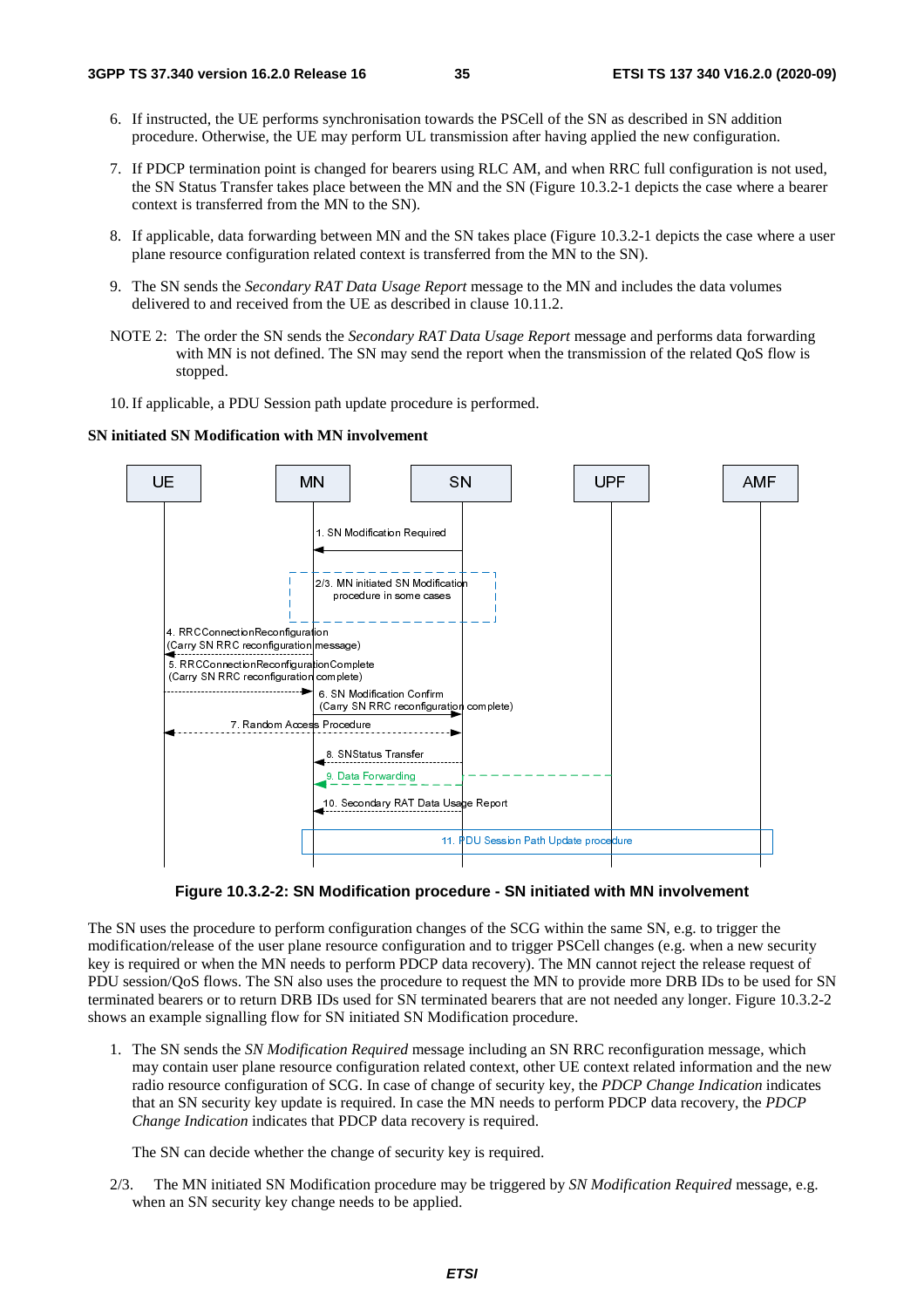6. If instructed, the UE performs synchronisation towards the PSCell of the SN as described in SN addition procedure. Otherwise, the UE may perform UL transmission after having applied the new configuration.

7. If PDCP termination point is changed for bearers using RLC AM, and when RRC full configuration is not used, the SN Status Transfer takes place between the MN and the SN (Figure 10.3.2-1 depicts the case where a bearer context is transferred from the MN to the SN).

8. If applicable, data forwarding between MN and the SN takes place (Figure 10.3.2-1 depicts the case where a user plane resource configuration related context is transferred from the MN to the SN).

9. The SN sends the *Secondary RAT Data Usage Report* message to the MN and includes the data volumes delivered to and received from the UE as described in clause 10.11.2.

NOTE 2: The order the SN sends the *Secondary RAT Data Usage Report* message and performs data forwarding with MN is not defined. The SN may send the report when the transmission of the related QoS flow is stopped.

10. If applicable, a PDU Session path update procedure is performed.

**SN initiated SN Modification with MN involvement**

Figure 10.3.2-2: SN Modification procedure - SN initiated with MN involvement

The SN uses the procedure to perform configuration changes of the SCG within the same SN, e.g. to trigger the modification/release of the user plane resource configuration and to trigger PSCell changes (e.g. when a new security key is required or when the MN needs to perform PDCP data recovery). The MN cannot reject the release request of PDU session/QoS flows. The SN also uses the procedure to request the MN to provide more DRB IDs to be used for SN terminated bearers or to return DRB IDs used for SN terminated bearers that are not needed any longer. Figure 10.3.2-2 shows an example signalling flow for SN initiated SN Modification procedure.

1. The SN sends the *SN Modification Required* message including an SN RRC reconfiguration message, which may contain user plane resource configuration related context, other UE context related information and the new radio resource configuration of SCG. In case of change of security key, the *PDCP Change Indication* indicates that an SN security key update is required. In case the MN needs to perform PDCP data recovery, the *PDCP Change Indication* indicates that PDCP data recovery is required.

   The SN can decide whether the change of security key is required.

2/3. The MN initiated SN Modification procedure may be triggered by *SN Modification Required* message, e.g. when an SN security key change needs to be applied.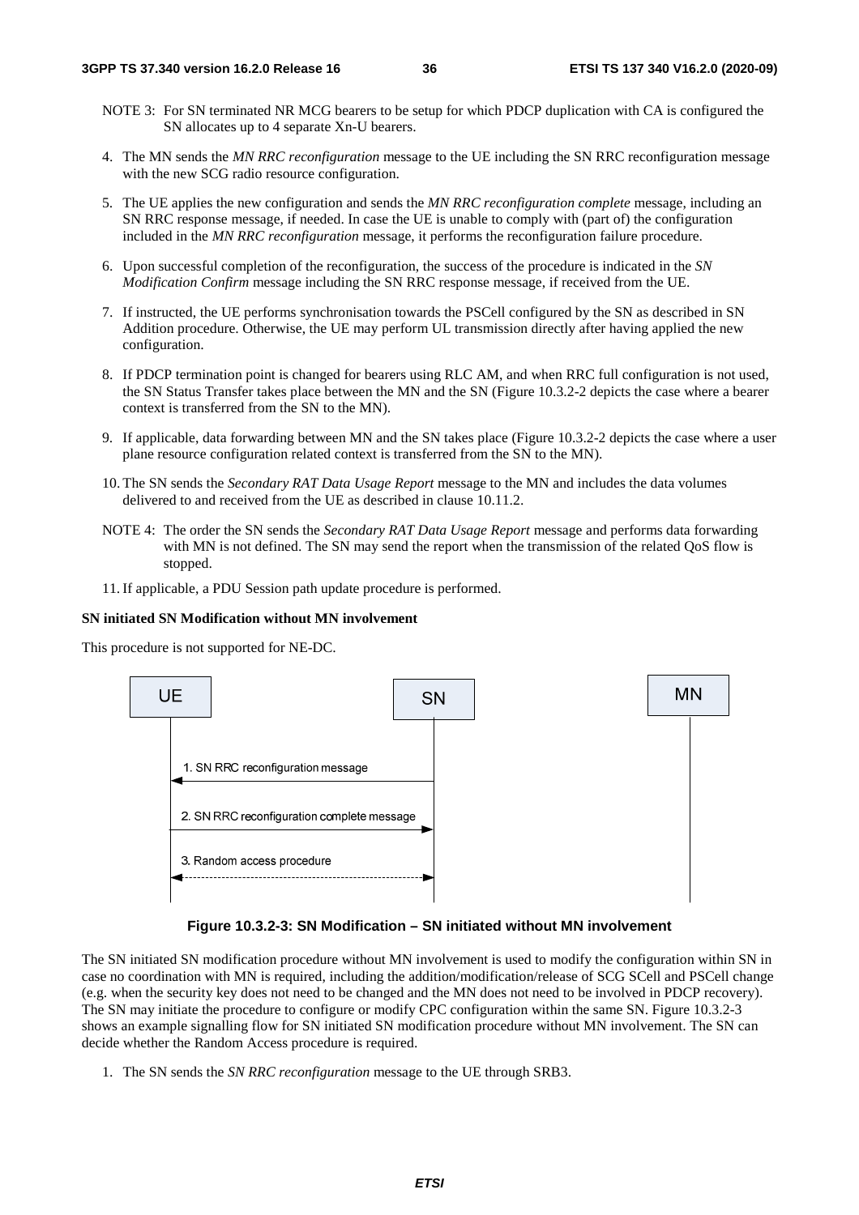NOTE 3: For SN terminated NR MCG bearers to be setup for which PDCP duplication with CA is configured the SN allocates up to 4 separate Xn-U bearers.

4. The MN sends the *MN RRC reconfiguration* message to the UE including the SN RRC reconfiguration message with the new SCG radio resource configuration.

5. The UE applies the new configuration and sends the *MN RRC reconfiguration complete* message, including an SN RRC response message, if needed. In case the UE is unable to comply with (part of) the configuration included in the *MN RRC reconfiguration* message, it performs the reconfiguration failure procedure.

6. Upon successful completion of the reconfiguration, the success of the procedure is indicated in the *SN Modification Confirm* message including the SN RRC response message, if received from the UE.

7. If instructed, the UE performs synchronisation towards the PSCell configured by the SN as described in SN Addition procedure. Otherwise, the UE may perform UL transmission directly after having applied the new configuration.

8. If PDCP termination point is changed for bearers using RLC AM, and when RRC full configuration is not used, the SN Status Transfer takes place between the MN and the SN (Figure 10.3.2-2 depicts the case where a bearer context is transferred from the SN to the MN).

9. If applicable, data forwarding between MN and the SN takes place (Figure 10.3.2-2 depicts the case where a user plane resource configuration related context is transferred from the SN to the MN).

10. The SN sends the *Secondary RAT Data Usage Report* message to the MN and includes the data volumes delivered to and received from the UE as described in clause 10.11.2.

NOTE 4: The order the SN sends the *Secondary RAT Data Usage Report* message and performs data forwarding with MN is not defined. The SN may send the report when the transmission of the related QoS flow is stopped.

11. If applicable, a PDU Session path update procedure is performed.

**SN initiated SN Modification without MN involvement**

This procedure is not supported for NE-DC.

UE | SN | MN

1. SN RRC reconfiguration message
2. SN RRC reconfiguration complete message
3. Random access procedure

**Figure 10.3.2-3: SN Modification – SN initiated without MN involvement**

The SN initiated SN modification procedure without MN involvement is used to modify the configuration within SN in case no coordination with MN is required, including the addition/modification/release of SCG SCell and PSCell change (e.g. when the security key does not need to be changed and the MN does not need to be involved in PDCP recovery). The SN may initiate the procedure to configure or modify CPC configuration within the same SN. Figure 10.3.2-3 shows an example signalling flow for SN initiated SN modification procedure without MN involvement. The SN can decide whether the Random Access procedure is required.

1. The SN sends the *SN RRC reconfiguration* message to the UE through SRB3.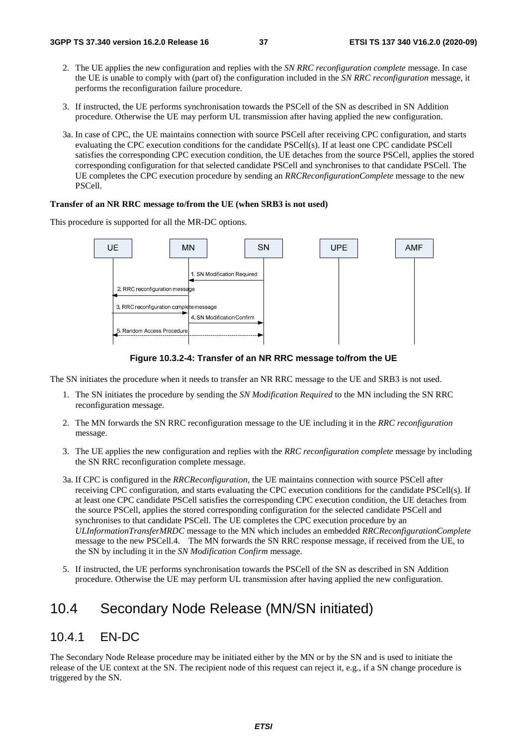2. The UE applies the new configuration and replies with the *SN RRC reconfiguration complete* message. In case the UE is unable to comply with (part of) the configuration included in the *SN RRC reconfiguration* message, it performs the reconfiguration failure procedure.

3. If instructed, the UE performs synchronisation towards the PSCell of the SN as described in SN Addition procedure. Otherwise the UE may perform UL transmission after having applied the new configuration.

3a. In case of CPC, the UE maintains connection with source PSCell after receiving CPC configuration, and starts evaluating the CPC execution conditions for the candidate PSCell(s). If at least one CPC candidate PSCell satisfies the corresponding CPC execution condition, the UE detaches from the source PSCell, applies the stored corresponding configuration for that selected candidate PSCell and synchronises to that candidate PSCell. The UE completes the CPC execution procedure by sending an *RRCReconfigurationComplete* message to the new PSCell.

**Transfer of an NR RRC message to/from the UE (when SRB3 is not used)**

This procedure is supported for all the MR-DC options.

**Figure 10.3.2-4: Transfer of an NR RRC message to/from the UE**

The SN initiates the procedure when it needs to transfer an NR RRC message to the UE and SRB3 is not used.

1. The SN initiates the procedure by sending the *SN Modification Required* to the MN including the SN RRC reconfiguration message.

2. The MN forwards the SN RRC reconfiguration message to the UE including it in the *RRC reconfiguration* message.

3. The UE applies the new configuration and replies with the *RRC reconfiguration complete* message by including the SN RRC reconfiguration complete message.

3a. If CPC is configured in the *RRCReconfiguration,* the UE maintains connection with source PSCell after receiving CPC configuration, and starts evaluating the CPC execution conditions for the candidate PSCell(s). If at least one CPC candidate PSCell satisfies the corresponding CPC execution condition, the UE detaches from the source PSCell, applies the stored corresponding configuration for the selected candidate PSCell and synchronises to that candidate PSCell. The UE completes the CPC execution procedure by an *ULInformationTransferMRDC* message to the MN which includes an embedded *RRCReconfigurationComplete* message to the new PSCell.4. The MN forwards the SN RRC response message, if received from the UE, to the SN by including it in the *SN Modification Confirm* message.

5. If instructed, the UE performs synchronisation towards the PSCell of the SN as described in SN Addition procedure. Otherwise the UE may perform UL transmission after having applied the new configuration.

## 10.4 Secondary Node Release (MN/SN initiated)

### 10.4.1 EN-DC

The Secondary Node Release procedure may be initiated either by the MN or by the SN and is used to initiate the release of the UE context at the SN. The recipient node of this request can reject it, e.g., if a SN change procedure is triggered by the SN.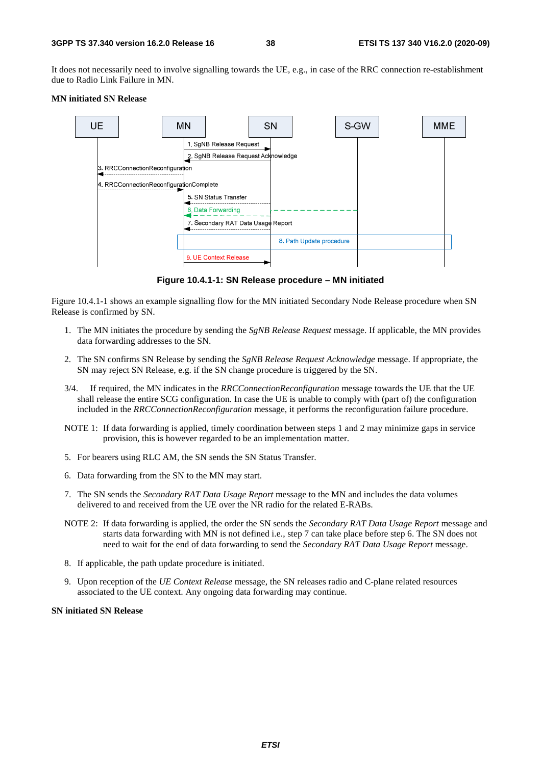It does not necessarily need to involve signalling towards the UE, e.g., in case of the RRC connection re-establishment due to Radio Link Failure in MN.

**MN initiated SN Release**

**Figure 10.4.1-1: SN Release procedure – MN initiated**

Figure 10.4.1-1 shows an example signalling flow for the MN initiated Secondary Node Release procedure when SN Release is confirmed by SN.

1. The MN initiates the procedure by sending the *SgNB Release Request* message. If applicable, the MN provides data forwarding addresses to the SN.

2. The SN confirms SN Release by sending the *SgNB Release Request Acknowledge* message. If appropriate, the SN may reject SN Release, e.g. if the SN change procedure is triggered by the SN.

3/4. If required, the MN indicates in the *RRCConnectionReconfiguration* message towards the UE that the UE shall release the entire SCG configuration. In case the UE is unable to comply with (part of) the configuration included in the *RRCConnectionReconfiguration* message, it performs the reconfiguration failure procedure.

NOTE 1: If data forwarding is applied, timely coordination between steps 1 and 2 may minimize gaps in service provision, this is however regarded to be an implementation matter.

5. For bearers using RLC AM, the SN sends the SN Status Transfer.

6. Data forwarding from the SN to the MN may start.

7. The SN sends the *Secondary RAT Data Usage Report* message to the MN and includes the data volumes delivered to and received from the UE over the NR radio for the related E-RABs.

NOTE 2: If data forwarding is applied, the order the SN sends the *Secondary RAT Data Usage Report* message and starts data forwarding with MN is not defined i.e., step 7 can take place before step 6. The SN does not need to wait for the end of data forwarding to send the *Secondary RAT Data Usage Report* message.

8. If applicable, the path update procedure is initiated.

9. Upon reception of the *UE Context Release* message, the SN releases radio and C-plane related resources associated to the UE context. Any ongoing data forwarding may continue.

**SN initiated SN Release**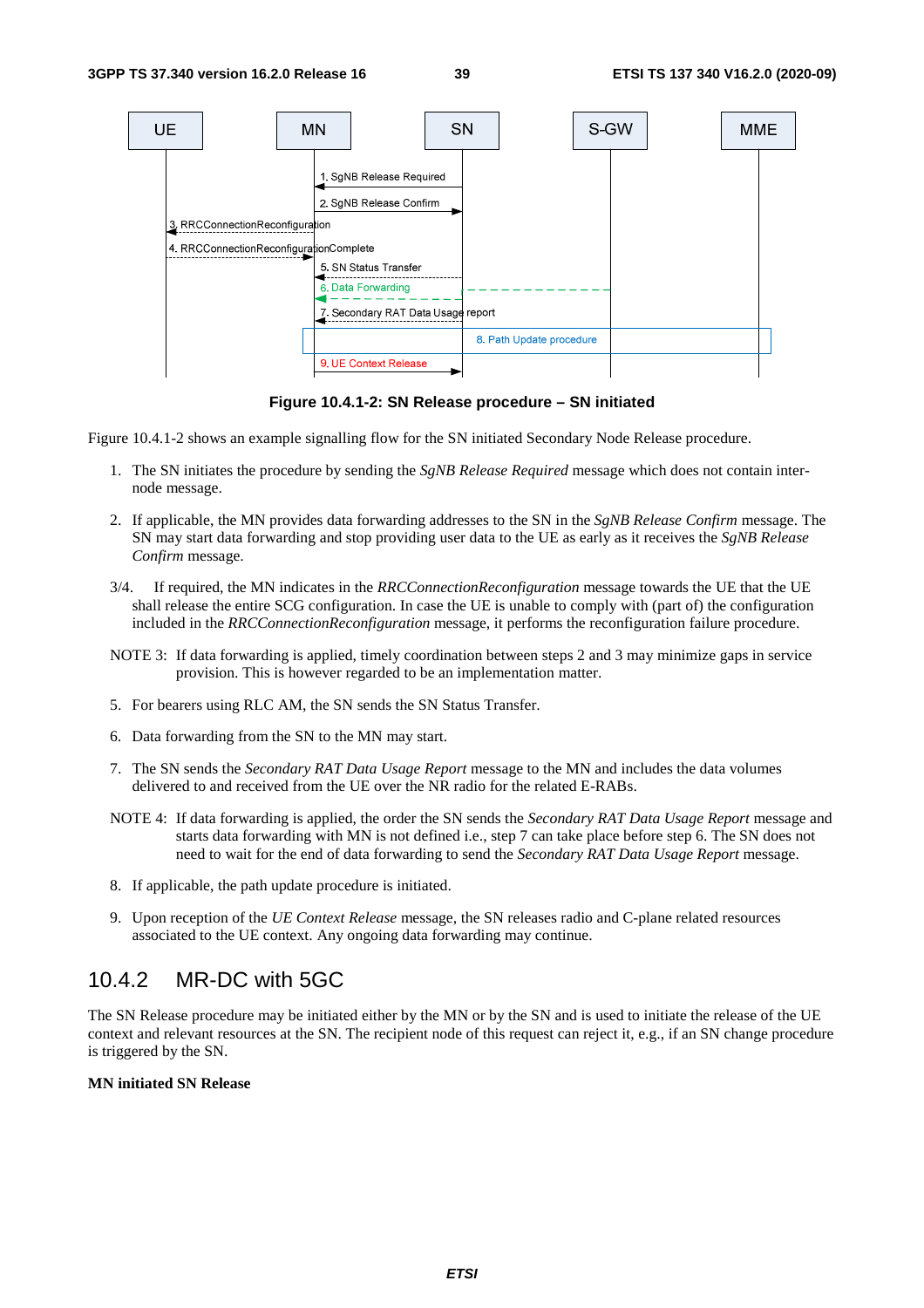**Figure 10.4.1-2: SN Release procedure – SN initiated**

Figure 10.4.1-2 shows an example signalling flow for the SN initiated Secondary Node Release procedure.

1. The SN initiates the procedure by sending the *SgNB Release Required* message which does not contain inter-node message.

2. If applicable, the MN provides data forwarding addresses to the SN in the *SgNB Release Confirm* message. The SN may start data forwarding and stop providing user data to the UE as early as it receives the *SgNB Release Confirm* message.

3/4. If required, the MN indicates in the *RRCConnectionReconfiguration* message towards the UE that the UE shall release the entire SCG configuration. In case the UE is unable to comply with (part of) the configuration included in the *RRCConnectionReconfiguration* message, it performs the reconfiguration failure procedure.

NOTE 3: If data forwarding is applied, timely coordination between steps 2 and 3 may minimize gaps in service provision. This is however regarded to be an implementation matter.

5. For bearers using RLC AM, the SN sends the SN Status Transfer.

6. Data forwarding from the SN to the MN may start.

7. The SN sends the *Secondary RAT Data Usage Report* message to the MN and includes the data volumes delivered to and received from the UE over the NR radio for the related E-RABs.

NOTE 4: If data forwarding is applied, the order the SN sends the *Secondary RAT Data Usage Report* message and starts data forwarding with MN is not defined i.e., step 7 can take place before step 6. The SN does not need to wait for the end of data forwarding to send the *Secondary RAT Data Usage Report* message.

8. If applicable, the path update procedure is initiated.

9. Upon reception of the *UE Context Release* message, the SN releases radio and C-plane related resources associated to the UE context. Any ongoing data forwarding may continue.

## 10.4.2 MR-DC with 5GC

The SN Release procedure may be initiated either by the MN or by the SN and is used to initiate the release of the UE context and relevant resources at the SN. The recipient node of this request can reject it, e.g., if an SN change procedure is triggered by the SN.

**MN initiated SN Release**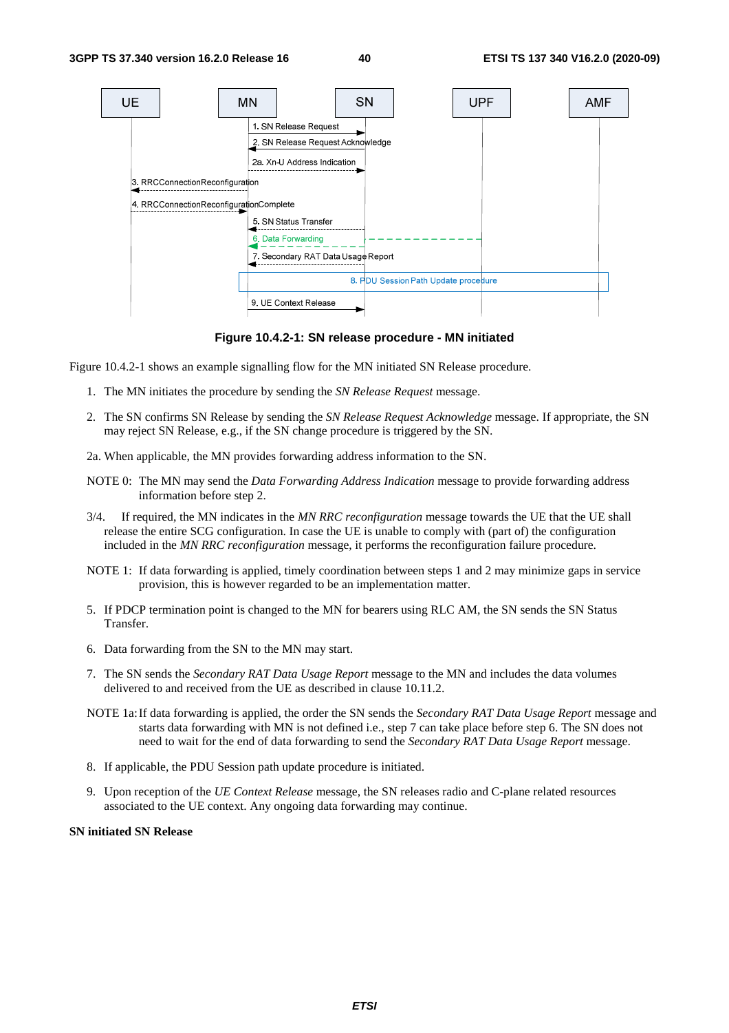**Figure 10.4.2-1: SN release procedure - MN initiated**

Figure 10.4.2-1 shows an example signalling flow for the MN initiated SN Release procedure.

1. The MN initiates the procedure by sending the *SN Release Request* message.

2. The SN confirms SN Release by sending the *SN Release Request Acknowledge* message. If appropriate, the SN may reject SN Release, e.g., if the SN change procedure is triggered by the SN.

2a. When applicable, the MN provides forwarding address information to the SN.

NOTE 0: The MN may send the *Data Forwarding Address Indication* message to provide forwarding address information before step 2.

3/4. If required, the MN indicates in the *MN RRC reconfiguration* message towards the UE that the UE shall release the entire SCG configuration. In case the UE is unable to comply with (part of) the configuration included in the *MN RRC reconfiguration* message, it performs the reconfiguration failure procedure.

NOTE 1: If data forwarding is applied, timely coordination between steps 1 and 2 may minimize gaps in service provision, this is however regarded to be an implementation matter.

5. If PDCP termination point is changed to the MN for bearers using RLC AM, the SN sends the SN Status Transfer.

6. Data forwarding from the SN to the MN may start.

7. The SN sends the *Secondary RAT Data Usage Report* message to the MN and includes the data volumes delivered to and received from the UE as described in clause 10.11.2.

NOTE 1a: If data forwarding is applied, the order the SN sends the *Secondary RAT Data Usage Report* message and starts data forwarding with MN is not defined i.e., step 7 can take place before step 6. The SN does not need to wait for the end of data forwarding to send the *Secondary RAT Data Usage Report* message.

8. If applicable, the PDU Session path update procedure is initiated.

9. Upon reception of the *UE Context Release* message, the SN releases radio and C-plane related resources associated to the UE context. Any ongoing data forwarding may continue.

**SN initiated SN Release**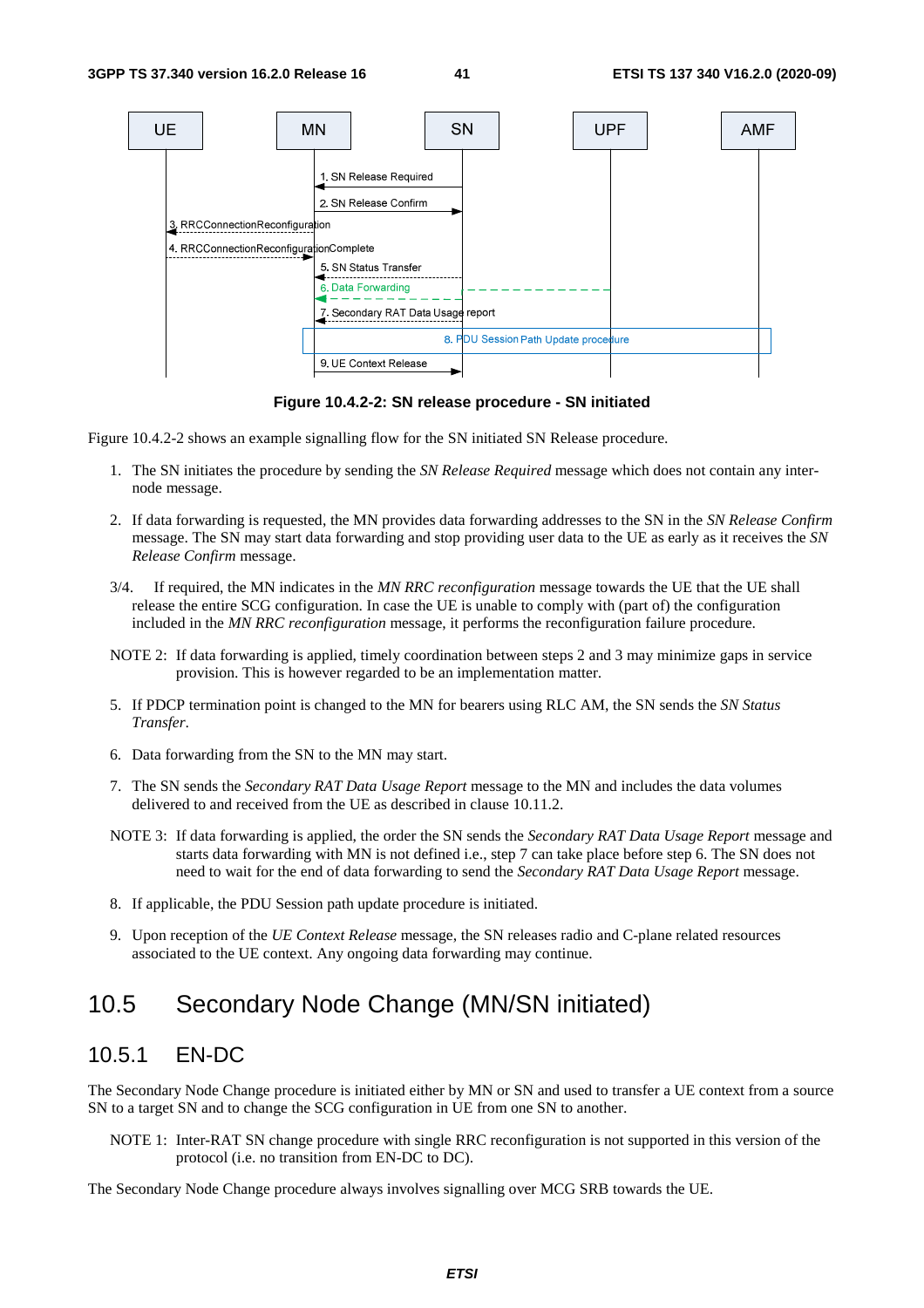Figure 10.4.2-2: SN release procedure - SN initiated

Figure 10.4.2-2 shows an example signalling flow for the SN initiated SN Release procedure.

1. The SN initiates the procedure by sending the *SN Release Required* message which does not contain any inter-node message.

2. If data forwarding is requested, the MN provides data forwarding addresses to the SN in the *SN Release Confirm* message. The SN may start data forwarding and stop providing user data to the UE as early as it receives the *SN Release Confirm* message.

3/4. If required, the MN indicates in the *MN RRC reconfiguration* message towards the UE that the UE shall release the entire SCG configuration. In case the UE is unable to comply with (part of) the configuration included in the *MN RRC reconfiguration* message, it performs the reconfiguration failure procedure.

NOTE 2: If data forwarding is applied, timely coordination between steps 2 and 3 may minimize gaps in service provision. This is however regarded to be an implementation matter.

5. If PDCP termination point is changed to the MN for bearers using RLC AM, the SN sends the *SN Status Transfer*.

6. Data forwarding from the SN to the MN may start.

7. The SN sends the *Secondary RAT Data Usage Report* message to the MN and includes the data volumes delivered to and received from the UE as described in clause 10.11.2.

NOTE 3: If data forwarding is applied, the order the SN sends the *Secondary RAT Data Usage Report* message and starts data forwarding with MN is not defined i.e., step 7 can take place before step 6. The SN does not need to wait for the end of data forwarding to send the *Secondary RAT Data Usage Report* message.

8. If applicable, the PDU Session path update procedure is initiated.

9. Upon reception of the *UE Context Release* message, the SN releases radio and C-plane related resources associated to the UE context. Any ongoing data forwarding may continue.

## 10.5 Secondary Node Change (MN/SN initiated)

### 10.5.1 EN-DC

The Secondary Node Change procedure is initiated either by MN or SN and used to transfer a UE context from a source SN to a target SN and to change the SCG configuration in UE from one SN to another.

NOTE 1: Inter-RAT SN change procedure with single RRC reconfiguration is not supported in this version of the protocol (i.e. no transition from EN-DC to DC).

The Secondary Node Change procedure always involves signalling over MCG SRB towards the UE.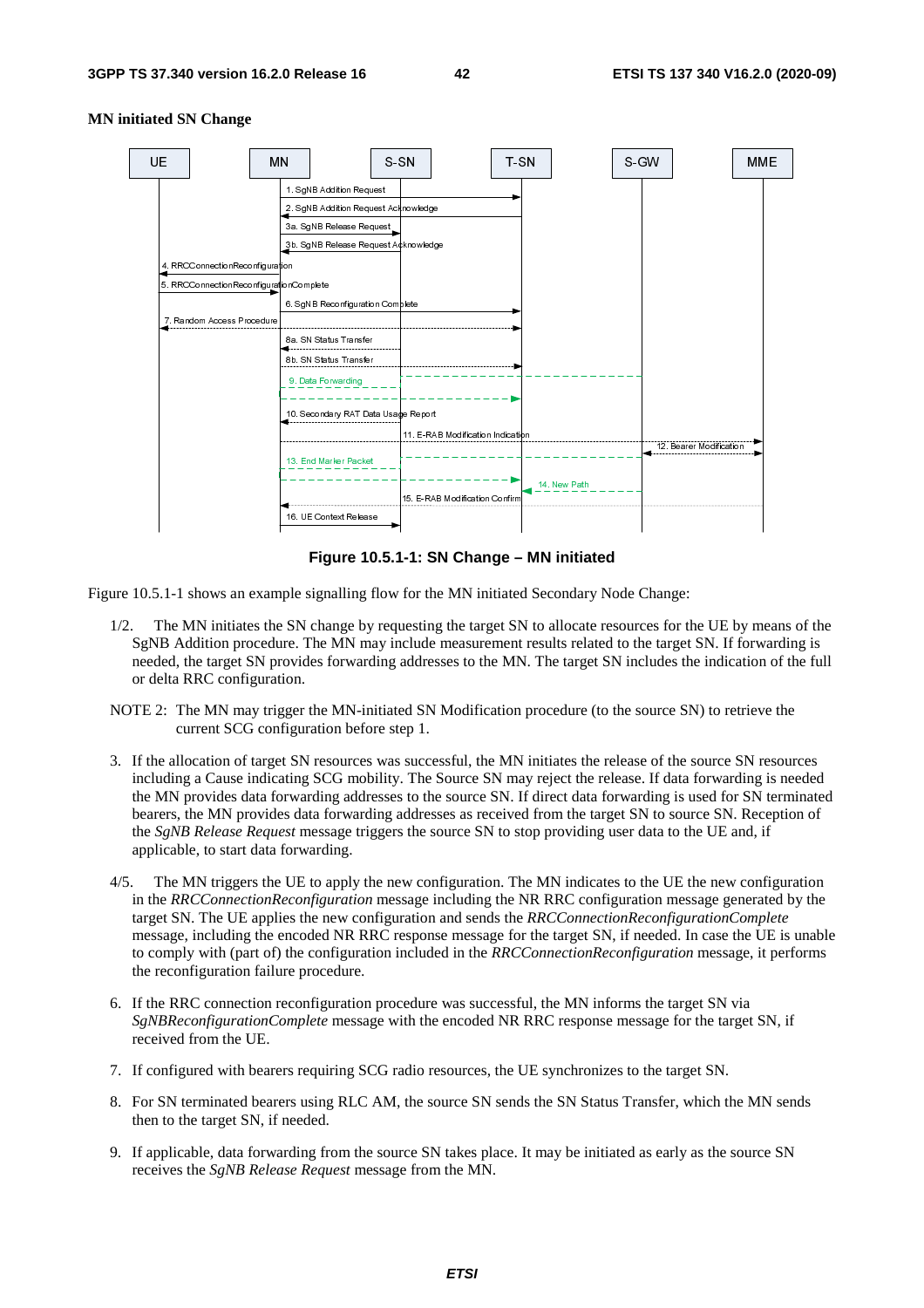**MN initiated SN Change**

**Figure 10.5.1-1: SN Change – MN initiated**

Figure 10.5.1-1 shows an example signalling flow for the MN initiated Secondary Node Change:

1/2. The MN initiates the SN change by requesting the target SN to allocate resources for the UE by means of the SgNB Addition procedure. The MN may include measurement results related to the target SN. If forwarding is needed, the target SN provides forwarding addresses to the MN. The target SN includes the indication of the full or delta RRC configuration.

NOTE 2: The MN may trigger the MN-initiated SN Modification procedure (to the source SN) to retrieve the current SCG configuration before step 1.

3. If the allocation of target SN resources was successful, the MN initiates the release of the source SN resources including a Cause indicating SCG mobility. The Source SN may reject the release. If data forwarding is needed the MN provides data forwarding addresses to the source SN. If direct data forwarding is used for SN terminated bearers, the MN provides data forwarding addresses as received from the target SN to source SN. Reception of the *SgNB Release Request* message triggers the source SN to stop providing user data to the UE and, if applicable, to start data forwarding.

4/5. The MN triggers the UE to apply the new configuration. The MN indicates to the UE the new configuration in the *RRCConnectionReconfiguration* message including the NR RRC configuration message generated by the target SN. The UE applies the new configuration and sends the *RRCConnectionReconfigurationComplete* message, including the encoded NR RRC response message for the target SN, if needed. In case the UE is unable to comply with (part of) the configuration included in the *RRCConnectionReconfiguration* message, it performs the reconfiguration failure procedure.

6. If the RRC connection reconfiguration procedure was successful, the MN informs the target SN via *SgNBReconfigurationComplete* message with the encoded NR RRC response message for the target SN, if received from the UE.

7. If configured with bearers requiring SCG radio resources, the UE synchronizes to the target SN.

8. For SN terminated bearers using RLC AM, the source SN sends the SN Status Transfer, which the MN sends then to the target SN, if needed.

9. If applicable, data forwarding from the source SN takes place. It may be initiated as early as the source SN receives the *SgNB Release Request* message from the MN.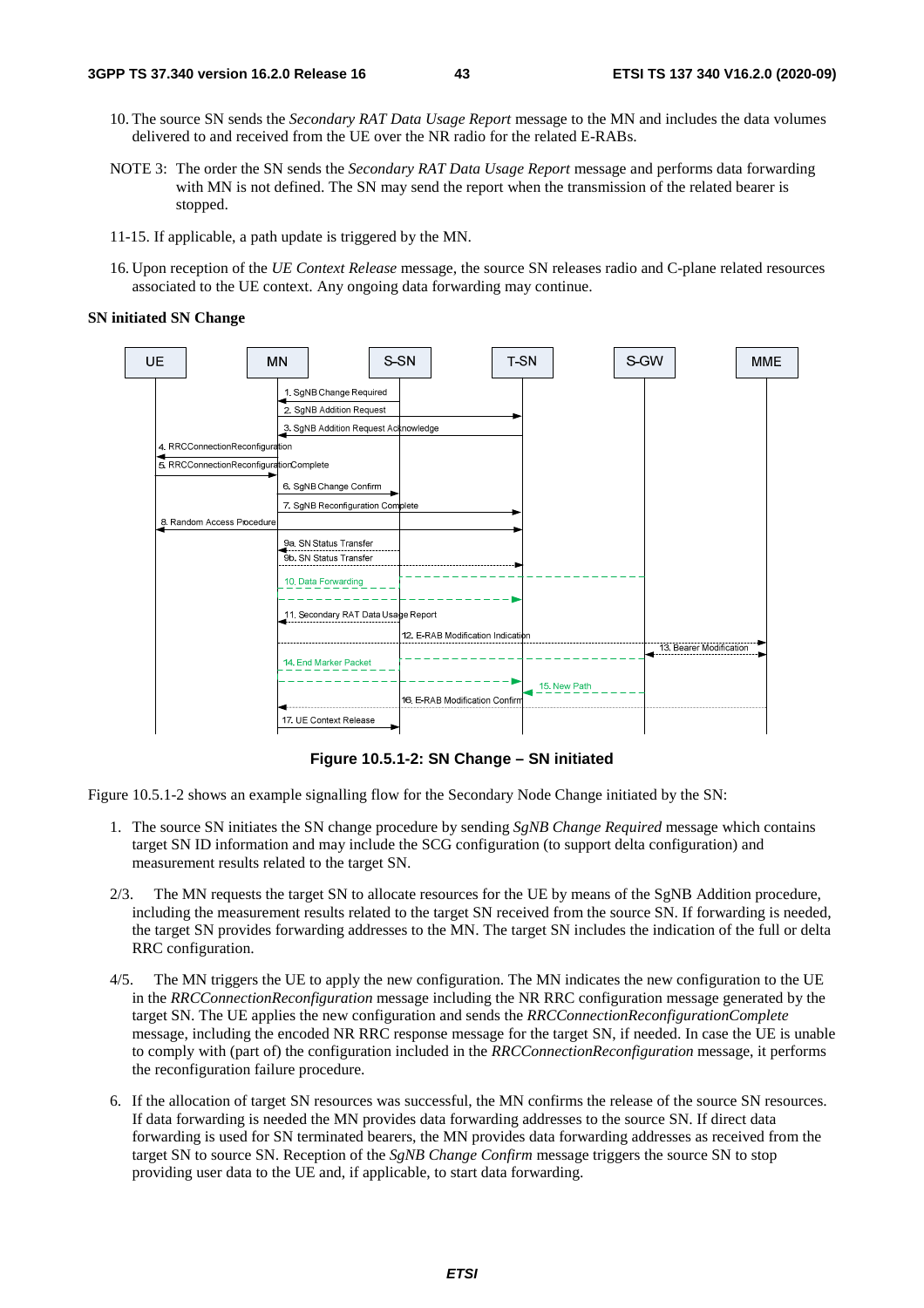10. The source SN sends the *Secondary RAT Data Usage Report* message to the MN and includes the data volumes delivered to and received from the UE over the NR radio for the related E-RABs.

NOTE 3: The order the SN sends the *Secondary RAT Data Usage Report* message and performs data forwarding with MN is not defined. The SN may send the report when the transmission of the related bearer is stopped.

11-15. If applicable, a path update is triggered by the MN.

16. Upon reception of the *UE Context Release* message, the source SN releases radio and C-plane related resources associated to the UE context. Any ongoing data forwarding may continue.

**SN initiated SN Change**

**Figure 10.5.1-2: SN Change – SN initiated**

Figure 10.5.1-2 shows an example signalling flow for the Secondary Node Change initiated by the SN:

1. The source SN initiates the SN change procedure by sending *SgNB Change Required* message which contains target SN ID information and may include the SCG configuration (to support delta configuration) and measurement results related to the target SN.

2/3. The MN requests the target SN to allocate resources for the UE by means of the SgNB Addition procedure, including the measurement results related to the target SN received from the source SN. If forwarding is needed, the target SN provides forwarding addresses to the MN. The target SN includes the indication of the full or delta RRC configuration.

4/5. The MN triggers the UE to apply the new configuration. The MN indicates the new configuration to the UE in the *RRCConnectionReconfiguration* message including the NR RRC configuration message generated by the target SN. The UE applies the new configuration and sends the *RRCConnectionReconfigurationComplete* message, including the encoded NR RRC response message for the target SN, if needed. In case the UE is unable to comply with (part of) the configuration included in the *RRCConnectionReconfiguration* message, it performs the reconfiguration failure procedure.

6. If the allocation of target SN resources was successful, the MN confirms the release of the source SN resources. If data forwarding is needed the MN provides data forwarding addresses to the source SN. If direct data forwarding is used for SN terminated bearers, the MN provides data forwarding addresses as received from the target SN to source SN. Reception of the *SgNB Change Confirm* message triggers the source SN to stop providing user data to the UE and, if applicable, to start data forwarding.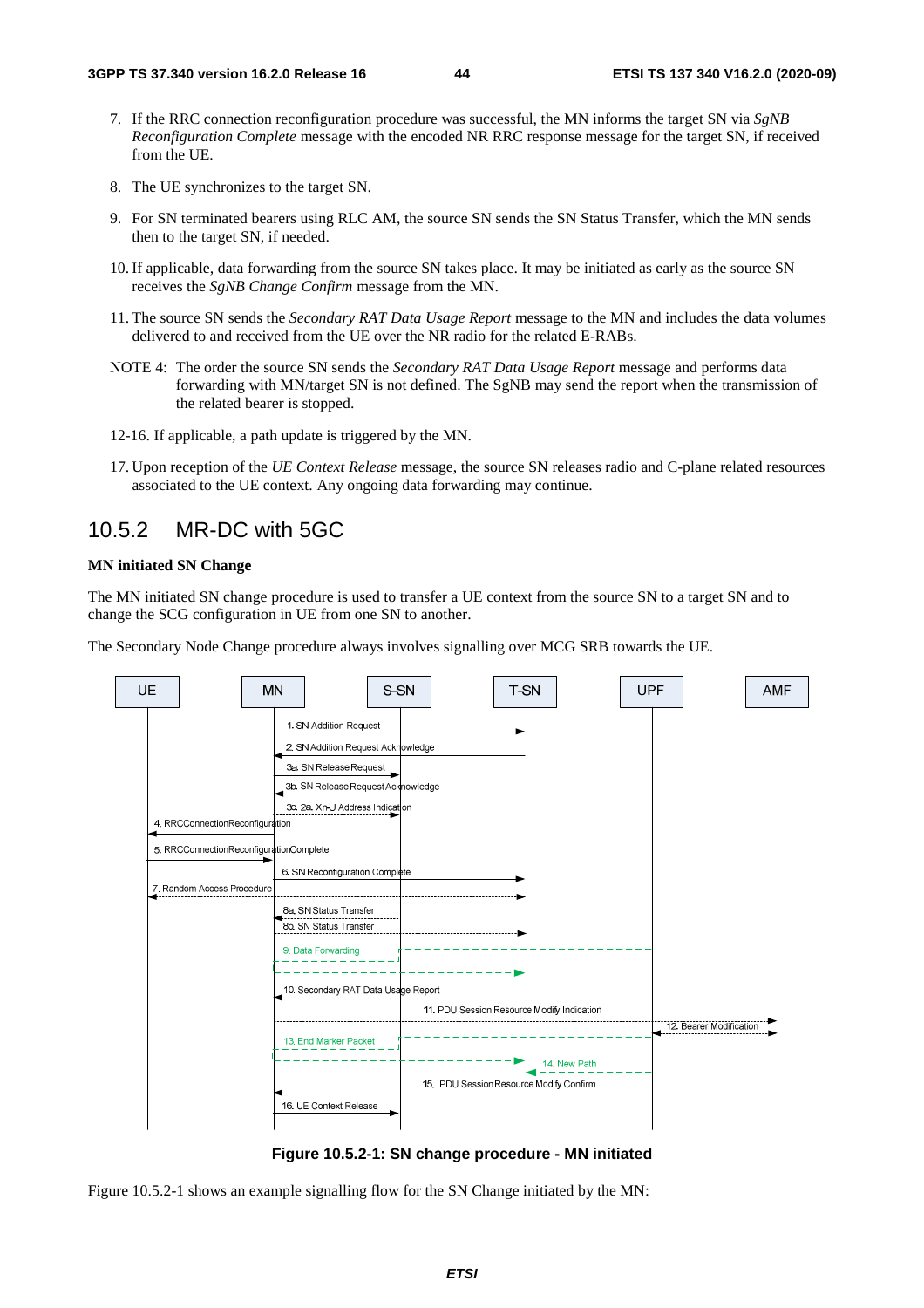7. If the RRC connection reconfiguration procedure was successful, the MN informs the target SN via *SgNB Reconfiguration Complete* message with the encoded NR RRC response message for the target SN, if received from the UE.

8. The UE synchronizes to the target SN.

9. For SN terminated bearers using RLC AM, the source SN sends the SN Status Transfer, which the MN sends then to the target SN, if needed.

10. If applicable, data forwarding from the source SN takes place. It may be initiated as early as the source SN receives the *SgNB Change Confirm* message from the MN.

11. The source SN sends the *Secondary RAT Data Usage Report* message to the MN and includes the data volumes delivered to and received from the UE over the NR radio for the related E-RABs.

NOTE 4: The order the source SN sends the *Secondary RAT Data Usage Report* message and performs data forwarding with MN/target SN is not defined. The SgNB may send the report when the transmission of the related bearer is stopped.

12-16. If applicable, a path update is triggered by the MN.

17. Upon reception of the *UE Context Release* message, the source SN releases radio and C-plane related resources associated to the UE context. Any ongoing data forwarding may continue.

## 10.5.2 MR-DC with 5GC

**MN initiated SN Change**

The MN initiated SN change procedure is used to transfer a UE context from the source SN to a target SN and to change the SCG configuration in UE from one SN to another.

The Secondary Node Change procedure always involves signalling over MCG SRB towards the UE.

**Figure 10.5.2-1: SN change procedure - MN initiated**

Figure 10.5.2-1 shows an example signalling flow for the SN Change initiated by the MN: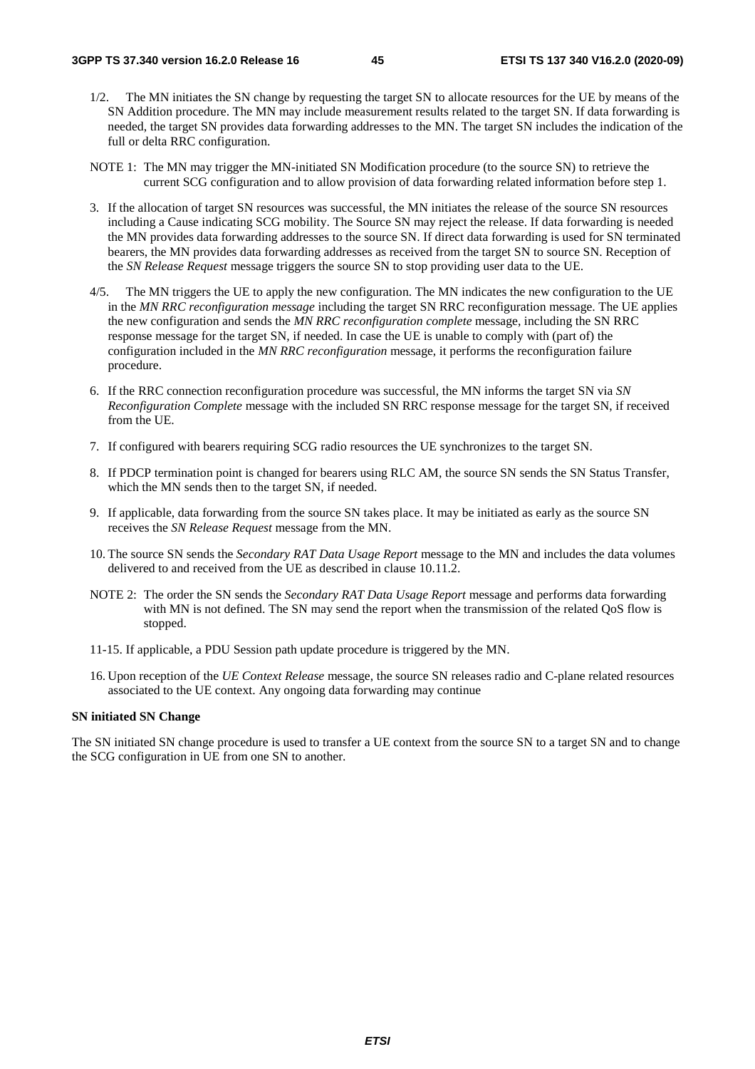1/2. The MN initiates the SN change by requesting the target SN to allocate resources for the UE by means of the SN Addition procedure. The MN may include measurement results related to the target SN. If data forwarding is needed, the target SN provides data forwarding addresses to the MN. The target SN includes the indication of the full or delta RRC configuration.

NOTE 1: The MN may trigger the MN-initiated SN Modification procedure (to the source SN) to retrieve the current SCG configuration and to allow provision of data forwarding related information before step 1.

3. If the allocation of target SN resources was successful, the MN initiates the release of the source SN resources including a Cause indicating SCG mobility. The Source SN may reject the release. If data forwarding is needed the MN provides data forwarding addresses to the source SN. If direct data forwarding is used for SN terminated bearers, the MN provides data forwarding addresses as received from the target SN to source SN. Reception of the *SN Release Request* message triggers the source SN to stop providing user data to the UE.

4/5. The MN triggers the UE to apply the new configuration. The MN indicates the new configuration to the UE in the *MN RRC reconfiguration message* including the target SN RRC reconfiguration message. The UE applies the new configuration and sends the *MN RRC reconfiguration complete* message, including the SN RRC response message for the target SN, if needed. In case the UE is unable to comply with (part of) the configuration included in the *MN RRC reconfiguration* message, it performs the reconfiguration failure procedure.

6. If the RRC connection reconfiguration procedure was successful, the MN informs the target SN via *SN Reconfiguration Complete* message with the included SN RRC response message for the target SN, if received from the UE.

7. If configured with bearers requiring SCG radio resources the UE synchronizes to the target SN.

8. If PDCP termination point is changed for bearers using RLC AM, the source SN sends the SN Status Transfer, which the MN sends then to the target SN, if needed.

9. If applicable, data forwarding from the source SN takes place. It may be initiated as early as the source SN receives the *SN Release Request* message from the MN.

10. The source SN sends the *Secondary RAT Data Usage Report* message to the MN and includes the data volumes delivered to and received from the UE as described in clause 10.11.2.

NOTE 2: The order the SN sends the *Secondary RAT Data Usage Report* message and performs data forwarding with MN is not defined. The SN may send the report when the transmission of the related QoS flow is stopped.

11-15. If applicable, a PDU Session path update procedure is triggered by the MN.

16. Upon reception of the *UE Context Release* message, the source SN releases radio and C-plane related resources associated to the UE context. Any ongoing data forwarding may continue

**SN initiated SN Change**

The SN initiated SN change procedure is used to transfer a UE context from the source SN to a target SN and to change the SCG configuration in UE from one SN to another.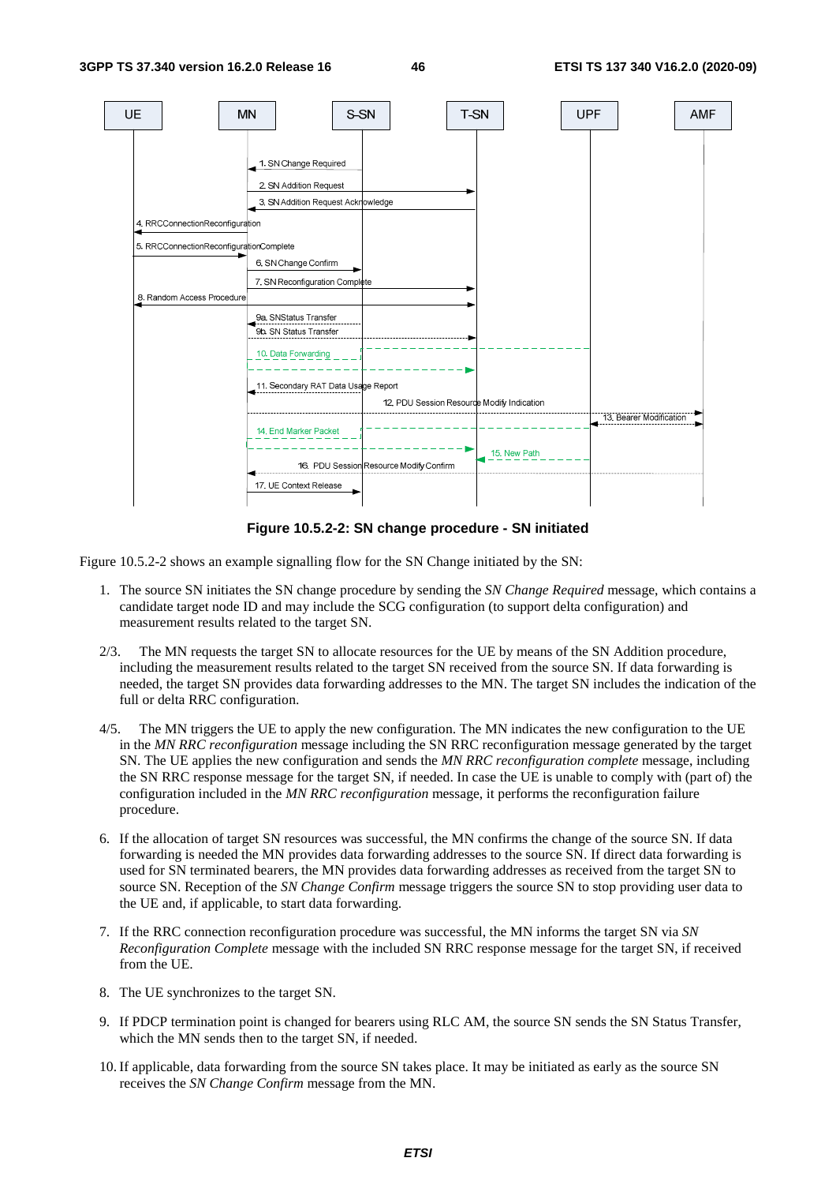**Figure 10.5.2-2: SN change procedure - SN initiated**

Figure 10.5.2-2 shows an example signalling flow for the SN Change initiated by the SN:

1. The source SN initiates the SN change procedure by sending the *SN Change Required* message, which contains a candidate target node ID and may include the SCG configuration (to support delta configuration) and measurement results related to the target SN.

2/3. The MN requests the target SN to allocate resources for the UE by means of the SN Addition procedure, including the measurement results related to the target SN received from the source SN. If data forwarding is needed, the target SN provides data forwarding addresses to the MN. The target SN includes the indication of the full or delta RRC configuration.

4/5. The MN triggers the UE to apply the new configuration. The MN indicates the new configuration to the UE in the *MN RRC reconfiguration* message including the SN RRC reconfiguration message generated by the target SN. The UE applies the new configuration and sends the *MN RRC reconfiguration complete* message, including the SN RRC response message for the target SN, if needed. In case the UE is unable to comply with (part of) the configuration included in the *MN RRC reconfiguration* message, it performs the reconfiguration failure procedure.

6. If the allocation of target SN resources was successful, the MN confirms the change of the source SN. If data forwarding is needed the MN provides data forwarding addresses to the source SN. If direct data forwarding is used for SN terminated bearers, the MN provides data forwarding addresses as received from the target SN to source SN. Reception of the *SN Change Confirm* message triggers the source SN to stop providing user data to the UE and, if applicable, to start data forwarding.

7. If the RRC connection reconfiguration procedure was successful, the MN informs the target SN via *SN Reconfiguration Complete* message with the included SN RRC response message for the target SN, if received from the UE.

8. The UE synchronizes to the target SN.

9. If PDCP termination point is changed for bearers using RLC AM, the source SN sends the SN Status Transfer, which the MN sends then to the target SN, if needed.

10. If applicable, data forwarding from the source SN takes place. It may be initiated as early as the source SN receives the *SN Change Confirm* message from the MN.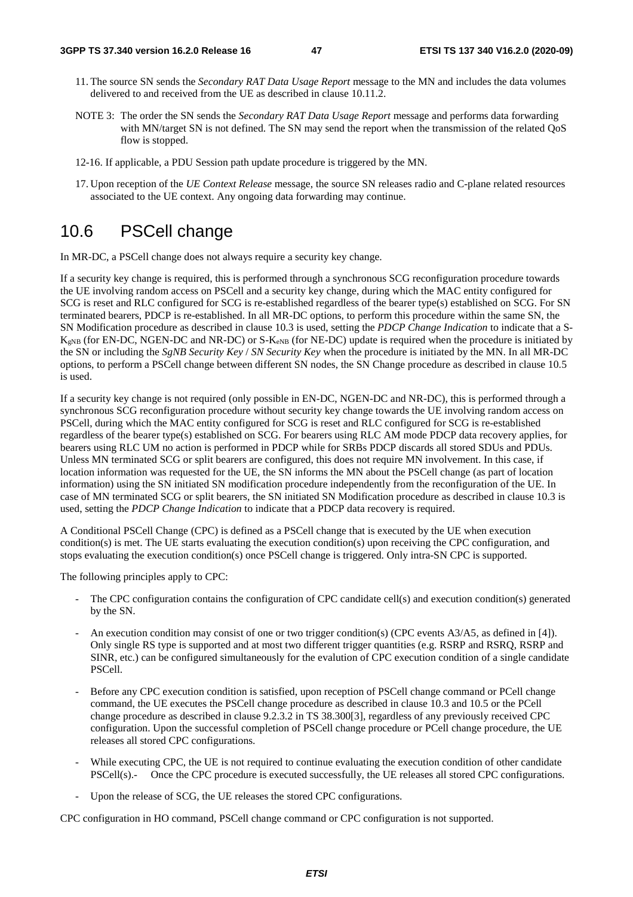11. The source SN sends the *Secondary RAT Data Usage Report* message to the MN and includes the data volumes delivered to and received from the UE as described in clause 10.11.2.

NOTE 3: The order the SN sends the *Secondary RAT Data Usage Report* message and performs data forwarding with MN/target SN is not defined. The SN may send the report when the transmission of the related QoS flow is stopped.

12-16. If applicable, a PDU Session path update procedure is triggered by the MN.

17. Upon reception of the *UE Context Release* message, the source SN releases radio and C-plane related resources associated to the UE context. Any ongoing data forwarding may continue.

# 10.6 PSCell change

In MR-DC, a PSCell change does not always require a security key change.

If a security key change is required, this is performed through a synchronous SCG reconfiguration procedure towards the UE involving random access on PSCell and a security key change, during which the MAC entity configured for SCG is reset and RLC configured for SCG is re-established regardless of the bearer type(s) established on SCG. For SN terminated bearers, PDCP is re-established. In all MR-DC options, to perform this procedure within the same SN, the SN Modification procedure as described in clause 10.3 is used, setting the *PDCP Change Indication* to indicate that a S-$K_{gNB}$ (for EN-DC, NGEN-DC and NR-DC) or S-$K_{eNB}$ (for NE-DC) update is required when the procedure is initiated by the SN or including the *SgNB Security Key* / *SN Security Key* when the procedure is initiated by the MN. In all MR-DC options, to perform a PSCell change between different SN nodes, the SN Change procedure as described in clause 10.5 is used.

If a security key change is not required (only possible in EN-DC, NGEN-DC and NR-DC), this is performed through a synchronous SCG reconfiguration procedure without security key change towards the UE involving random access on PSCell, during which the MAC entity configured for SCG is reset and RLC configured for SCG is re-established regardless of the bearer type(s) established on SCG. For bearers using RLC AM mode PDCP data recovery applies, for bearers using RLC UM no action is performed in PDCP while for SRBs PDCP discards all stored SDUs and PDUs. Unless MN terminated SCG or split bearers are configured, this does not require MN involvement. In this case, if location information was requested for the UE, the SN informs the MN about the PSCell change (as part of location information) using the SN initiated SN modification procedure independently from the reconfiguration of the UE. In case of MN terminated SCG or split bearers, the SN initiated SN Modification procedure as described in clause 10.3 is used, setting the *PDCP Change Indication* to indicate that a PDCP data recovery is required.

A Conditional PSCell Change (CPC) is defined as a PSCell change that is executed by the UE when execution condition(s) is met. The UE starts evaluating the execution condition(s) upon receiving the CPC configuration, and stops evaluating the execution condition(s) once PSCell change is triggered. Only intra-SN CPC is supported.

The following principles apply to CPC:

- The CPC configuration contains the configuration of CPC candidate cell(s) and execution condition(s) generated by the SN.
- An execution condition may consist of one or two trigger condition(s) (CPC events A3/A5, as defined in [4]). Only single RS type is supported and at most two different trigger quantities (e.g. RSRP and RSRQ, RSRP and SINR, etc.) can be configured simultaneously for the evalution of CPC execution condition of a single candidate PSCell.
- Before any CPC execution condition is satisfied, upon reception of PSCell change command or PCell change command, the UE executes the PSCell change procedure as described in clause 10.3 and 10.5 or the PCell change procedure as described in clause 9.2.3.2 in TS 38.300[3], regardless of any previously received CPC configuration. Upon the successful completion of PSCell change procedure or PCell change procedure, the UE releases all stored CPC configurations.
- While executing CPC, the UE is not required to continue evaluating the execution condition of other candidate PSCell(s).- Once the CPC procedure is executed successfully, the UE releases all stored CPC configurations.
- Upon the release of SCG, the UE releases the stored CPC configurations.

CPC configuration in HO command, PSCell change command or CPC configuration is not supported.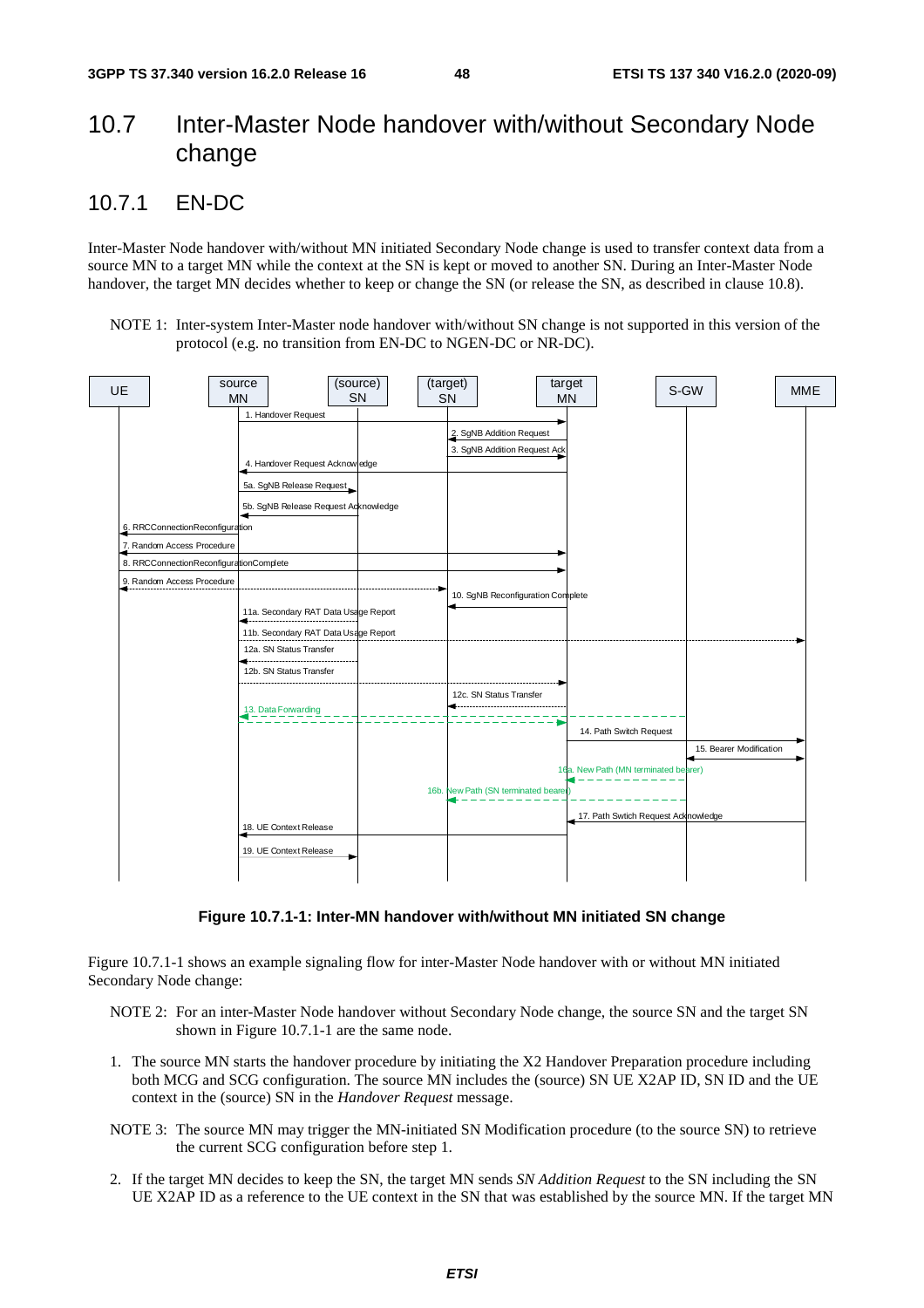## 10.7 Inter-Master Node handover with/without Secondary Node change

### 10.7.1 EN-DC

Inter-Master Node handover with/without MN initiated Secondary Node change is used to transfer context data from a source MN to a target MN while the context at the SN is kept or moved to another SN. During an Inter-Master Node handover, the target MN decides whether to keep or change the SN (or release the SN, as described in clause 10.8).

NOTE 1: Inter-system Inter-Master node handover with/without SN change is not supported in this version of the protocol (e.g. no transition from EN-DC to NGEN-DC or NR-DC).

**Figure 10.7.1-1: Inter-MN handover with/without MN initiated SN change**

Figure 10.7.1-1 shows an example signaling flow for inter-Master Node handover with or without MN initiated Secondary Node change:

NOTE 2: For an inter-Master Node handover without Secondary Node change, the source SN and the target SN shown in Figure 10.7.1-1 are the same node.

1. The source MN starts the handover procedure by initiating the X2 Handover Preparation procedure including both MCG and SCG configuration. The source MN includes the (source) SN UE X2AP ID, SN ID and the UE context in the (source) SN in the *Handover Request* message.

NOTE 3: The source MN may trigger the MN-initiated SN Modification procedure (to the source SN) to retrieve the current SCG configuration before step 1.

2. If the target MN decides to keep the SN, the target MN sends *SN Addition Request* to the SN including the SN UE X2AP ID as a reference to the UE context in the SN that was established by the source MN. If the target MN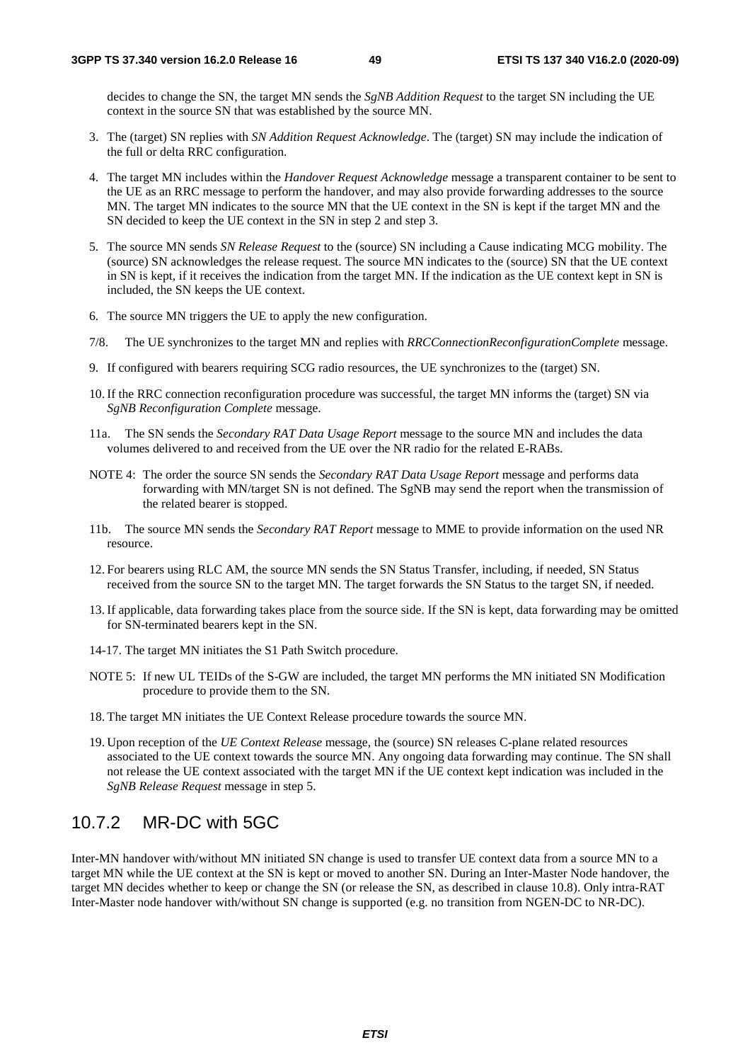decides to change the SN, the target MN sends the *SgNB Addition Request* to the target SN including the UE context in the source SN that was established by the source MN.

3. The (target) SN replies with *SN Addition Request Acknowledge*. The (target) SN may include the indication of the full or delta RRC configuration.

4. The target MN includes within the *Handover Request Acknowledge* message a transparent container to be sent to the UE as an RRC message to perform the handover, and may also provide forwarding addresses to the source MN. The target MN indicates to the source MN that the UE context in the SN is kept if the target MN and the SN decided to keep the UE context in the SN in step 2 and step 3.

5. The source MN sends *SN Release Request* to the (source) SN including a Cause indicating MCG mobility. The (source) SN acknowledges the release request. The source MN indicates to the (source) SN that the UE context in SN is kept, if it receives the indication from the target MN. If the indication as the UE context kept in SN is included, the SN keeps the UE context.

6. The source MN triggers the UE to apply the new configuration.

7/8. The UE synchronizes to the target MN and replies with *RRCConnectionReconfigurationComplete* message.

9. If configured with bearers requiring SCG radio resources, the UE synchronizes to the (target) SN.

10. If the RRC connection reconfiguration procedure was successful, the target MN informs the (target) SN via *SgNB Reconfiguration Complete* message.

11a. The SN sends the *Secondary RAT Data Usage Report* message to the source MN and includes the data volumes delivered to and received from the UE over the NR radio for the related E-RABs.

NOTE 4: The order the source SN sends the *Secondary RAT Data Usage Report* message and performs data forwarding with MN/target SN is not defined. The SgNB may send the report when the transmission of the related bearer is stopped.

11b. The source MN sends the *Secondary RAT Report* message to MME to provide information on the used NR resource.

12. For bearers using RLC AM, the source MN sends the SN Status Transfer, including, if needed, SN Status received from the source SN to the target MN. The target forwards the SN Status to the target SN, if needed.

13. If applicable, data forwarding takes place from the source side. If the SN is kept, data forwarding may be omitted for SN-terminated bearers kept in the SN.

14-17. The target MN initiates the S1 Path Switch procedure.

NOTE 5: If new UL TEIDs of the S-GW are included, the target MN performs the MN initiated SN Modification procedure to provide them to the SN.

18. The target MN initiates the UE Context Release procedure towards the source MN.

19. Upon reception of the *UE Context Release* message, the (source) SN releases C-plane related resources associated to the UE context towards the source MN. Any ongoing data forwarding may continue. The SN shall not release the UE context associated with the target MN if the UE context kept indication was included in the *SgNB Release Request* message in step 5.

### 10.7.2 MR-DC with 5GC

Inter-MN handover with/without MN initiated SN change is used to transfer UE context data from a source MN to a target MN while the UE context at the SN is kept or moved to another SN. During an Inter-Master Node handover, the target MN decides whether to keep or change the SN (or release the SN, as described in clause 10.8). Only intra-RAT Inter-Master node handover with/without SN change is supported (e.g. no transition from NGEN-DC to NR-DC).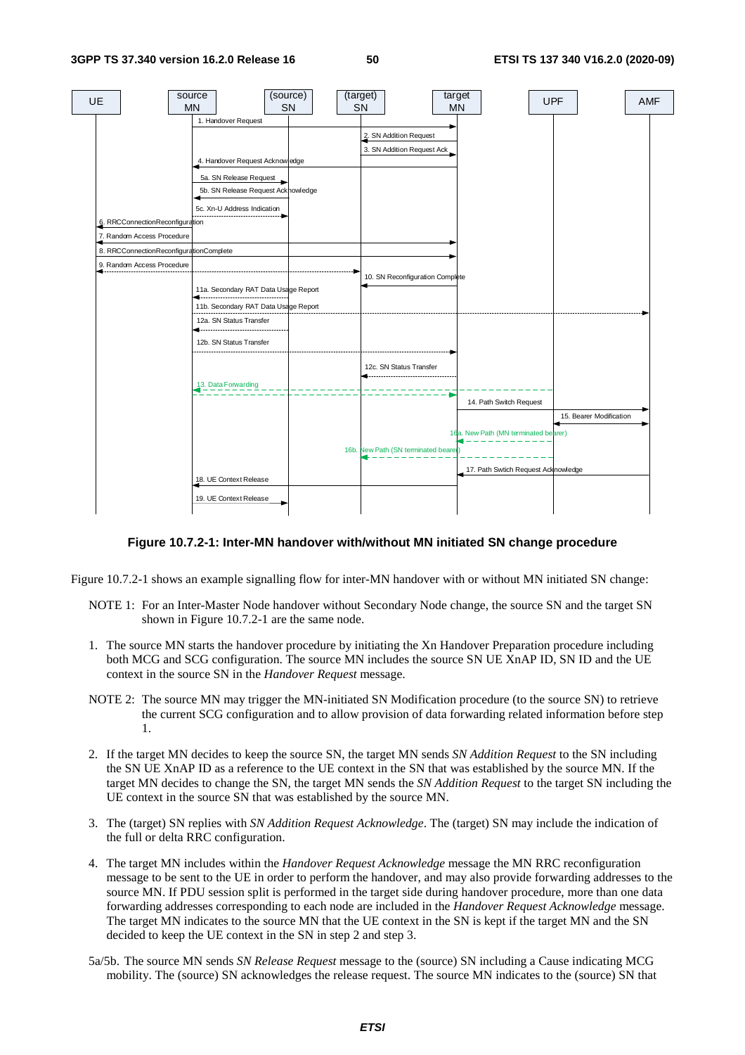**Figure 10.7.2-1: Inter-MN handover with/without MN initiated SN change procedure**

Figure 10.7.2-1 shows an example signalling flow for inter-MN handover with or without MN initiated SN change:

NOTE 1: For an Inter-Master Node handover without Secondary Node change, the source SN and the target SN shown in Figure 10.7.2-1 are the same node.

1. The source MN starts the handover procedure by initiating the Xn Handover Preparation procedure including both MCG and SCG configuration. The source MN includes the source SN UE XnAP ID, SN ID and the UE context in the source SN in the *Handover Request* message.

NOTE 2: The source MN may trigger the MN-initiated SN Modification procedure (to the source SN) to retrieve the current SCG configuration and to allow provision of data forwarding related information before step 1.

2. If the target MN decides to keep the source SN, the target MN sends *SN Addition Request* to the SN including the SN UE XnAP ID as a reference to the UE context in the SN that was established by the source MN. If the target MN decides to change the SN, the target MN sends the *SN Addition Request* to the target SN including the UE context in the source SN that was established by the source MN.

3. The (target) SN replies with *SN Addition Request Acknowledge*. The (target) SN may include the indication of the full or delta RRC configuration.

4. The target MN includes within the *Handover Request Acknowledge* message the MN RRC reconfiguration message to be sent to the UE in order to perform the handover, and may also provide forwarding addresses to the source MN. If PDU session split is performed in the target side during handover procedure, more than one data forwarding addresses corresponding to each node are included in the *Handover Request Acknowledge* message. The target MN indicates to the source MN that the UE context in the SN is kept if the target MN and the SN decided to keep the UE context in the SN in step 2 and step 3.

5a/5b. The source MN sends *SN Release Request* message to the (source) SN including a Cause indicating MCG mobility. The (source) SN acknowledges the release request. The source MN indicates to the (source) SN that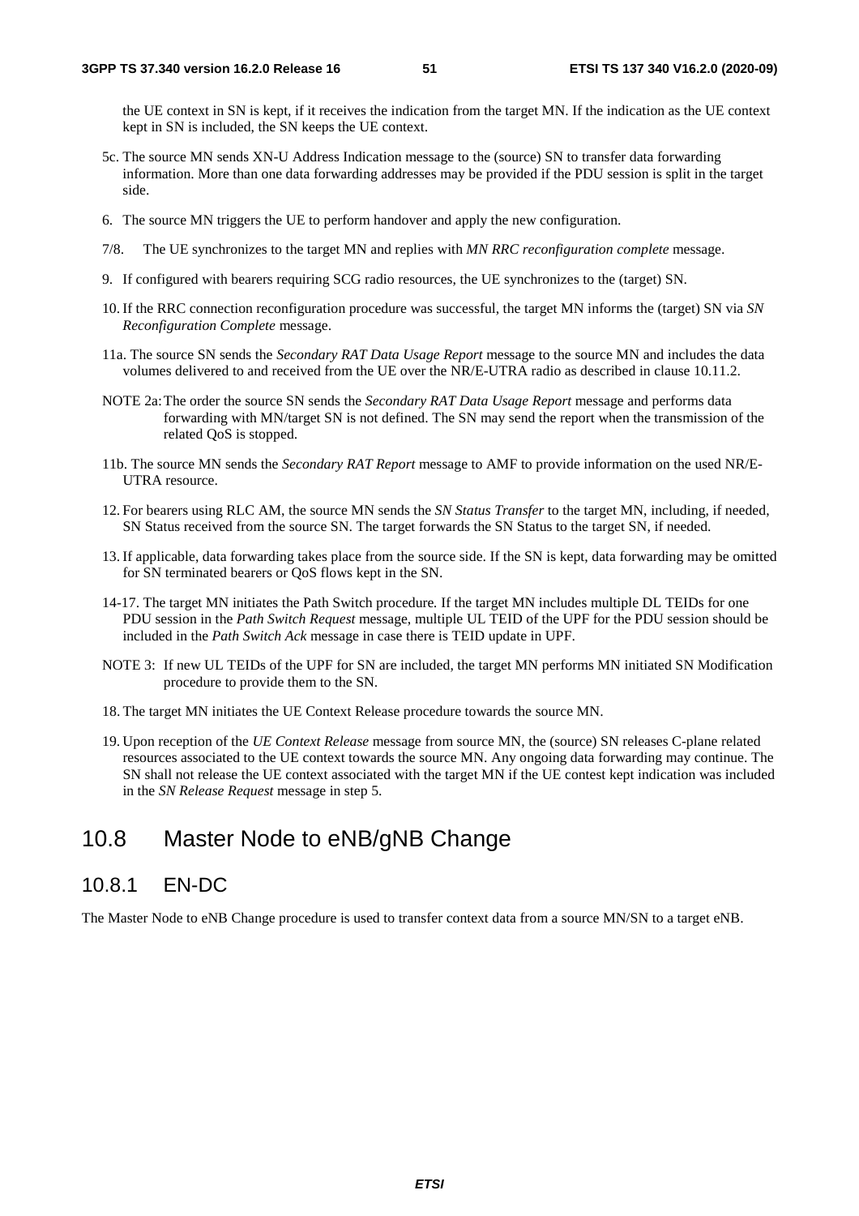the UE context in SN is kept, if it receives the indication from the target MN. If the indication as the UE context kept in SN is included, the SN keeps the UE context.

5c. The source MN sends XN-U Address Indication message to the (source) SN to transfer data forwarding information. More than one data forwarding addresses may be provided if the PDU session is split in the target side.

6. The source MN triggers the UE to perform handover and apply the new configuration.

7/8. The UE synchronizes to the target MN and replies with *MN RRC reconfiguration complete* message.

9. If configured with bearers requiring SCG radio resources, the UE synchronizes to the (target) SN.

10. If the RRC connection reconfiguration procedure was successful, the target MN informs the (target) SN via *SN Reconfiguration Complete* message.

11a. The source SN sends the *Secondary RAT Data Usage Report* message to the source MN and includes the data volumes delivered to and received from the UE over the NR/E-UTRA radio as described in clause 10.11.2.

NOTE 2a: The order the source SN sends the *Secondary RAT Data Usage Report* message and performs data forwarding with MN/target SN is not defined. The SN may send the report when the transmission of the related QoS is stopped.

11b. The source MN sends the *Secondary RAT Report* message to AMF to provide information on the used NR/E-UTRA resource.

12. For bearers using RLC AM, the source MN sends the *SN Status Transfer* to the target MN, including, if needed, SN Status received from the source SN. The target forwards the SN Status to the target SN, if needed.

13. If applicable, data forwarding takes place from the source side. If the SN is kept, data forwarding may be omitted for SN terminated bearers or QoS flows kept in the SN.

14-17. The target MN initiates the Path Switch procedure. If the target MN includes multiple DL TEIDs for one PDU session in the *Path Switch Request* message, multiple UL TEID of the UPF for the PDU session should be included in the *Path Switch Ack* message in case there is TEID update in UPF.

NOTE 3: If new UL TEIDs of the UPF for SN are included, the target MN performs MN initiated SN Modification procedure to provide them to the SN.

18. The target MN initiates the UE Context Release procedure towards the source MN.

19. Upon reception of the *UE Context Release* message from source MN, the (source) SN releases C-plane related resources associated to the UE context towards the source MN. Any ongoing data forwarding may continue. The SN shall not release the UE context associated with the target MN if the UE contest kept indication was included in the *SN Release Request* message in step 5.

## 10.8 Master Node to eNB/gNB Change

### 10.8.1 EN-DC

The Master Node to eNB Change procedure is used to transfer context data from a source MN/SN to a target eNB.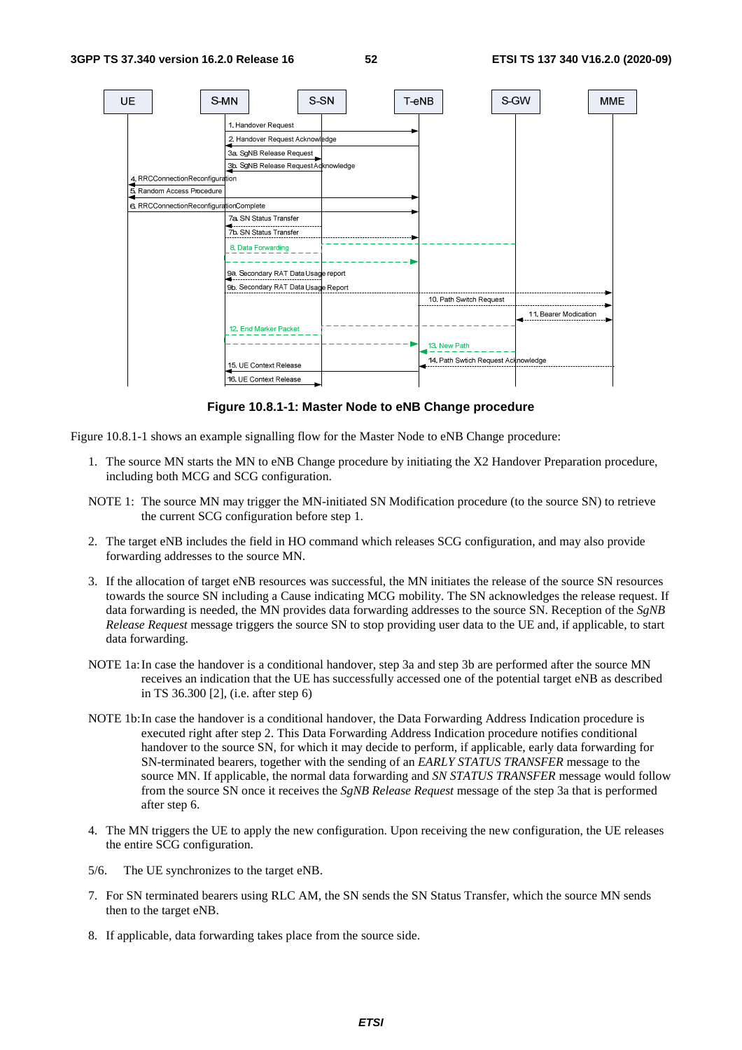**Figure 10.8.1-1: Master Node to eNB Change procedure**

Figure 10.8.1-1 shows an example signalling flow for the Master Node to eNB Change procedure:

1. The source MN starts the MN to eNB Change procedure by initiating the X2 Handover Preparation procedure, including both MCG and SCG configuration.

NOTE 1: The source MN may trigger the MN-initiated SN Modification procedure (to the source SN) to retrieve the current SCG configuration before step 1.

2. The target eNB includes the field in HO command which releases SCG configuration, and may also provide forwarding addresses to the source MN.

3. If the allocation of target eNB resources was successful, the MN initiates the release of the source SN resources towards the source SN including a Cause indicating MCG mobility. The SN acknowledges the release request. If data forwarding is needed, the MN provides data forwarding addresses to the source SN. Reception of the *SgNB Release Request* message triggers the source SN to stop providing user data to the UE and, if applicable, to start data forwarding.

NOTE 1a: In case the handover is a conditional handover, step 3a and step 3b are performed after the source MN receives an indication that the UE has successfully accessed one of the potential target eNB as described in TS 36.300 [2], (i.e. after step 6)

NOTE 1b: In case the handover is a conditional handover, the Data Forwarding Address Indication procedure is executed right after step 2. This Data Forwarding Address Indication procedure notifies conditional handover to the source SN, for which it may decide to perform, if applicable, early data forwarding for SN-terminated bearers, together with the sending of an *EARLY STATUS TRANSFER* message to the source MN. If applicable, the normal data forwarding and *SN STATUS TRANSFER* message would follow from the source SN once it receives the *SgNB Release Request* message of the step 3a that is performed after step 6.

4. The MN triggers the UE to apply the new configuration. Upon receiving the new configuration, the UE releases the entire SCG configuration.

5/6. The UE synchronizes to the target eNB.

7. For SN terminated bearers using RLC AM, the SN sends the SN Status Transfer, which the source MN sends then to the target eNB.

8. If applicable, data forwarding takes place from the source side.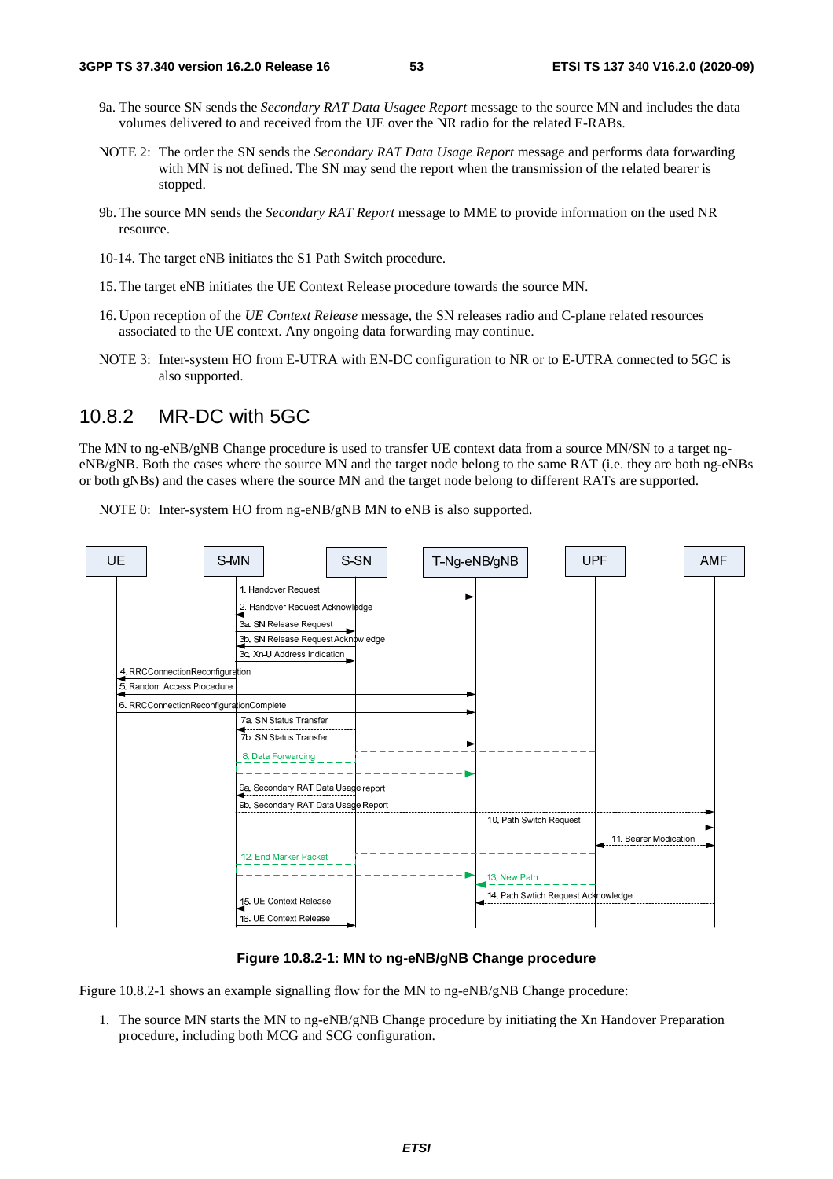9a. The source SN sends the *Secondary RAT Data Usagee Report* message to the source MN and includes the data volumes delivered to and received from the UE over the NR radio for the related E-RABs.

NOTE 2: The order the SN sends the *Secondary RAT Data Usage Report* message and performs data forwarding with MN is not defined. The SN may send the report when the transmission of the related bearer is stopped.

9b. The source MN sends the *Secondary RAT Report* message to MME to provide information on the used NR resource.

10-14. The target eNB initiates the S1 Path Switch procedure.

15. The target eNB initiates the UE Context Release procedure towards the source MN.

16. Upon reception of the *UE Context Release* message, the SN releases radio and C-plane related resources associated to the UE context. Any ongoing data forwarding may continue.

NOTE 3: Inter-system HO from E-UTRA with EN-DC configuration to NR or to E-UTRA connected to 5GC is also supported.

## 10.8.2 MR-DC with 5GC

The MN to ng-eNB/gNB Change procedure is used to transfer UE context data from a source MN/SN to a target ng-eNB/gNB. Both the cases where the source MN and the target node belong to the same RAT (i.e. they are both ng-eNBs or both gNBs) and the cases where the source MN and the target node belong to different RATs are supported.

NOTE 0: Inter-system HO from ng-eNB/gNB MN to eNB is also supported.

UE | S-MN | S-SN | T-Ng-eNB/gNB | UPF | AMF

1. Handover Request
2. Handover Request Acknowledge
3a. SN Release Request
3b. SN Release Request Acknowledge
3c. Xn-U Address Indication
4. RRCConnectionReconfiguration
5. Random Access Procedure
6. RRCConnectionReconfigurationComplete
7a. SN Status Transfer
7b. SN Status Transfer
8. Data Forwarding
9a. Secondary RAT Data Usage report
9b. Secondary RAT Data Usage Report
10. Path Switch Request
11. Bearer Modication
12. End Marker Packet
13. New Path
14. Path Swtich Request Acknowledge
15. UE Context Release
16. UE Context Release

**Figure 10.8.2-1: MN to ng-eNB/gNB Change procedure**

Figure 10.8.2-1 shows an example signalling flow for the MN to ng-eNB/gNB Change procedure:

1. The source MN starts the MN to ng-eNB/gNB Change procedure by initiating the Xn Handover Preparation procedure, including both MCG and SCG configuration.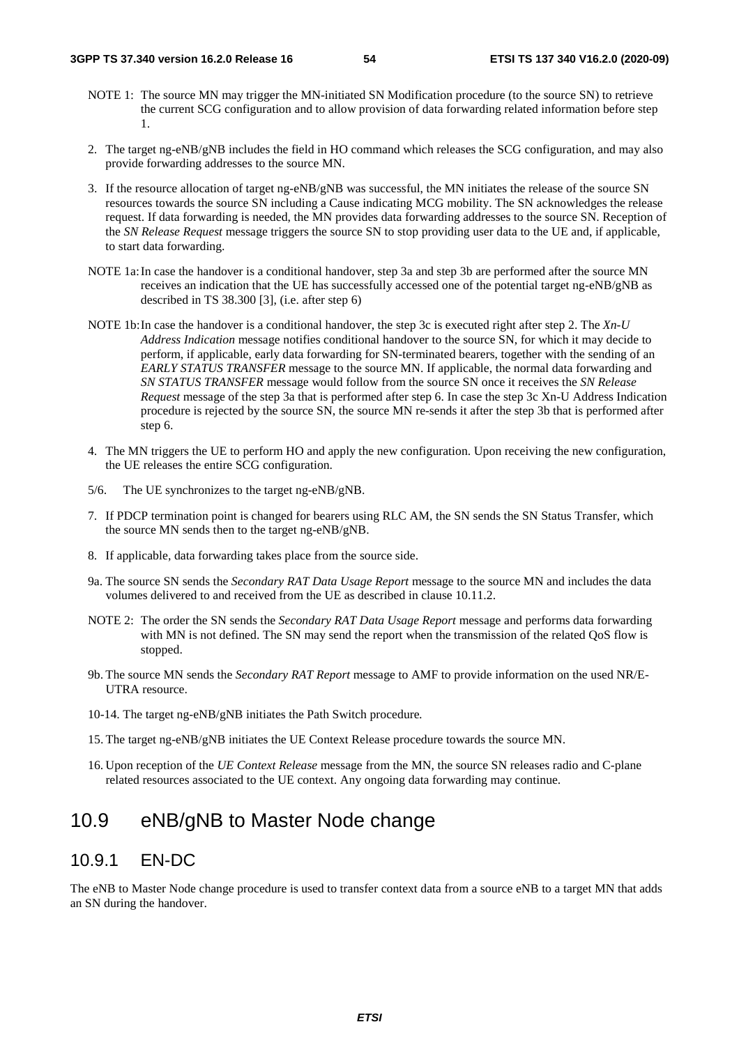NOTE 1: The source MN may trigger the MN-initiated SN Modification procedure (to the source SN) to retrieve the current SCG configuration and to allow provision of data forwarding related information before step 1.

2. The target ng-eNB/gNB includes the field in HO command which releases the SCG configuration, and may also provide forwarding addresses to the source MN.

3. If the resource allocation of target ng-eNB/gNB was successful, the MN initiates the release of the source SN resources towards the source SN including a Cause indicating MCG mobility. The SN acknowledges the release request. If data forwarding is needed, the MN provides data forwarding addresses to the source SN. Reception of the *SN Release Request* message triggers the source SN to stop providing user data to the UE and, if applicable, to start data forwarding.

NOTE 1a: In case the handover is a conditional handover, step 3a and step 3b are performed after the source MN receives an indication that the UE has successfully accessed one of the potential target ng-eNB/gNB as described in TS 38.300 [3], (i.e. after step 6)

NOTE 1b: In case the handover is a conditional handover, the step 3c is executed right after step 2. The *Xn-U Address Indication* message notifies conditional handover to the source SN, for which it may decide to perform, if applicable, early data forwarding for SN-terminated bearers, together with the sending of an *EARLY STATUS TRANSFER* message to the source MN. If applicable, the normal data forwarding and *SN STATUS TRANSFER* message would follow from the source SN once it receives the *SN Release Request* message of the step 3a that is performed after step 6. In case the step 3c Xn-U Address Indication procedure is rejected by the source SN, the source MN re-sends it after the step 3b that is performed after step 6.

4. The MN triggers the UE to perform HO and apply the new configuration. Upon receiving the new configuration, the UE releases the entire SCG configuration.

5/6. The UE synchronizes to the target ng-eNB/gNB.

7. If PDCP termination point is changed for bearers using RLC AM, the SN sends the SN Status Transfer, which the source MN sends then to the target ng-eNB/gNB.

8. If applicable, data forwarding takes place from the source side.

9a. The source SN sends the *Secondary RAT Data Usage Report* message to the source MN and includes the data volumes delivered to and received from the UE as described in clause 10.11.2.

NOTE 2: The order the SN sends the *Secondary RAT Data Usage Report* message and performs data forwarding with MN is not defined. The SN may send the report when the transmission of the related QoS flow is stopped.

9b. The source MN sends the *Secondary RAT Report* message to AMF to provide information on the used NR/E-UTRA resource.

10-14. The target ng-eNB/gNB initiates the Path Switch procedure.

15. The target ng-eNB/gNB initiates the UE Context Release procedure towards the source MN.

16. Upon reception of the *UE Context Release* message from the MN, the source SN releases radio and C-plane related resources associated to the UE context. Any ongoing data forwarding may continue.

## 10.9 eNB/gNB to Master Node change

### 10.9.1 EN-DC

The eNB to Master Node change procedure is used to transfer context data from a source eNB to a target MN that adds an SN during the handover.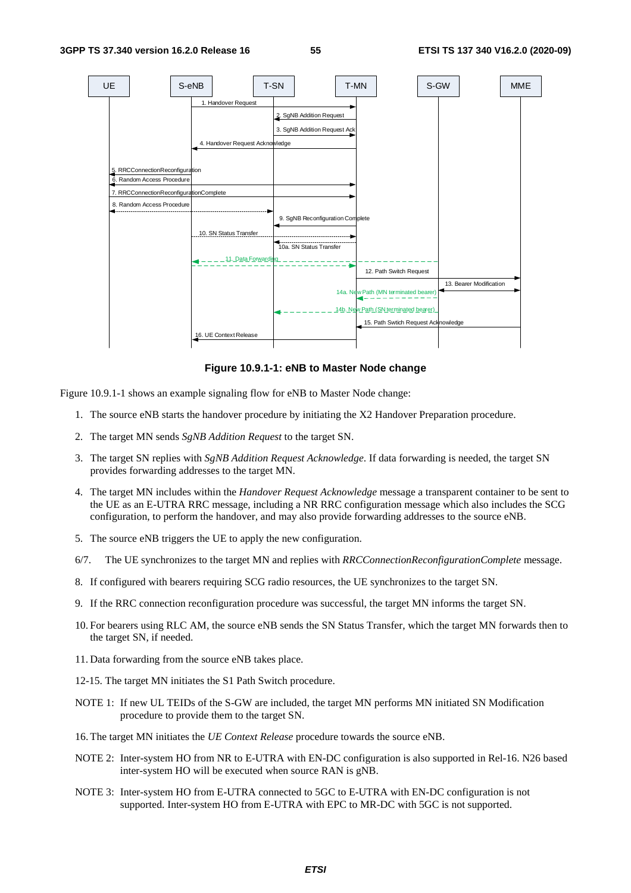**Figure 10.9.1-1: eNB to Master Node change**

Figure 10.9.1-1 shows an example signaling flow for eNB to Master Node change:

1. The source eNB starts the handover procedure by initiating the X2 Handover Preparation procedure.

2. The target MN sends *SgNB Addition Request* to the target SN.

3. The target SN replies with *SgNB Addition Request Acknowledge*. If data forwarding is needed, the target SN provides forwarding addresses to the target MN.

4. The target MN includes within the *Handover Request Acknowledge* message a transparent container to be sent to the UE as an E-UTRA RRC message, including a NR RRC configuration message which also includes the SCG configuration, to perform the handover, and may also provide forwarding addresses to the source eNB.

5. The source eNB triggers the UE to apply the new configuration.

6/7. The UE synchronizes to the target MN and replies with *RRCConnectionReconfigurationComplete* message.

8. If configured with bearers requiring SCG radio resources, the UE synchronizes to the target SN.

9. If the RRC connection reconfiguration procedure was successful, the target MN informs the target SN.

10. For bearers using RLC AM, the source eNB sends the SN Status Transfer, which the target MN forwards then to the target SN, if needed.

11. Data forwarding from the source eNB takes place.

12-15. The target MN initiates the S1 Path Switch procedure.

NOTE 1: If new UL TEIDs of the S-GW are included, the target MN performs MN initiated SN Modification procedure to provide them to the target SN.

16. The target MN initiates the *UE Context Release* procedure towards the source eNB.

NOTE 2: Inter-system HO from NR to E-UTRA with EN-DC configuration is also supported in Rel-16. N26 based inter-system HO will be executed when source RAN is gNB.

NOTE 3: Inter-system HO from E-UTRA connected to 5GC to E-UTRA with EN-DC configuration is not supported. Inter-system HO from E-UTRA with EPC to MR-DC with 5GC is not supported.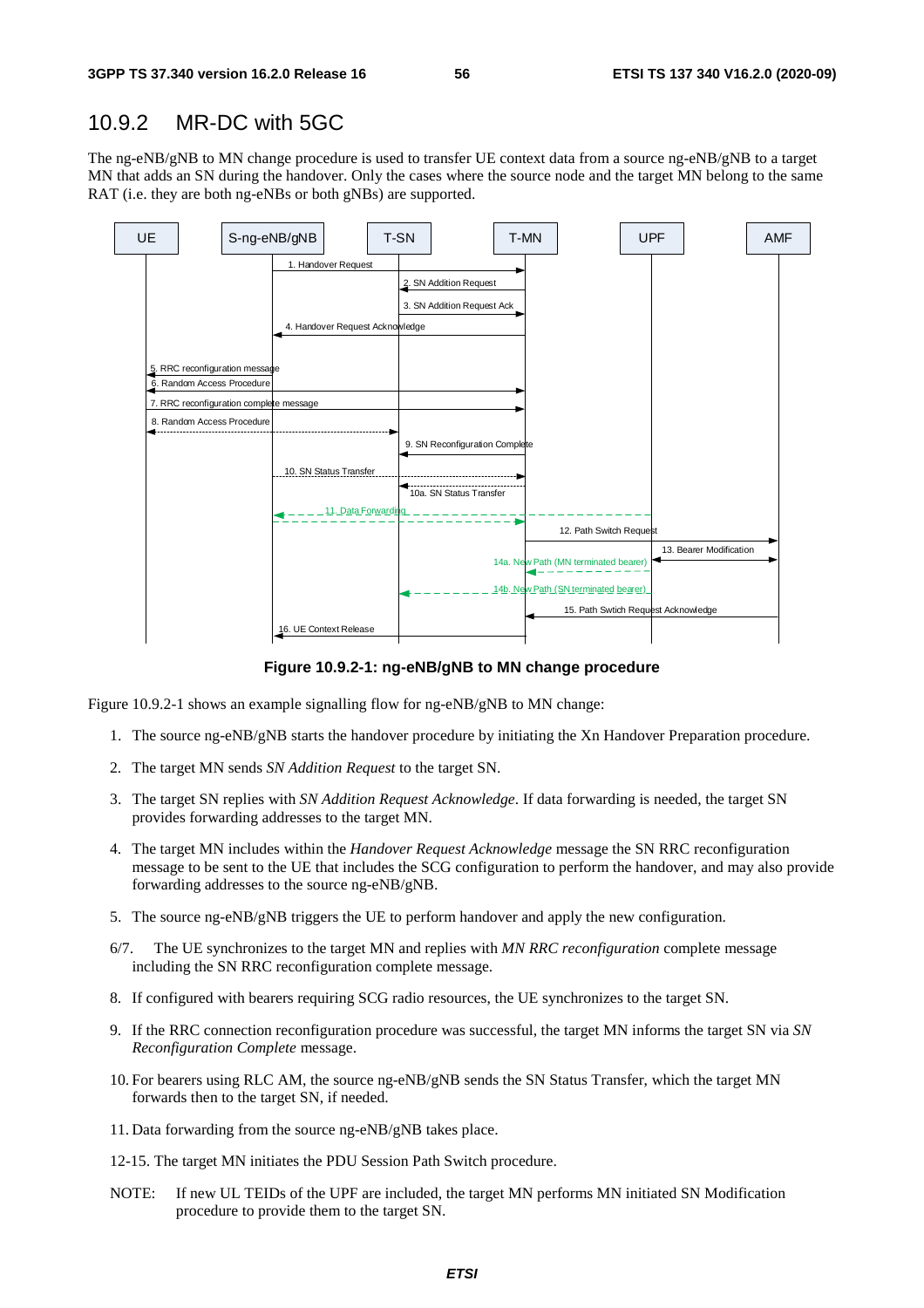## 10.9.2 MR-DC with 5GC

The ng-eNB/gNB to MN change procedure is used to transfer UE context data from a source ng-eNB/gNB to a target MN that adds an SN during the handover. Only the cases where the source node and the target MN belong to the same RAT (i.e. they are both ng-eNBs or both gNBs) are supported.

**Figure 10.9.2-1: ng-eNB/gNB to MN change procedure**

Figure 10.9.2-1 shows an example signalling flow for ng-eNB/gNB to MN change:

1. The source ng-eNB/gNB starts the handover procedure by initiating the Xn Handover Preparation procedure.

2. The target MN sends *SN Addition Request* to the target SN.

3. The target SN replies with *SN Addition Request Acknowledge*. If data forwarding is needed, the target SN provides forwarding addresses to the target MN.

4. The target MN includes within the *Handover Request Acknowledge* message the SN RRC reconfiguration message to be sent to the UE that includes the SCG configuration to perform the handover, and may also provide forwarding addresses to the source ng-eNB/gNB.

5. The source ng-eNB/gNB triggers the UE to perform handover and apply the new configuration.

6/7. The UE synchronizes to the target MN and replies with *MN RRC reconfiguration* complete message including the SN RRC reconfiguration complete message.

8. If configured with bearers requiring SCG radio resources, the UE synchronizes to the target SN.

9. If the RRC connection reconfiguration procedure was successful, the target MN informs the target SN via *SN Reconfiguration Complete* message.

10. For bearers using RLC AM, the source ng-eNB/gNB sends the SN Status Transfer, which the target MN forwards then to the target SN, if needed.

11. Data forwarding from the source ng-eNB/gNB takes place.

12-15. The target MN initiates the PDU Session Path Switch procedure.

NOTE: If new UL TEIDs of the UPF are included, the target MN performs MN initiated SN Modification procedure to provide them to the target SN.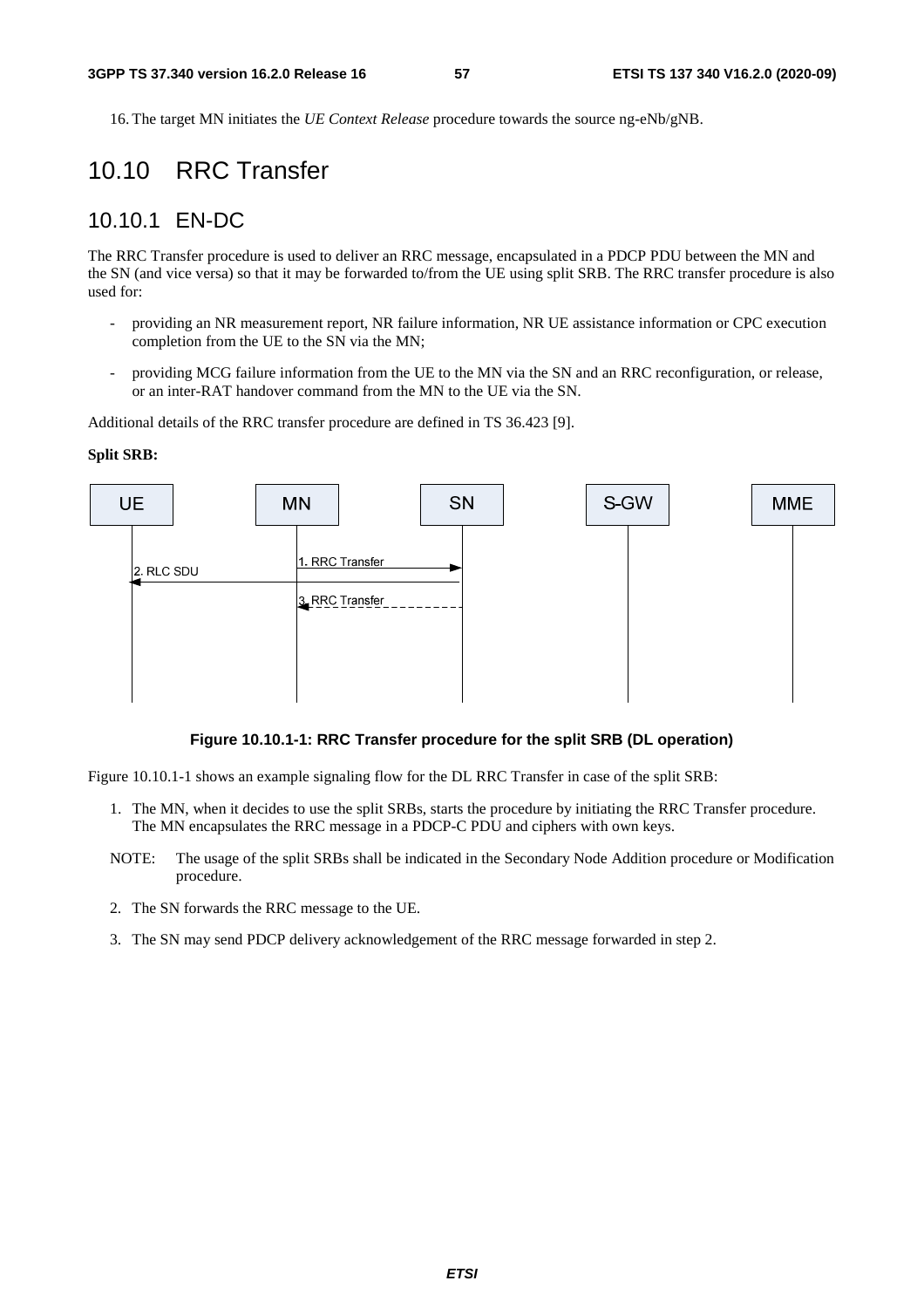16. The target MN initiates the *UE Context Release* procedure towards the source ng-eNb/gNB.

# 10.10 RRC Transfer

## 10.10.1 EN-DC

The RRC Transfer procedure is used to deliver an RRC message, encapsulated in a PDCP PDU between the MN and the SN (and vice versa) so that it may be forwarded to/from the UE using split SRB. The RRC transfer procedure is also used for:

- providing an NR measurement report, NR failure information, NR UE assistance information or CPC execution completion from the UE to the SN via the MN;
- providing MCG failure information from the UE to the MN via the SN and an RRC reconfiguration, or release, or an inter-RAT handover command from the MN to the UE via the SN.

Additional details of the RRC transfer procedure are defined in TS 36.423 [9].

**Split SRB:**

**Figure 10.10.1-1: RRC Transfer procedure for the split SRB (DL operation)**

Figure 10.10.1-1 shows an example signaling flow for the DL RRC Transfer in case of the split SRB:

1. The MN, when it decides to use the split SRBs, starts the procedure by initiating the RRC Transfer procedure. The MN encapsulates the RRC message in a PDCP-C PDU and ciphers with own keys.

NOTE: The usage of the split SRBs shall be indicated in the Secondary Node Addition procedure or Modification procedure.

2. The SN forwards the RRC message to the UE.
3. The SN may send PDCP delivery acknowledgement of the RRC message forwarded in step 2.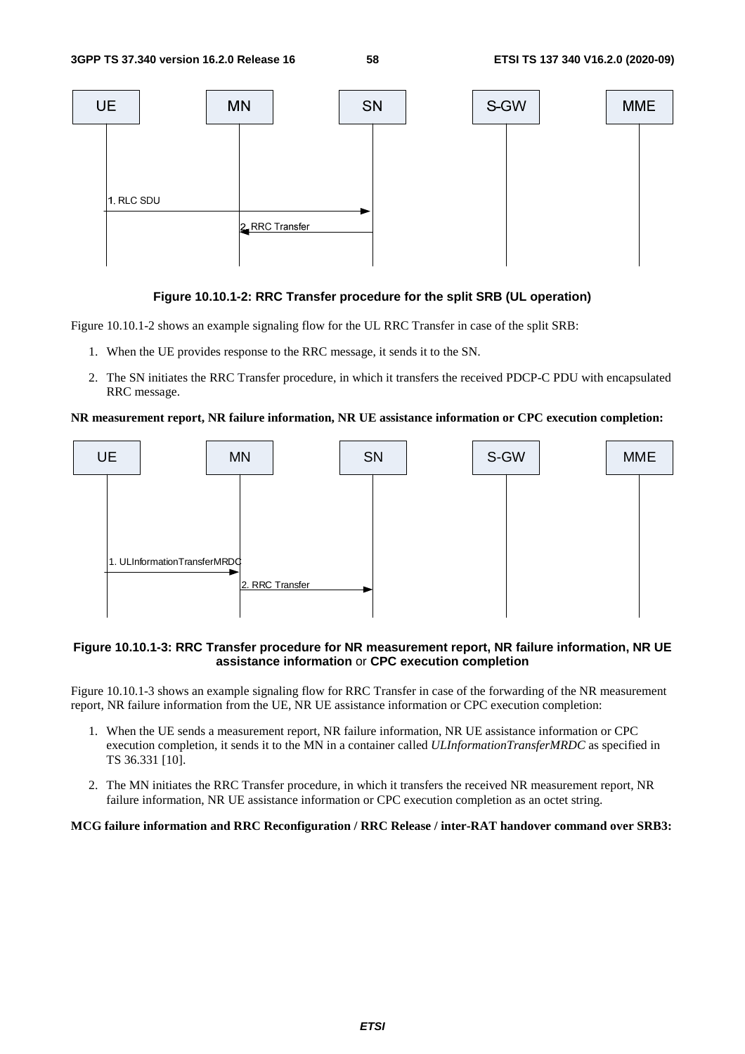**Figure 10.10.1-2: RRC Transfer procedure for the split SRB (UL operation)**

Figure 10.10.1-2 shows an example signaling flow for the UL RRC Transfer in case of the split SRB:

1. When the UE provides response to the RRC message, it sends it to the SN.
2. The SN initiates the RRC Transfer procedure, in which it transfers the received PDCP-C PDU with encapsulated RRC message.

**NR measurement report, NR failure information, NR UE assistance information or CPC execution completion:**

**Figure 10.10.1-3: RRC Transfer procedure for NR measurement report, NR failure information, NR UE assistance information or CPC execution completion**

Figure 10.10.1-3 shows an example signaling flow for RRC Transfer in case of the forwarding of the NR measurement report, NR failure information from the UE, NR UE assistance information or CPC execution completion:

1. When the UE sends a measurement report, NR failure information, NR UE assistance information or CPC execution completion, it sends it to the MN in a container called *ULInformationTransferMRDC* as specified in TS 36.331 [10].
2. The MN initiates the RRC Transfer procedure, in which it transfers the received NR measurement report, NR failure information, NR UE assistance information or CPC execution completion as an octet string.

**MCG failure information and RRC Reconfiguration / RRC Release / inter-RAT handover command over SRB3:**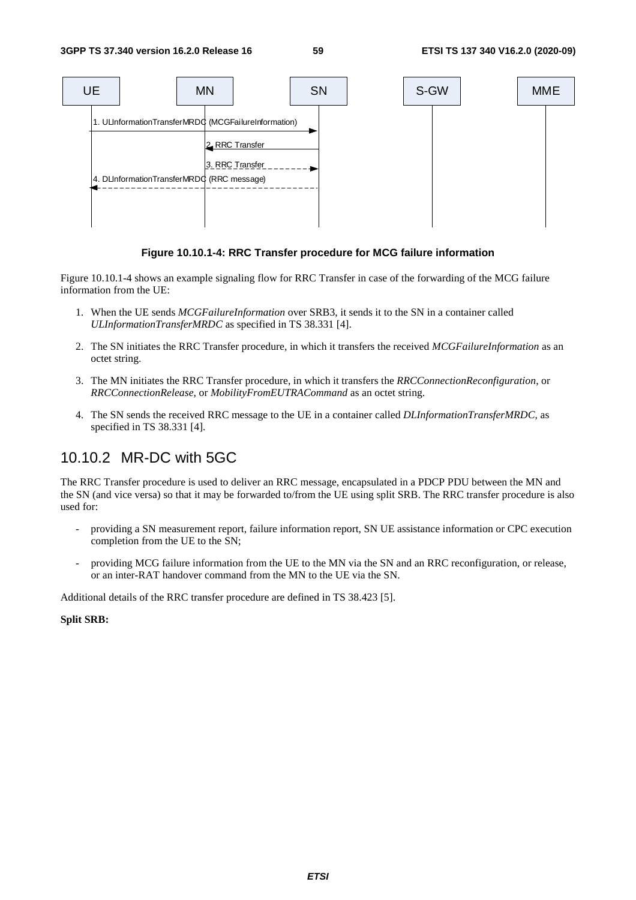**Figure 10.10.1-4: RRC Transfer procedure for MCG failure information**

Figure 10.10.1-4 shows an example signaling flow for RRC Transfer in case of the forwarding of the MCG failure information from the UE:

1. When the UE sends *MCGFailureInformation* over SRB3, it sends it to the SN in a container called *ULInformationTransferMRDC* as specified in TS 38.331 [4].
2. The SN initiates the RRC Transfer procedure, in which it transfers the received *MCGFailureInformation* as an octet string.
3. The MN initiates the RRC Transfer procedure, in which it transfers the *RRCConnectionReconfiguration*, or *RRCConnectionRelease*, or *MobilityFromEUTRACommand* as an octet string.
4. The SN sends the received RRC message to the UE in a container called *DLInformationTransferMRDC*, as specified in TS 38.331 [4].

## 10.10.2 MR-DC with 5GC

The RRC Transfer procedure is used to deliver an RRC message, encapsulated in a PDCP PDU between the MN and the SN (and vice versa) so that it may be forwarded to/from the UE using split SRB. The RRC transfer procedure is also used for:

- providing a SN measurement report, failure information report, SN UE assistance information or CPC execution completion from the UE to the SN;
- providing MCG failure information from the UE to the MN via the SN and an RRC reconfiguration, or release, or an inter-RAT handover command from the MN to the UE via the SN.

Additional details of the RRC transfer procedure are defined in TS 38.423 [5].

**Split SRB:**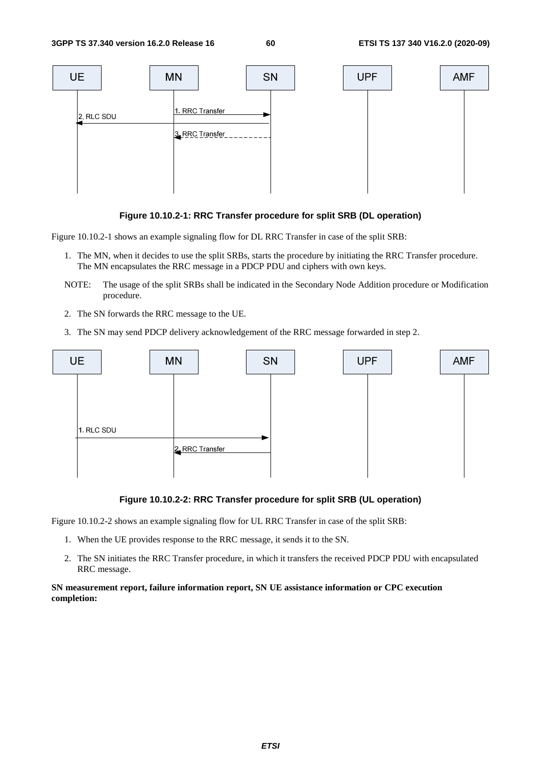**Figure 10.10.2-1: RRC Transfer procedure for split SRB (DL operation)**

Figure 10.10.2-1 shows an example signaling flow for DL RRC Transfer in case of the split SRB:

1. The MN, when it decides to use the split SRBs, starts the procedure by initiating the RRC Transfer procedure. The MN encapsulates the RRC message in a PDCP PDU and ciphers with own keys.

NOTE: The usage of the split SRBs shall be indicated in the Secondary Node Addition procedure or Modification procedure.

2. The SN forwards the RRC message to the UE.
3. The SN may send PDCP delivery acknowledgement of the RRC message forwarded in step 2.

**Figure 10.10.2-2: RRC Transfer procedure for split SRB (UL operation)**

Figure 10.10.2-2 shows an example signaling flow for UL RRC Transfer in case of the split SRB:

1. When the UE provides response to the RRC message, it sends it to the SN.
2. The SN initiates the RRC Transfer procedure, in which it transfers the received PDCP PDU with encapsulated RRC message.

**SN measurement report, failure information report, SN UE assistance information or CPC execution completion:**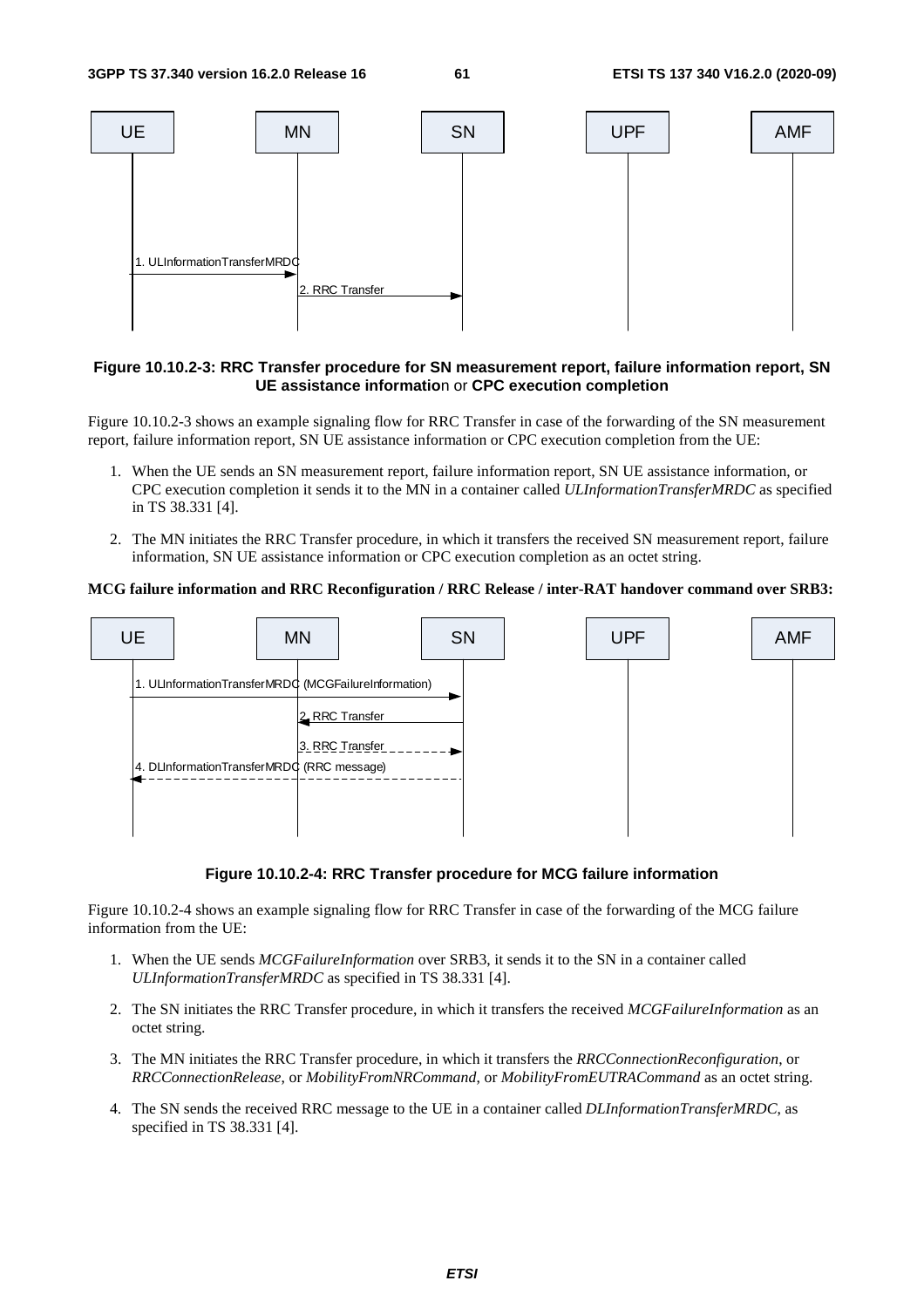**Figure 10.10.2-3: RRC Transfer procedure for SN measurement report, failure information report, SN UE assistance information or CPC execution completion**

Figure 10.10.2-3 shows an example signaling flow for RRC Transfer in case of the forwarding of the SN measurement report, failure information report, SN UE assistance information or CPC execution completion from the UE:

1. When the UE sends an SN measurement report, failure information report, SN UE assistance information, or CPC execution completion it sends it to the MN in a container called *ULInformationTransferMRDC* as specified in TS 38.331 [4].
2. The MN initiates the RRC Transfer procedure, in which it transfers the received SN measurement report, failure information, SN UE assistance information or CPC execution completion as an octet string.

**MCG failure information and RRC Reconfiguration / RRC Release / inter-RAT handover command over SRB3:**

**Figure 10.10.2-4: RRC Transfer procedure for MCG failure information**

Figure 10.10.2-4 shows an example signaling flow for RRC Transfer in case of the forwarding of the MCG failure information from the UE:

1. When the UE sends *MCGFailureInformation* over SRB3, it sends it to the SN in a container called *ULInformationTransferMRDC* as specified in TS 38.331 [4].
2. The SN initiates the RRC Transfer procedure, in which it transfers the received *MCGFailureInformation* as an octet string.
3. The MN initiates the RRC Transfer procedure, in which it transfers the *RRCConnectionReconfiguration*, or *RRCConnectionRelease*, or *MobilityFromNRCommand*, or *MobilityFromEUTRACommand* as an octet string.
4. The SN sends the received RRC message to the UE in a container called *DLInformationTransferMRDC*, as specified in TS 38.331 [4].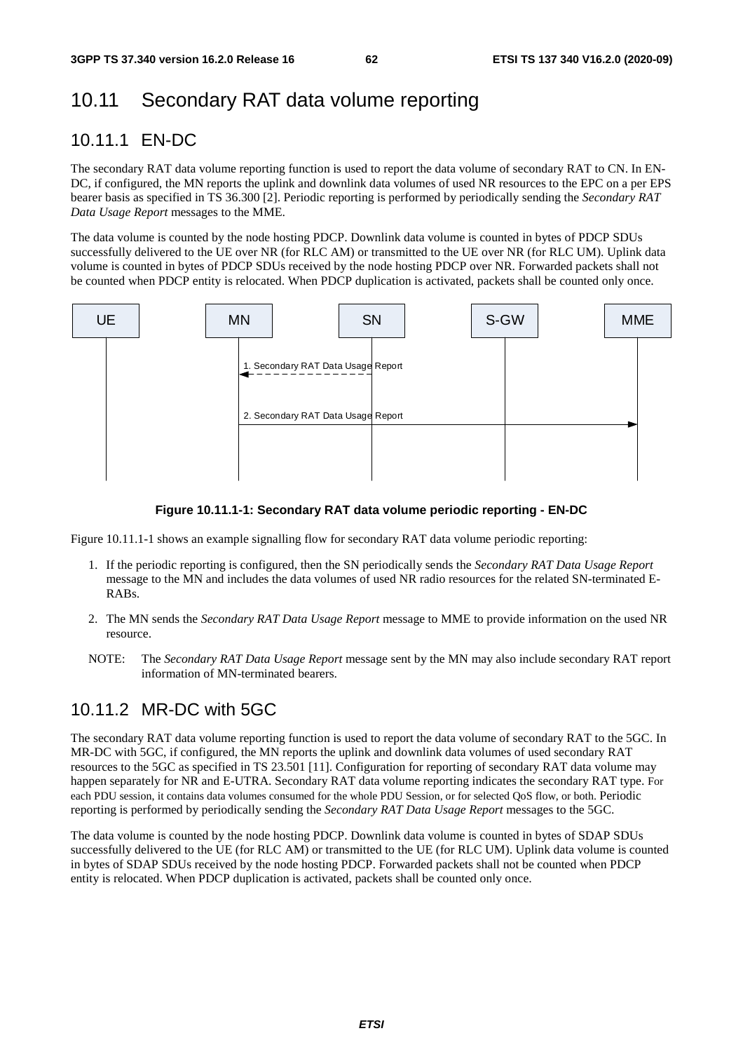# 10.11 Secondary RAT data volume reporting

## 10.11.1 EN-DC

The secondary RAT data volume reporting function is used to report the data volume of secondary RAT to CN. In EN-DC, if configured, the MN reports the uplink and downlink data volumes of used NR resources to the EPC on a per EPS bearer basis as specified in TS 36.300 [2]. Periodic reporting is performed by periodically sending the *Secondary RAT Data Usage Report* messages to the MME.

The data volume is counted by the node hosting PDCP. Downlink data volume is counted in bytes of PDCP SDUs successfully delivered to the UE over NR (for RLC AM) or transmitted to the UE over NR (for RLC UM). Uplink data volume is counted in bytes of PDCP SDUs received by the node hosting PDCP over NR. Forwarded packets shall not be counted when PDCP entity is relocated. When PDCP duplication is activated, packets shall be counted only once.

UE | MN | SN | S-GW | MME

1. Secondary RAT Data Usage Report

2. Secondary RAT Data Usage Report

**Figure 10.11.1-1: Secondary RAT data volume periodic reporting - EN-DC**

Figure 10.11.1-1 shows an example signalling flow for secondary RAT data volume periodic reporting:

1. If the periodic reporting is configured, then the SN periodically sends the *Secondary RAT Data Usage Report* message to the MN and includes the data volumes of used NR radio resources for the related SN-terminated E-RABs.

2. The MN sends the *Secondary RAT Data Usage Report* message to MME to provide information on the used NR resource.

NOTE: The *Secondary RAT Data Usage Report* message sent by the MN may also include secondary RAT report information of MN-terminated bearers.

## 10.11.2 MR-DC with 5GC

The secondary RAT data volume reporting function is used to report the data volume of secondary RAT to the 5GC. In MR-DC with 5GC, if configured, the MN reports the uplink and downlink data volumes of used secondary RAT resources to the 5GC as specified in TS 23.501 [11]. Configuration for reporting of secondary RAT data volume may happen separately for NR and E-UTRA. Secondary RAT data volume reporting indicates the secondary RAT type. For each PDU session, it contains data volumes consumed for the whole PDU Session, or for selected QoS flow, or both. Periodic reporting is performed by periodically sending the *Secondary RAT Data Usage Report* messages to the 5GC.

The data volume is counted by the node hosting PDCP. Downlink data volume is counted in bytes of SDAP SDUs successfully delivered to the UE (for RLC AM) or transmitted to the UE (for RLC UM). Uplink data volume is counted in bytes of SDAP SDUs received by the node hosting PDCP. Forwarded packets shall not be counted when PDCP entity is relocated. When PDCP duplication is activated, packets shall be counted only once.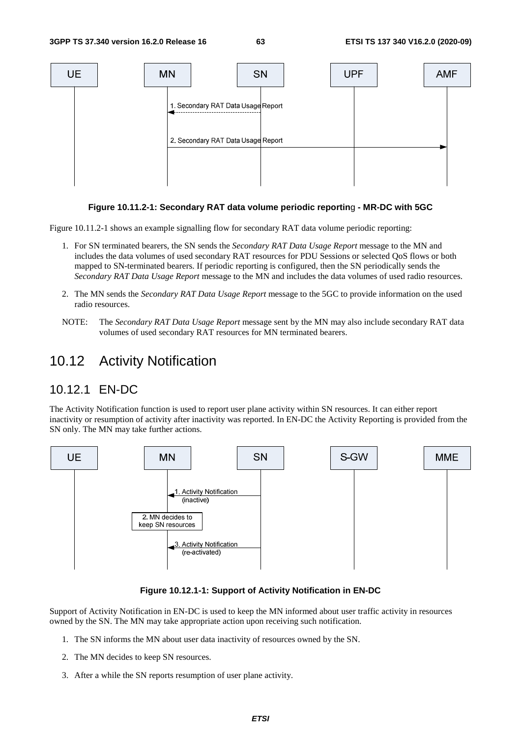**Figure 10.11.2-1: Secondary RAT data volume periodic reporting - MR-DC with 5GC**

Figure 10.11.2-1 shows an example signalling flow for secondary RAT data volume periodic reporting:

1. For SN terminated bearers, the SN sends the *Secondary RAT Data Usage Report* message to the MN and includes the data volumes of used secondary RAT resources for PDU Sessions or selected QoS flows or both mapped to SN-terminated bearers. If periodic reporting is configured, then the SN periodically sends the *Secondary RAT Data Usage Report* message to the MN and includes the data volumes of used radio resources.
2. The MN sends the *Secondary RAT Data Usage Report* message to the 5GC to provide information on the used radio resources.

NOTE: The *Secondary RAT Data Usage Report* message sent by the MN may also include secondary RAT data volumes of used secondary RAT resources for MN terminated bearers.

## 10.12 Activity Notification

### 10.12.1 EN-DC

The Activity Notification function is used to report user plane activity within SN resources. It can either report inactivity or resumption of activity after inactivity was reported. In EN-DC the Activity Reporting is provided from the SN only. The MN may take further actions.

**Figure 10.12.1-1: Support of Activity Notification in EN-DC**

Support of Activity Notification in EN-DC is used to keep the MN informed about user traffic activity in resources owned by the SN. The MN may take appropriate action upon receiving such notification.

1. The SN informs the MN about user data inactivity of resources owned by the SN.
2. The MN decides to keep SN resources.
3. After a while the SN reports resumption of user plane activity.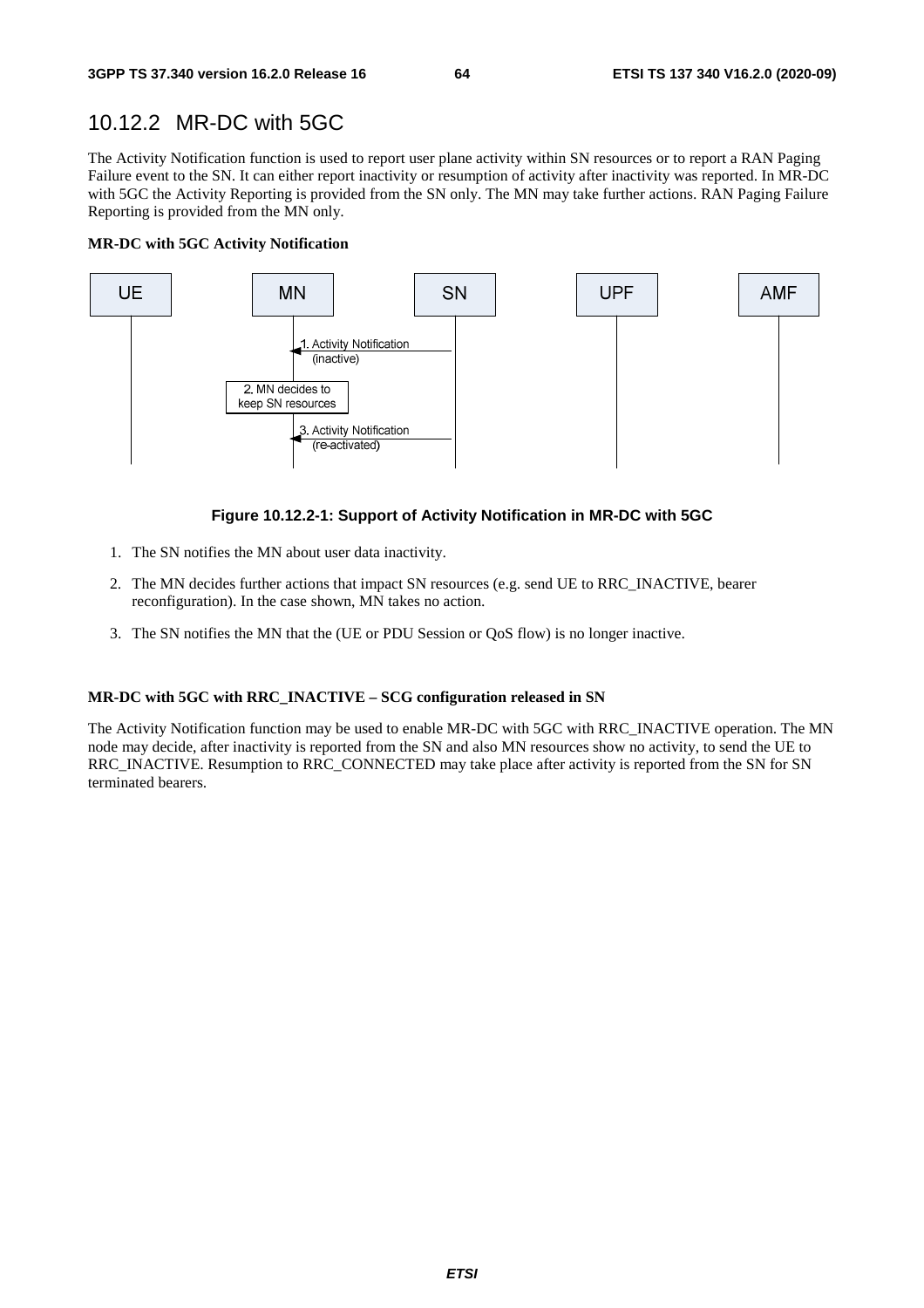## 10.12.2 MR-DC with 5GC

The Activity Notification function is used to report user plane activity within SN resources or to report a RAN Paging Failure event to the SN. It can either report inactivity or resumption of activity after inactivity was reported. In MR-DC with 5GC the Activity Reporting is provided from the SN only. The MN may take further actions. RAN Paging Failure Reporting is provided from the MN only.

**MR-DC with 5GC Activity Notification**

**Figure 10.12.2-1: Support of Activity Notification in MR-DC with 5GC**

1. The SN notifies the MN about user data inactivity.
2. The MN decides further actions that impact SN resources (e.g. send UE to RRC_INACTIVE, bearer reconfiguration). In the case shown, MN takes no action.
3. The SN notifies the MN that the (UE or PDU Session or QoS flow) is no longer inactive.

**MR-DC with 5GC with RRC_INACTIVE – SCG configuration released in SN**

The Activity Notification function may be used to enable MR-DC with 5GC with RRC_INACTIVE operation. The MN node may decide, after inactivity is reported from the SN and also MN resources show no activity, to send the UE to RRC_INACTIVE. Resumption to RRC_CONNECTED may take place after activity is reported from the SN for SN terminated bearers.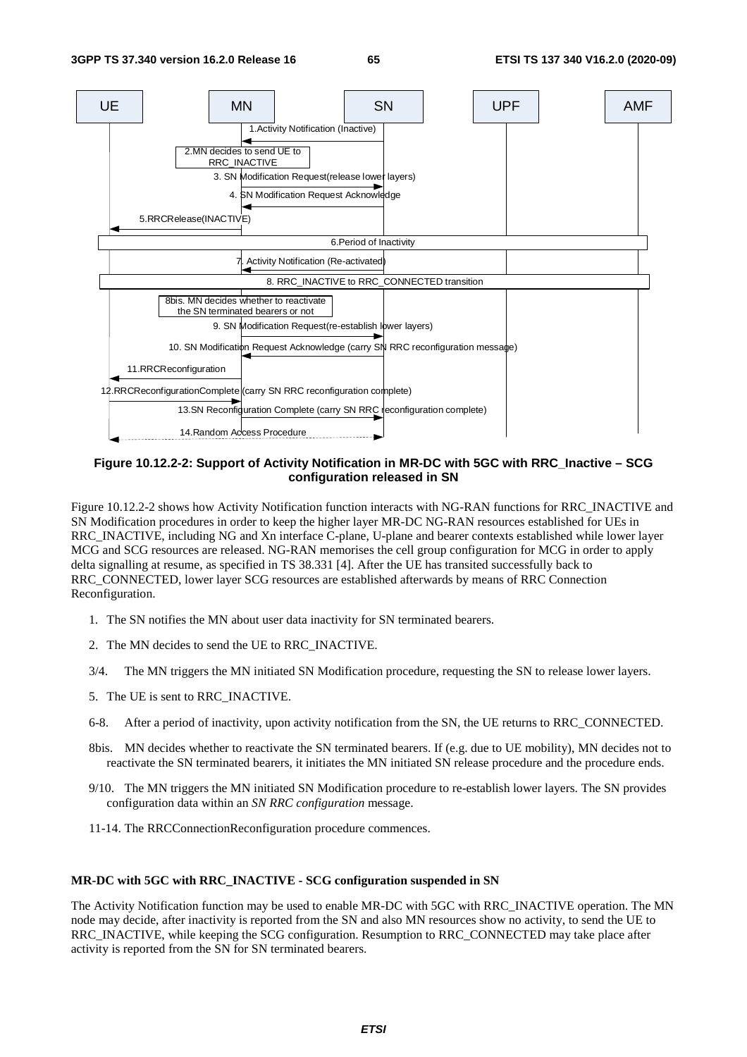**Figure 10.12.2-2: Support of Activity Notification in MR-DC with 5GC with RRC_Inactive – SCG configuration released in SN**

Figure 10.12.2-2 shows how Activity Notification function interacts with NG-RAN functions for RRC_INACTIVE and SN Modification procedures in order to keep the higher layer MR-DC NG-RAN resources established for UEs in RRC_INACTIVE, including NG and Xn interface C-plane, U-plane and bearer contexts established while lower layer MCG and SCG resources are released. NG-RAN memorises the cell group configuration for MCG in order to apply delta signalling at resume, as specified in TS 38.331 [4]. After the UE has transited successfully back to RRC_CONNECTED, lower layer SCG resources are established afterwards by means of RRC Connection Reconfiguration.

1. The SN notifies the MN about user data inactivity for SN terminated bearers.
2. The MN decides to send the UE to RRC_INACTIVE.

3/4. The MN triggers the MN initiated SN Modification procedure, requesting the SN to release lower layers.

5. The UE is sent to RRC_INACTIVE.

6-8. After a period of inactivity, upon activity notification from the SN, the UE returns to RRC_CONNECTED.

8bis. MN decides whether to reactivate the SN terminated bearers. If (e.g. due to UE mobility), MN decides not to reactivate the SN terminated bearers, it initiates the MN initiated SN release procedure and the procedure ends.

9/10. The MN triggers the MN initiated SN Modification procedure to re-establish lower layers. The SN provides configuration data within an *SN RRC configuration* message.

11-14. The RRCConnectionReconfiguration procedure commences.

**MR-DC with 5GC with RRC_INACTIVE - SCG configuration suspended in SN**

The Activity Notification function may be used to enable MR-DC with 5GC with RRC_INACTIVE operation. The MN node may decide, after inactivity is reported from the SN and also MN resources show no activity, to send the UE to RRC_INACTIVE, while keeping the SCG configuration. Resumption to RRC_CONNECTED may take place after activity is reported from the SN for SN terminated bearers.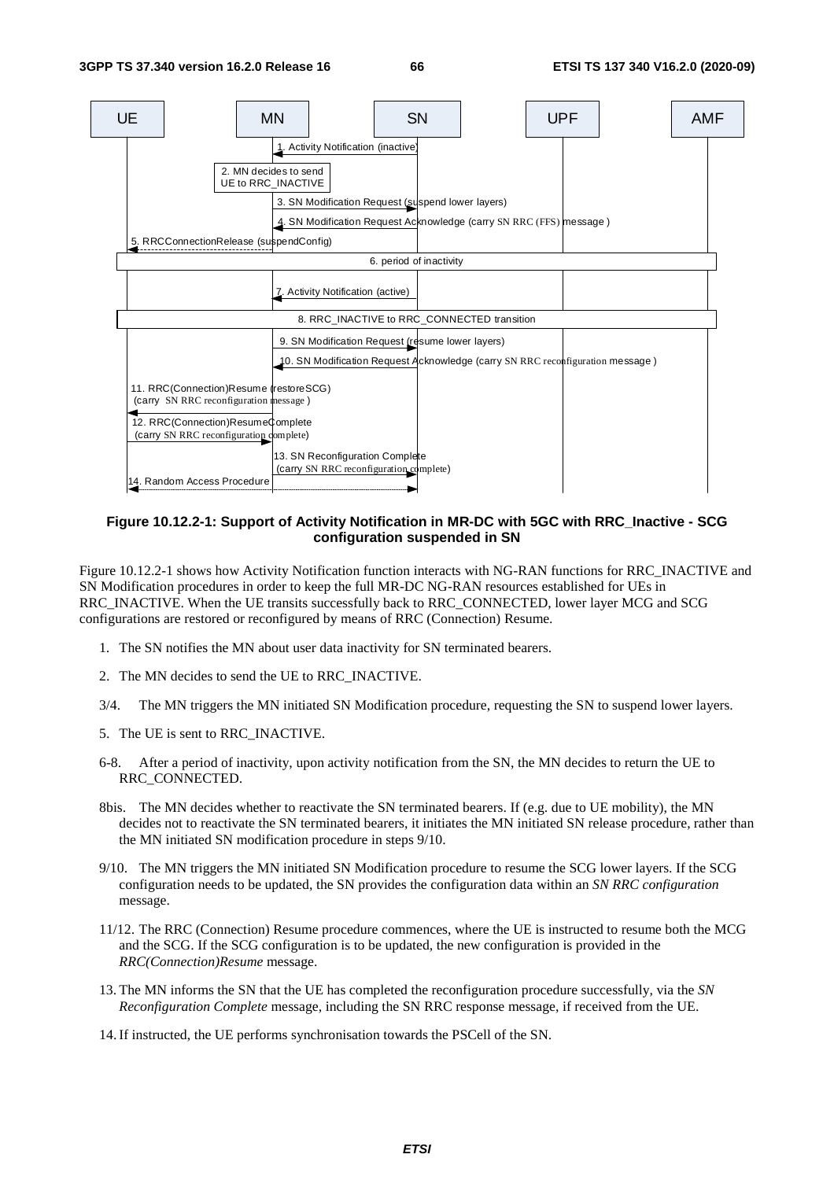| UE | MN | SN | UPF | AMF |
|---|---|---|---|---|

1. Activity Notification (inactive)
2. MN decides to send UE to RRC_INACTIVE
3. SN Modification Request (suspend lower layers)
4. SN Modification Request Acknowledge (carry SN RRC (FFS) message )
5. RRCConnectionRelease (suspendConfig)
6. period of inactivity
7. Activity Notification (active)
8. RRC_INACTIVE to RRC_CONNECTED transition
9. SN Modification Request (resume lower layers)
10. SN Modification Request Acknowledge (carry SN RRC reconfiguration message )
11. RRC(Connection)Resume (restoreSCG) (carry SN RRC reconfiguration message )
12. RRC(Connection)ResumeComplete (carry SN RRC reconfiguration complete)
13. SN Reconfiguration Complete (carry SN RRC reconfiguration complete)
14. Random Access Procedure

**Figure 10.12.2-1: Support of Activity Notification in MR-DC with 5GC with RRC_Inactive - SCG configuration suspended in SN**

Figure 10.12.2-1 shows how Activity Notification function interacts with NG-RAN functions for RRC_INACTIVE and SN Modification procedures in order to keep the full MR-DC NG-RAN resources established for UEs in RRC_INACTIVE. When the UE transits successfully back to RRC_CONNECTED, lower layer MCG and SCG configurations are restored or reconfigured by means of RRC (Connection) Resume.

1. The SN notifies the MN about user data inactivity for SN terminated bearers.

2. The MN decides to send the UE to RRC_INACTIVE.

3/4. The MN triggers the MN initiated SN Modification procedure, requesting the SN to suspend lower layers.

5. The UE is sent to RRC_INACTIVE.

6-8. After a period of inactivity, upon activity notification from the SN, the MN decides to return the UE to RRC_CONNECTED.

8bis. The MN decides whether to reactivate the SN terminated bearers. If (e.g. due to UE mobility), the MN decides not to reactivate the SN terminated bearers, it initiates the MN initiated SN release procedure, rather than the MN initiated SN modification procedure in steps 9/10.

9/10. The MN triggers the MN initiated SN Modification procedure to resume the SCG lower layers. If the SCG configuration needs to be updated, the SN provides the configuration data within an *SN RRC configuration* message.

11/12. The RRC (Connection) Resume procedure commences, where the UE is instructed to resume both the MCG and the SCG. If the SCG configuration is to be updated, the new configuration is provided in the *RRC(Connection)Resume* message.

13. The MN informs the SN that the UE has completed the reconfiguration procedure successfully, via the *SN Reconfiguration Complete* message, including the SN RRC response message, if received from the UE.

14. If instructed, the UE performs synchronisation towards the PSCell of the SN.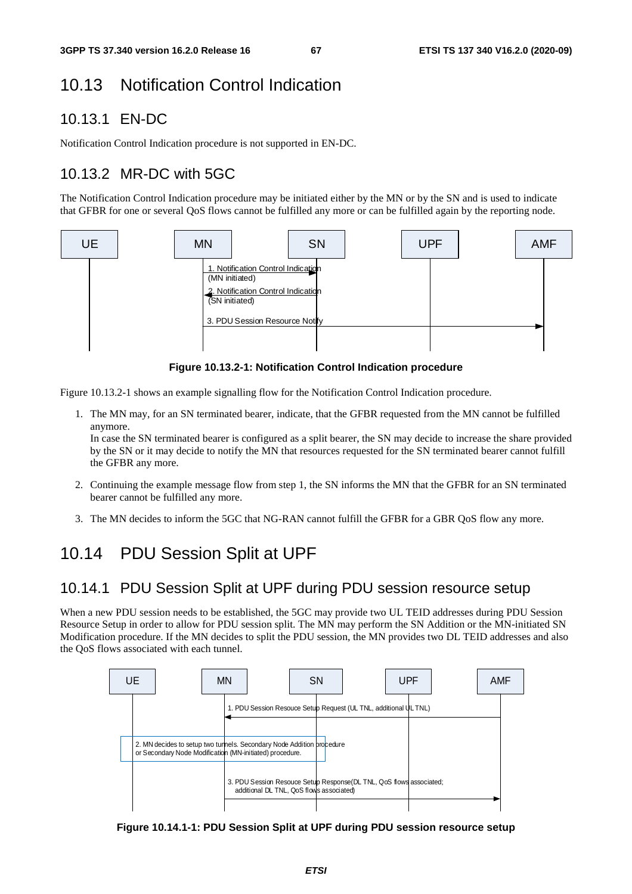# 10.13 Notification Control Indication

## 10.13.1 EN-DC

Notification Control Indication procedure is not supported in EN-DC.

## 10.13.2 MR-DC with 5GC

The Notification Control Indication procedure may be initiated either by the MN or by the SN and is used to indicate that GFBR for one or several QoS flows cannot be fulfilled any more or can be fulfilled again by the reporting node.

**Figure 10.13.2-1: Notification Control Indication procedure**

Figure 10.13.2-1 shows an example signalling flow for the Notification Control Indication procedure.

1. The MN may, for an SN terminated bearer, indicate, that the GFBR requested from the MN cannot be fulfilled anymore.
   In case the SN terminated bearer is configured as a split bearer, the SN may decide to increase the share provided by the SN or it may decide to notify the MN that resources requested for the SN terminated bearer cannot fulfill the GFBR any more.
2. Continuing the example message flow from step 1, the SN informs the MN that the GFBR for an SN terminated bearer cannot be fulfilled any more.
3. The MN decides to inform the 5GC that NG-RAN cannot fulfill the GFBR for a GBR QoS flow any more.

# 10.14 PDU Session Split at UPF

## 10.14.1 PDU Session Split at UPF during PDU session resource setup

When a new PDU session needs to be established, the 5GC may provide two UL TEID addresses during PDU Session Resource Setup in order to allow for PDU session split. The MN may perform the SN Addition or the MN-initiated SN Modification procedure. If the MN decides to split the PDU session, the MN provides two DL TEID addresses and also the QoS flows associated with each tunnel.

**Figure 10.14.1-1: PDU Session Split at UPF during PDU session resource setup**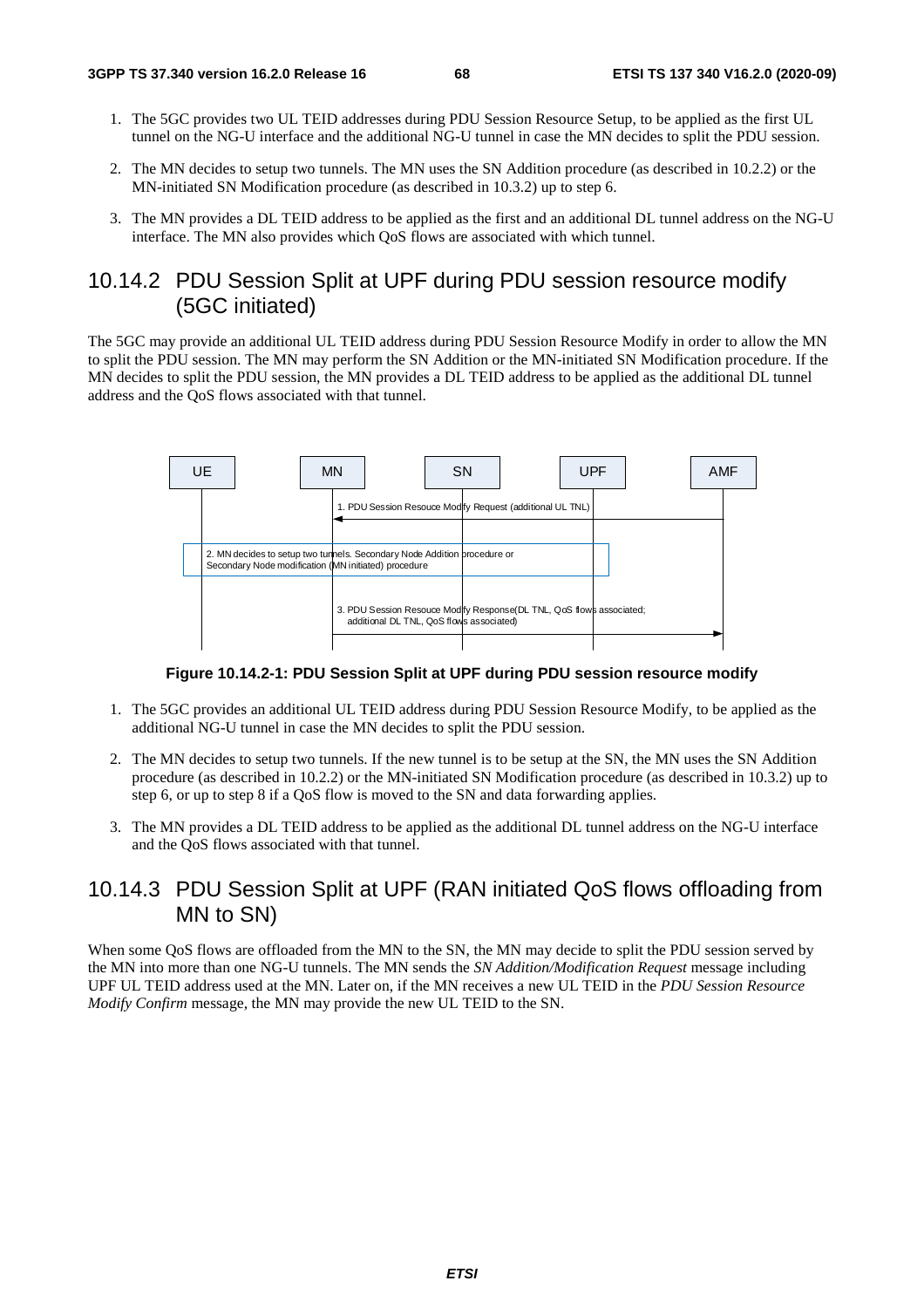1. The 5GC provides two UL TEID addresses during PDU Session Resource Setup, to be applied as the first UL tunnel on the NG-U interface and the additional NG-U tunnel in case the MN decides to split the PDU session.

2. The MN decides to setup two tunnels. The MN uses the SN Addition procedure (as described in 10.2.2) or the MN-initiated SN Modification procedure (as described in 10.3.2) up to step 6.

3. The MN provides a DL TEID address to be applied as the first and an additional DL tunnel address on the NG-U interface. The MN also provides which QoS flows are associated with which tunnel.

## 10.14.2 PDU Session Split at UPF during PDU session resource modify (5GC initiated)

The 5GC may provide an additional UL TEID address during PDU Session Resource Modify in order to allow the MN to split the PDU session. The MN may perform the SN Addition or the MN-initiated SN Modification procedure. If the MN decides to split the PDU session, the MN provides a DL TEID address to be applied as the additional DL tunnel address and the QoS flows associated with that tunnel.

UE | MN | SN | UPF | AMF

1. PDU Session Resouce Modify Request (additional UL TNL)

2. MN decides to setup two tunnels. Secondary Node Addition procedure or Secondary Node modification (MN initiated) procedure

3. PDU Session Resouce Modify Response(DL TNL, QoS flows associated; additional DL TNL, QoS flows associated)

**Figure 10.14.2-1: PDU Session Split at UPF during PDU session resource modify**

1. The 5GC provides an additional UL TEID address during PDU Session Resource Modify, to be applied as the additional NG-U tunnel in case the MN decides to split the PDU session.

2. The MN decides to setup two tunnels. If the new tunnel is to be setup at the SN, the MN uses the SN Addition procedure (as described in 10.2.2) or the MN-initiated SN Modification procedure (as described in 10.3.2) up to step 6, or up to step 8 if a QoS flow is moved to the SN and data forwarding applies.

3. The MN provides a DL TEID address to be applied as the additional DL tunnel address on the NG-U interface and the QoS flows associated with that tunnel.

## 10.14.3 PDU Session Split at UPF (RAN initiated QoS flows offloading from MN to SN)

When some QoS flows are offloaded from the MN to the SN, the MN may decide to split the PDU session served by the MN into more than one NG-U tunnels. The MN sends the *SN Addition/Modification Request* message including UPF UL TEID address used at the MN. Later on, if the MN receives a new UL TEID in the *PDU Session Resource Modify Confirm* message, the MN may provide the new UL TEID to the SN.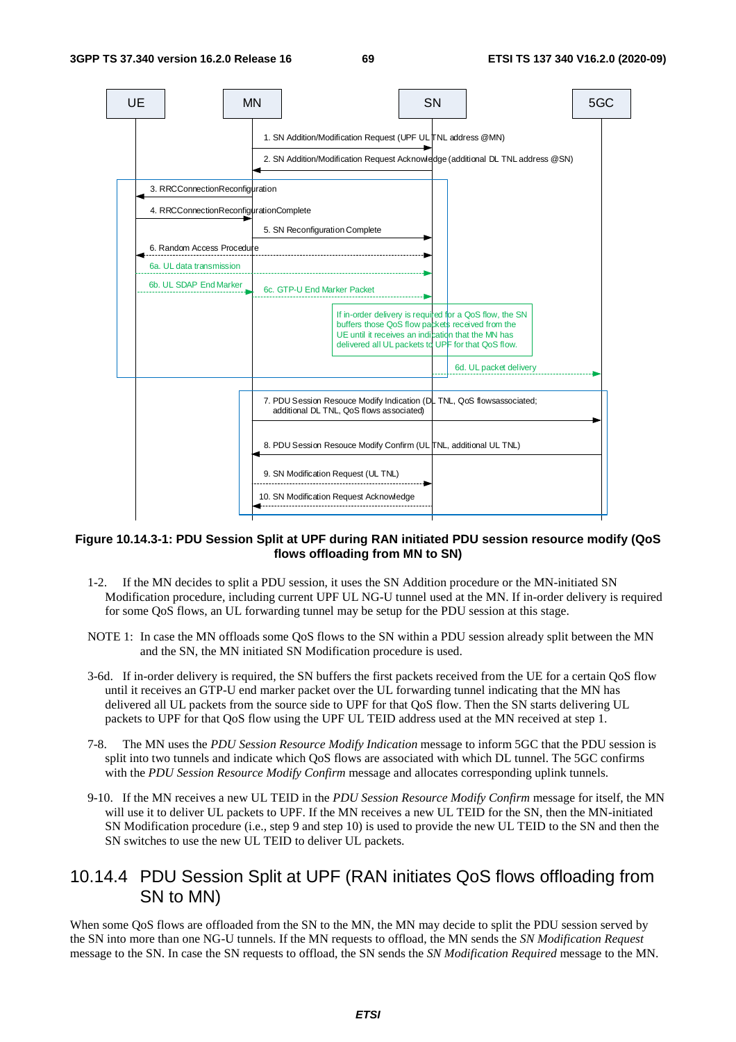**Figure 10.14.3-1: PDU Session Split at UPF during RAN initiated PDU session resource modify (QoS flows offloading from MN to SN)**

1-2. If the MN decides to split a PDU session, it uses the SN Addition procedure or the MN-initiated SN Modification procedure, including current UPF UL NG-U tunnel used at the MN. If in-order delivery is required for some QoS flows, an UL forwarding tunnel may be setup for the PDU session at this stage.

NOTE 1: In case the MN offloads some QoS flows to the SN within a PDU session already split between the MN and the SN, the MN initiated SN Modification procedure is used.

3-6d. If in-order delivery is required, the SN buffers the first packets received from the UE for a certain QoS flow until it receives an GTP-U end marker packet over the UL forwarding tunnel indicating that the MN has delivered all UL packets from the source side to UPF for that QoS flow. Then the SN starts delivering UL packets to UPF for that QoS flow using the UPF UL TEID address used at the MN received at step 1.

7-8. The MN uses the *PDU Session Resource Modify Indication* message to inform 5GC that the PDU session is split into two tunnels and indicate which QoS flows are associated with which DL tunnel. The 5GC confirms with the *PDU Session Resource Modify Confirm* message and allocates corresponding uplink tunnels.

9-10. If the MN receives a new UL TEID in the *PDU Session Resource Modify Confirm* message for itself, the MN will use it to deliver UL packets to UPF. If the MN receives a new UL TEID for the SN, then the MN-initiated SN Modification procedure (i.e., step 9 and step 10) is used to provide the new UL TEID to the SN and then the SN switches to use the new UL TEID to deliver UL packets.

## 10.14.4 PDU Session Split at UPF (RAN initiates QoS flows offloading from SN to MN)

When some QoS flows are offloaded from the SN to the MN, the MN may decide to split the PDU session served by the SN into more than one NG-U tunnels. If the MN requests to offload, the MN sends the *SN Modification Request* message to the SN. In case the SN requests to offload, the SN sends the *SN Modification Required* message to the MN.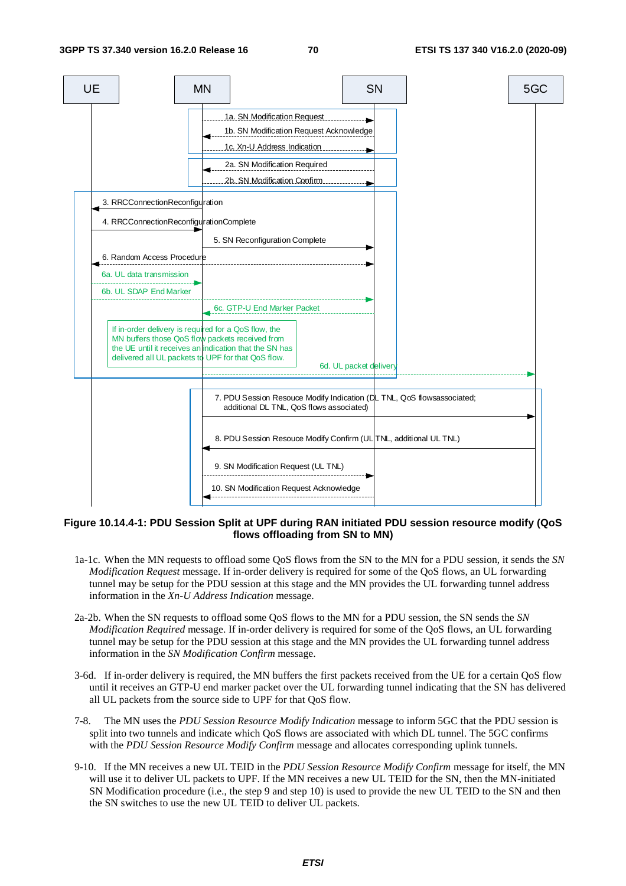Figure 10.14.4-1: PDU Session Split at UPF during RAN initiated PDU session resource modify (QoS flows offloading from SN to MN)

1a-1c. When the MN requests to offload some QoS flows from the SN to the MN for a PDU session, it sends the *SN Modification Request* message. If in-order delivery is required for some of the QoS flows, an UL forwarding tunnel may be setup for the PDU session at this stage and the MN provides the UL forwarding tunnel address information in the *Xn-U Address Indication* message.

2a-2b. When the SN requests to offload some QoS flows to the MN for a PDU session, the SN sends the *SN Modification Required* message. If in-order delivery is required for some of the QoS flows, an UL forwarding tunnel may be setup for the PDU session at this stage and the MN provides the UL forwarding tunnel address information in the *SN Modification Confirm* message.

3-6d. If in-order delivery is required, the MN buffers the first packets received from the UE for a certain QoS flow until it receives an GTP-U end marker packet over the UL forwarding tunnel indicating that the SN has delivered all UL packets from the source side to UPF for that QoS flow.

7-8. The MN uses the *PDU Session Resource Modify Indication* message to inform 5GC that the PDU session is split into two tunnels and indicate which QoS flows are associated with which DL tunnel. The 5GC confirms with the *PDU Session Resource Modify Confirm* message and allocates corresponding uplink tunnels.

9-10. If the MN receives a new UL TEID in the *PDU Session Resource Modify Confirm* message for itself, the MN will use it to deliver UL packets to UPF. If the MN receives a new UL TEID for the SN, then the MN-initiated SN Modification procedure (i.e., the step 9 and step 10) is used to provide the new UL TEID to the SN and then the SN switches to use the new UL TEID to deliver UL packets.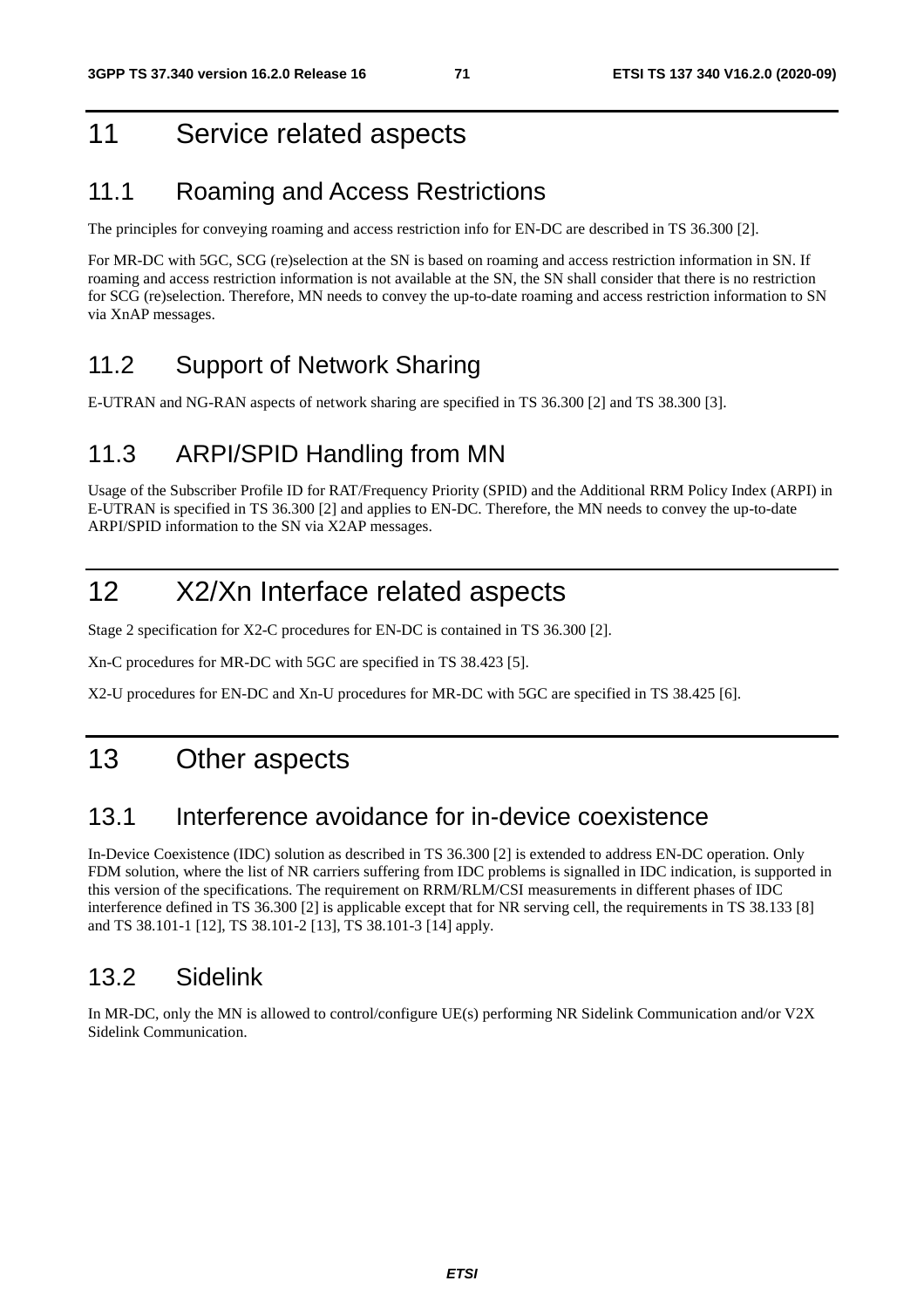# 11 Service related aspects

## 11.1 Roaming and Access Restrictions

The principles for conveying roaming and access restriction info for EN-DC are described in TS 36.300 [2].

For MR-DC with 5GC, SCG (re)selection at the SN is based on roaming and access restriction information in SN. If roaming and access restriction information is not available at the SN, the SN shall consider that there is no restriction for SCG (re)selection. Therefore, MN needs to convey the up-to-date roaming and access restriction information to SN via XnAP messages.

## 11.2 Support of Network Sharing

E-UTRAN and NG-RAN aspects of network sharing are specified in TS 36.300 [2] and TS 38.300 [3].

## 11.3 ARPI/SPID Handling from MN

Usage of the Subscriber Profile ID for RAT/Frequency Priority (SPID) and the Additional RRM Policy Index (ARPI) in E-UTRAN is specified in TS 36.300 [2] and applies to EN-DC. Therefore, the MN needs to convey the up-to-date ARPI/SPID information to the SN via X2AP messages.

# 12 X2/Xn Interface related aspects

Stage 2 specification for X2-C procedures for EN-DC is contained in TS 36.300 [2].

Xn-C procedures for MR-DC with 5GC are specified in TS 38.423 [5].

X2-U procedures for EN-DC and Xn-U procedures for MR-DC with 5GC are specified in TS 38.425 [6].

# 13 Other aspects

## 13.1 Interference avoidance for in-device coexistence

In-Device Coexistence (IDC) solution as described in TS 36.300 [2] is extended to address EN-DC operation. Only FDM solution, where the list of NR carriers suffering from IDC problems is signalled in IDC indication, is supported in this version of the specifications. The requirement on RRM/RLM/CSI measurements in different phases of IDC interference defined in TS 36.300 [2] is applicable except that for NR serving cell, the requirements in TS 38.133 [8] and TS 38.101-1 [12], TS 38.101-2 [13], TS 38.101-3 [14] apply.

## 13.2 Sidelink

In MR-DC, only the MN is allowed to control/configure UE(s) performing NR Sidelink Communication and/or V2X Sidelink Communication.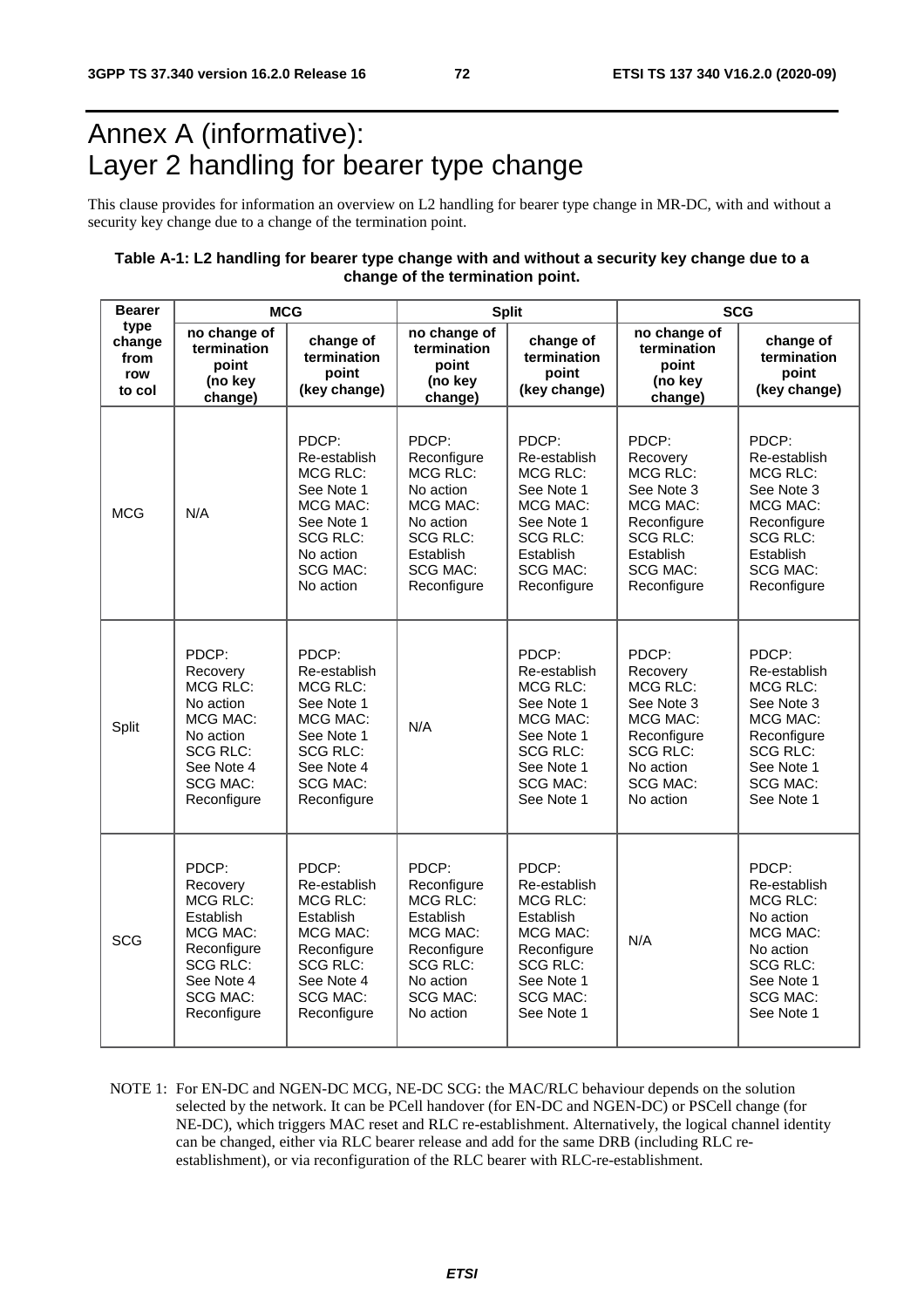# Annex A (informative): Layer 2 handling for bearer type change

This clause provides for information an overview on L2 handling for bearer type change in MR-DC, with and without a security key change due to a change of the termination point.

**Table A-1: L2 handling for bearer type change with and without a security key change due to a change of the termination point.**

| Bearer type change from row to col | MCG | | Split | | SCG | |
|---|---|---|---|---|---|---|
| | no change of termination point (no key change) | change of termination point (key change) | no change of termination point (no key change) | change of termination point (key change) | no change of termination point (no key change) | change of termination point (key change) |
| MCG | N/A | PDCP: Re-establish MCG RLC: See Note 1 MCG MAC: See Note 1 SCG RLC: No action SCG MAC: No action | PDCP: Reconfigure MCG RLC: No action MCG MAC: No action SCG RLC: Establish SCG MAC: Reconfigure | PDCP: Re-establish MCG RLC: See Note 1 MCG MAC: See Note 1 SCG RLC: Establish SCG MAC: Reconfigure | PDCP: Recovery MCG RLC: See Note 3 MCG MAC: Reconfigure SCG RLC: Establish SCG MAC: Reconfigure | PDCP: Re-establish MCG RLC: See Note 3 MCG MAC: Reconfigure SCG RLC: Establish SCG MAC: Reconfigure |
| Split | PDCP: Recovery MCG RLC: No action MCG MAC: No action SCG RLC: See Note 4 SCG MAC: Reconfigure | PDCP: Re-establish MCG RLC: See Note 1 MCG MAC: See Note 1 SCG RLC: See Note 4 SCG MAC: Reconfigure | N/A | PDCP: Re-establish MCG RLC: See Note 1 MCG MAC: See Note 1 SCG RLC: See Note 1 SCG MAC: See Note 1 | PDCP: Recovery MCG RLC: See Note 3 MCG MAC: Reconfigure SCG RLC: No action SCG MAC: No action | PDCP: Re-establish MCG RLC: See Note 3 MCG MAC: Reconfigure SCG RLC: See Note 1 SCG MAC: See Note 1 |
| SCG | PDCP: Recovery MCG RLC: Establish MCG MAC: Reconfigure SCG RLC: See Note 4 SCG MAC: Reconfigure | PDCP: Re-establish MCG RLC: Establish MCG MAC: Reconfigure SCG RLC: See Note 4 SCG MAC: Reconfigure | PDCP: Reconfigure MCG RLC: Establish MCG MAC: Reconfigure SCG RLC: No action SCG MAC: No action | PDCP: Re-establish MCG RLC: Establish MCG MAC: Reconfigure SCG RLC: See Note 1 SCG MAC: See Note 1 | N/A | PDCP: Re-establish MCG RLC: No action MCG MAC: No action SCG RLC: See Note 1 SCG MAC: See Note 1 |

NOTE 1: For EN-DC and NGEN-DC MCG, NE-DC SCG: the MAC/RLC behaviour depends on the solution selected by the network. It can be PCell handover (for EN-DC and NGEN-DC) or PSCell change (for NE-DC), which triggers MAC reset and RLC re-establishment. Alternatively, the logical channel identity can be changed, either via RLC bearer release and add for the same DRB (including RLC re-establishment), or via reconfiguration of the RLC bearer with RLC-re-establishment.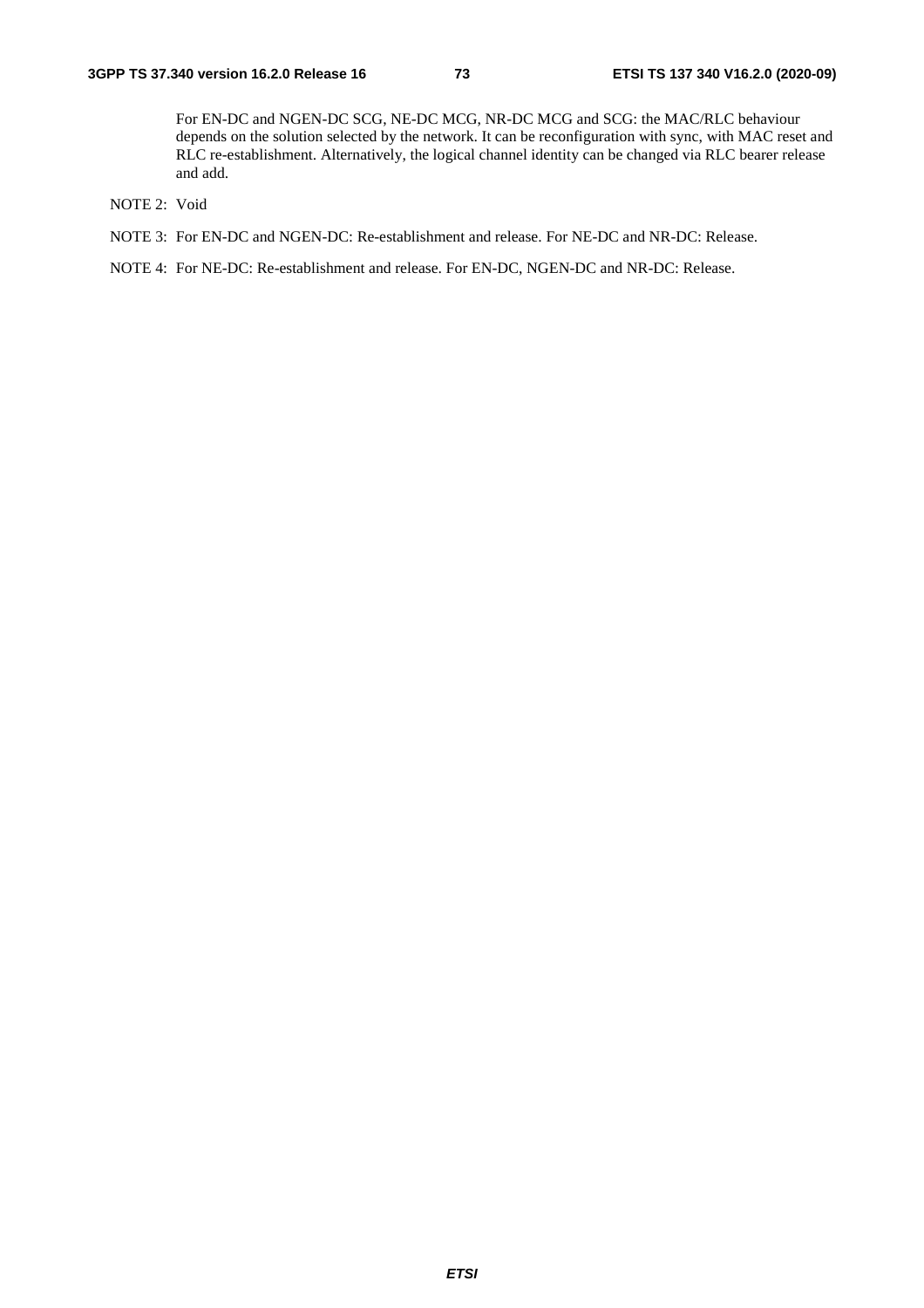For EN-DC and NGEN-DC SCG, NE-DC MCG, NR-DC MCG and SCG: the MAC/RLC behaviour depends on the solution selected by the network. It can be reconfiguration with sync, with MAC reset and RLC re-establishment. Alternatively, the logical channel identity can be changed via RLC bearer release and add.

NOTE 2: Void

NOTE 3: For EN-DC and NGEN-DC: Re-establishment and release. For NE-DC and NR-DC: Release.

NOTE 4: For NE-DC: Re-establishment and release. For EN-DC, NGEN-DC and NR-DC: Release.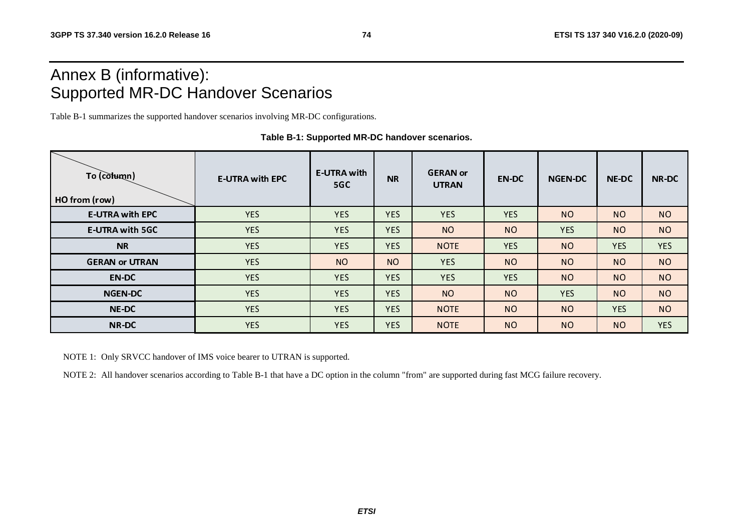# Annex B (informative): Supported MR-DC Handover Scenarios

Table B-1 summarizes the supported handover scenarios involving MR-DC configurations.

**Table B-1: Supported MR-DC handover scenarios.**

| To (column) / HO from (row) | E-UTRA with EPC | E-UTRA with 5GC | NR | GERAN or UTRAN | EN-DC | NGEN-DC | NE-DC | NR-DC |
|---|---|---|---|---|---|---|---|---|
| **E-UTRA with EPC** | YES | YES | YES | YES | YES | NO | NO | NO |
| **E-UTRA with 5GC** | YES | YES | YES | NO | NO | YES | NO | NO |
| **NR** | YES | YES | YES | NOTE | YES | NO | YES | YES |
| **GERAN or UTRAN** | YES | NO | NO | YES | NO | NO | NO | NO |
| **EN-DC** | YES | YES | YES | YES | YES | NO | NO | NO |
| **NGEN-DC** | YES | YES | YES | NO | NO | YES | NO | NO |
| **NE-DC** | YES | YES | YES | NOTE | NO | NO | YES | NO |
| **NR-DC** | YES | YES | YES | NOTE | NO | NO | NO | YES |

NOTE 1: Only SRVCC handover of IMS voice bearer to UTRAN is supported.

NOTE 2: All handover scenarios according to Table B-1 that have a DC option in the column "from" are supported during fast MCG failure recovery.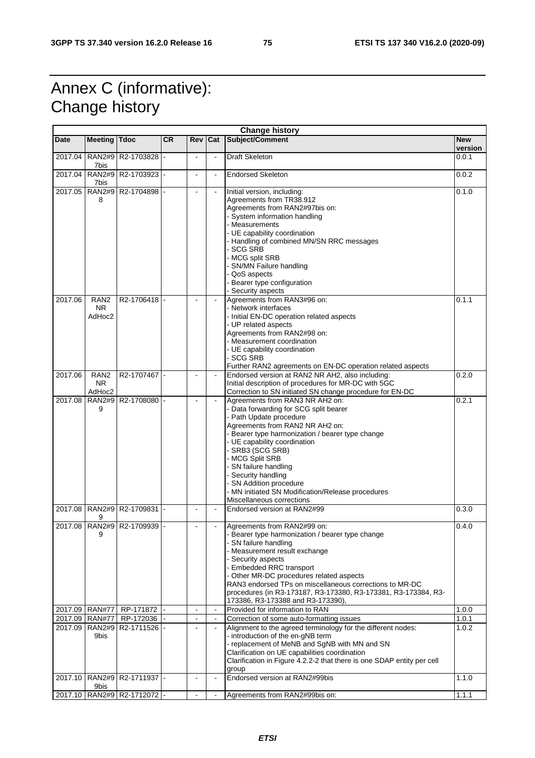# Annex C (informative): Change history

| Change history | | | | | | | |
|---|---|---|---|---|---|---|---|
| **Date** | **Meeting** | **Tdoc** | **CR** | **Rev** | **Cat** | **Subject/Comment** | **New version** |
| 2017.04 | RAN2#97bis | R2-1703828 | - | - | - | Draft Skeleton | 0.0.1 |
| 2017.04 | RAN2#97bis | R2-1703923 | - | - | - | Endorsed Skeleton | 0.0.2 |
| 2017.05 | RAN2#98 | R2-1704898 | - | - | - | Initial version, including:<br>Agreements from TR38.912<br>Agreements from RAN2#97bis on:<br>- System information handling<br>- Measurements<br>- UE capability coordination<br>- Handling of combined MN/SN RRC messages<br>- SCG SRB<br>- MCG split SRB<br>- SN/MN Failure handling<br>- QoS aspects<br>- Bearer type configuration<br>- Security aspects | 0.1.0 |
| 2017.06 | RAN2 NR AdHoc2 | R2-1706418 | - | - | - | Agreements from RAN3#96 on:<br>- Network interfaces<br>- Initial EN-DC operation related aspects<br>- UP related aspects<br>Agreements from RAN2#98 on:<br>- Measurement coordination<br>- UE capability coordination<br>- SCG SRB<br>Further RAN2 agreements on EN-DC operation related aspects | 0.1.1 |
| 2017.06 | RAN2 NR AdHoc2 | R2-1707467 | - | - | - | Endorsed version at RAN2 NR AH2, also including:<br>Initial description of procedures for MR-DC with 5GC<br>Correction to SN initiated SN change procedure for EN-DC | 0.2.0 |
| 2017.08 | RAN2#99 | R2-1708080 | - | - | - | Agreements from RAN3 NR AH2 on:<br>- Data forwarding for SCG split bearer<br>- Path Update procedure<br>Agreements from RAN2 NR AH2 on:<br>- Bearer type harmonization / bearer type change<br>- UE capability coordination<br>- SRB3 (SCG SRB)<br>- MCG Split SRB<br>- SN failure handling<br>- Security handling<br>- SN Addition procedure<br>- MN initiated SN Modification/Release procedures<br>Miscellaneous corrections | 0.2.1 |
| 2017.08 | RAN2#99 | R2-1709831 | - | - | - | Endorsed version at RAN2#99 | 0.3.0 |
| 2017.08 | RAN2#99 | R2-1709939 | - | - | - | Agreements from RAN2#99 on:<br>- Bearer type harmonization / bearer type change<br>- SN failure handling<br>- Measurement result exchange<br>- Security aspects<br>- Embedded RRC transport<br>- Other MR-DC procedures related aspects<br>RAN3 endorsed TPs on miscellaneous corrections to MR-DC procedures (in R3-173187, R3-173380, R3-173381, R3-173384, R3-173386, R3-173388 and R3-173390), | 0.4.0 |
| 2017.09 | RAN#77 | RP-171872 | - | - | - | Provided for information to RAN | 1.0.0 |
| 2017.09 | RAN#77 | RP-172036 | - | - | - | Correction of some auto-formatting issues | 1.0.1 |
| 2017.09 | RAN2#99bis | R2-1711526 | - | - | - | Alignment to the agreed terminology for the different nodes:<br>- introduction of the en-gNB term<br>- replacement of MeNB and SgNB with MN and SN<br>Clarification on UE capabilities coordination<br>Clarification in Figure 4.2.2-2 that there is one SDAP entity per cell group | 1.0.2 |
| 2017.10 | RAN2#99bis | R2-1711937 | - | - | - | Endorsed version at RAN2#99bis | 1.1.0 |
| 2017.10 | RAN2#9 | R2-1712072 | - | - | - | Agreements from RAN2#99bis on: | 1.1.1 |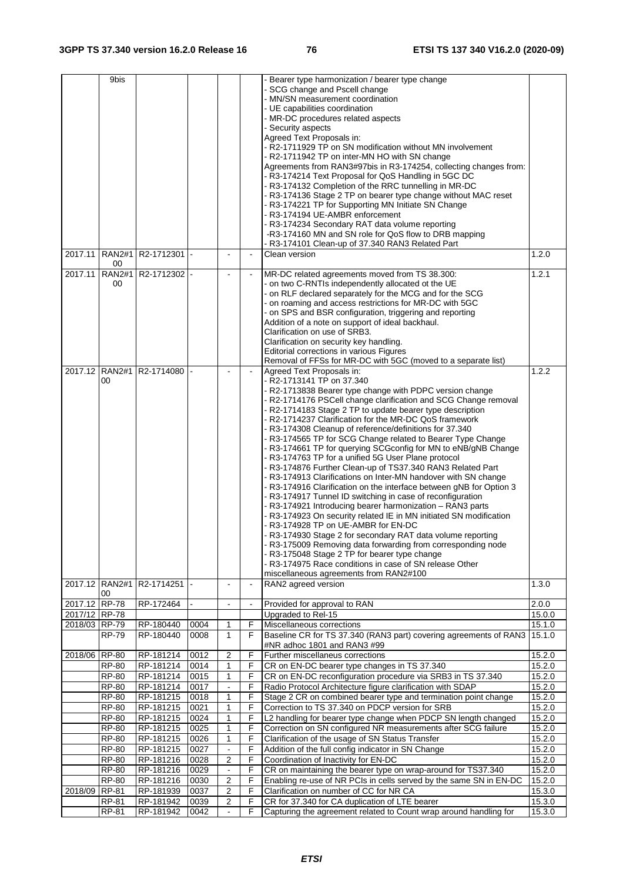| | 9bis | | | | | - Bearer type harmonization / bearer type change<br>- SCG change and Pscell change<br>- MN/SN measurement coordination<br>- UE capabilities coordination<br>- MR-DC procedures related aspects<br>- Security aspects<br>Agreed Text Proposals in:<br>- R2-1711929 TP on SN modification without MN involvement<br>- R2-1711942 TP on inter-MN HO with SN change<br>Agreements from RAN3#97bis in R3-174254, collecting changes from:<br>- R3-174214 Text Proposal for QoS Handling in 5GC DC<br>- R3-174132 Completion of the RRC tunnelling in MR-DC<br>- R3-174136 Stage 2 TP on bearer type change without MAC reset<br>- R3-174221 TP for Supporting MN Initiate SN Change<br>- R3-174194 UE-AMBR enforcement<br>- R3-174234 Secondary RAT data volume reporting<br>-R3-174160 MN and SN role for QoS flow to DRB mapping<br>- R3-174101 Clean-up of 37.340 RAN3 Related Part | |
|---|---|---|---|---|---|---|---|
| 2017.11 | RAN2#100 | R2-1712301 | - | - | - | Clean version | 1.2.0 |
| 2017.11 | RAN2#100 | R2-1712302 | - | - | - | MR-DC related agreements moved from TS 38.300:<br>- on two C-RNTIs independently allocated ot the UE<br>- on RLF declared separately for the MCG and for the SCG<br>- on roaming and access restrictions for MR-DC with 5GC<br>- on SPS and BSR configuration, triggering and reporting<br>Addition of a note on support of ideal backhaul.<br>Clarification on use of SRB3.<br>Clarification on security key handling.<br>Editorial corrections in various Figures<br>Removal of FFSs for MR-DC with 5GC (moved to a separate list) | 1.2.1 |
| 2017.12 | RAN2#100 | R2-1714080 | - | - | - | Agreed Text Proposals in:<br>- R2-1713141 TP on 37.340<br>- R2-1713838 Bearer type change with PDPC version change<br>- R2-1714176 PSCell change clarification and SCG Change removal<br>- R2-1714183 Stage 2 TP to update bearer type description<br>- R2-1714237 Clarification for the MR-DC QoS framework<br>- R3-174308 Cleanup of reference/definitions for 37.340<br>- R3-174565 TP for SCG Change related to Bearer Type Change<br>- R3-174661 TP for querying SCGconfig for MN to eNB/gNB Change<br>- R3-174763 TP for a unified 5G User Plane protocol<br>- R3-174876 Further Clean-up of TS37.340 RAN3 Related Part<br>- R3-174913 Clarifications on Inter-MN handover with SN change<br>- R3-174916 Clarification on the interface between gNB for Option 3<br>- R3-174917 Tunnel ID switching in case of reconfiguration<br>- R3-174921 Introducing bearer harmonization – RAN3 parts<br>- R3-174923 On security related IE in MN initiated SN modification<br>- R3-174928 TP on UE-AMBR for EN-DC<br>- R3-174930 Stage 2 for secondary RAT data volume reporting<br>- R3-175009 Removing data forwarding from corresponding node<br>- R3-175048 Stage 2 TP for bearer type change<br>- R3-174975 Race conditions in case of SN release Other miscellaneous agreements from RAN2#100 | 1.2.2 |
| 2017.12 | RAN2#100 | R2-1714251 | - | - | - | RAN2 agreed version | 1.3.0 |
| 2017.12 | RP-78 | RP-172464 | - | - | - | Provided for approval to RAN | 2.0.0 |
| 2017/12 | RP-78 | | | | | Upgraded to Rel-15 | 15.0.0 |
| 2018/03 | RP-79 | RP-180440 | 0004 | 1 | F | Miscellaneous corrections | 15.1.0 |
| | RP-79 | RP-180440 | 0008 | 1 | F | Baseline CR for TS 37.340 (RAN3 part) covering agreements of RAN3 #NR adhoc 1801 and RAN3 #99 | 15.1.0 |
| 2018/06 | RP-80 | RP-181214 | 0012 | 2 | F | Further miscellaneus corrections | 15.2.0 |
| | RP-80 | RP-181214 | 0014 | 1 | F | CR on EN-DC bearer type changes in TS 37.340 | 15.2.0 |
| | RP-80 | RP-181214 | 0015 | 1 | F | CR on EN-DC reconfiguration procedure via SRB3 in TS 37.340 | 15.2.0 |
| | RP-80 | RP-181214 | 0017 | - | F | Radio Protocol Architecture figure clarification with SDAP | 15.2.0 |
| | RP-80 | RP-181215 | 0018 | 1 | F | Stage 2 CR on combined bearer type and termination point change | 15.2.0 |
| | RP-80 | RP-181215 | 0021 | 1 | F | Correction to TS 37.340 on PDCP version for SRB | 15.2.0 |
| | RP-80 | RP-181215 | 0024 | 1 | F | L2 handling for bearer type change when PDCP SN length changed | 15.2.0 |
| | RP-80 | RP-181215 | 0025 | 1 | F | Correction on SN configured NR measurements after SCG failure | 15.2.0 |
| | RP-80 | RP-181215 | 0026 | 1 | F | Clarification of the usage of SN Status Transfer | 15.2.0 |
| | RP-80 | RP-181215 | 0027 | - | F | Addition of the full config indicator in SN Change | 15.2.0 |
| | RP-80 | RP-181216 | 0028 | 2 | F | Coordination of Inactivity for EN-DC | 15.2.0 |
| | RP-80 | RP-181216 | 0029 | - | F | CR on maintaining the bearer type on wrap-around for TS37.340 | 15.2.0 |
| | RP-80 | RP-181216 | 0030 | 2 | F | Enabling re-use of NR PCIs in cells served by the same SN in EN-DC | 15.2.0 |
| 2018/09 | RP-81 | RP-181939 | 0037 | 2 | F | Clarification on number of CC for NR CA | 15.3.0 |
| | RP-81 | RP-181942 | 0039 | 2 | F | CR for 37.340 for CA duplication of LTE bearer | 15.3.0 |
| | RP-81 | RP-181942 | 0042 | - | F | Capturing the agreement related to Count wrap around handling for | 15.3.0 |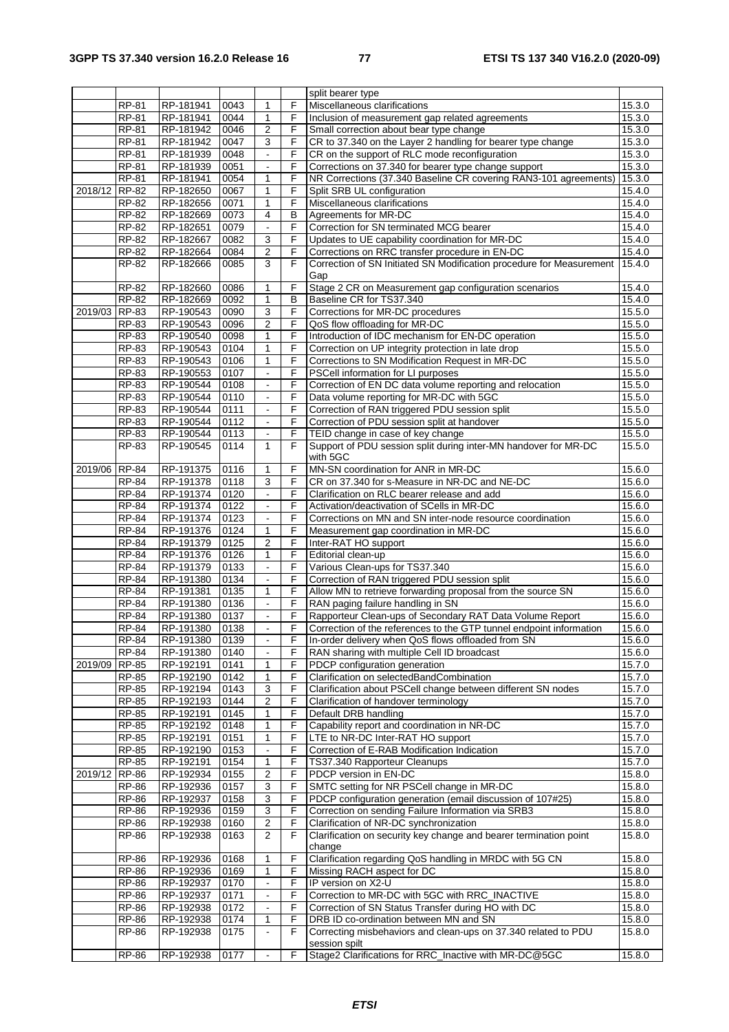| | | | | | | split bearer type | |
|---|---|---|---|---|---|---|---|
| | RP-81 | RP-181941 | 0043 | 1 | F | Miscellaneous clarifications | 15.3.0 |
| | RP-81 | RP-181941 | 0044 | 1 | F | Inclusion of measurement gap related agreements | 15.3.0 |
| | RP-81 | RP-181942 | 0046 | 2 | F | Small correction about bear type change | 15.3.0 |
| | RP-81 | RP-181942 | 0047 | 3 | F | CR to 37.340 on the Layer 2 handling for bearer type change | 15.3.0 |
| | RP-81 | RP-181939 | 0048 | - | F | CR on the support of RLC mode reconfiguration | 15.3.0 |
| | RP-81 | RP-181939 | 0051 | - | F | Corrections on 37.340 for bearer type change support | 15.3.0 |
| | RP-81 | RP-181941 | 0054 | 1 | F | NR Corrections (37.340 Baseline CR covering RAN3-101 agreements) | 15.3.0 |
| 2018/12 | RP-82 | RP-182650 | 0067 | 1 | F | Split SRB UL configuration | 15.4.0 |
| | RP-82 | RP-182656 | 0071 | 1 | F | Miscellaneous clarifications | 15.4.0 |
| | RP-82 | RP-182669 | 0073 | 4 | B | Agreements for MR-DC | 15.4.0 |
| | RP-82 | RP-182651 | 0079 | - | F | Correction for SN terminated MCG bearer | 15.4.0 |
| | RP-82 | RP-182667 | 0082 | 3 | F | Updates to UE capability coordination for MR-DC | 15.4.0 |
| | RP-82 | RP-182664 | 0084 | 2 | F | Corrections on RRC transfer procedure in EN-DC | 15.4.0 |
| | RP-82 | RP-182666 | 0085 | 3 | F | Correction of SN Initiated SN Modification procedure for Measurement Gap | 15.4.0 |
| | RP-82 | RP-182660 | 0086 | 1 | F | Stage 2 CR on Measurement gap configuration scenarios | 15.4.0 |
| | RP-82 | RP-182669 | 0092 | 1 | B | Baseline CR for TS37.340 | 15.4.0 |
| 2019/03 | RP-83 | RP-190543 | 0090 | 3 | F | Corrections for MR-DC procedures | 15.5.0 |
| | RP-83 | RP-190543 | 0096 | 2 | F | QoS flow offloading for MR-DC | 15.5.0 |
| | RP-83 | RP-190540 | 0098 | 1 | F | Introduction of IDC mechanism for EN-DC operation | 15.5.0 |
| | RP-83 | RP-190543 | 0104 | 1 | F | Correction on UP integrity protection in late drop | 15.5.0 |
| | RP-83 | RP-190543 | 0106 | 1 | F | Corrections to SN Modification Request in MR-DC | 15.5.0 |
| | RP-83 | RP-190553 | 0107 | - | F | PSCell information for LI purposes | 15.5.0 |
| | RP-83 | RP-190544 | 0108 | - | F | Correction of EN DC data volume reporting and relocation | 15.5.0 |
| | RP-83 | RP-190544 | 0110 | - | F | Data volume reporting for MR-DC with 5GC | 15.5.0 |
| | RP-83 | RP-190544 | 0111 | - | F | Correction of RAN triggered PDU session split | 15.5.0 |
| | RP-83 | RP-190544 | 0112 | - | F | Correction of PDU session split at handover | 15.5.0 |
| | RP-83 | RP-190544 | 0113 | - | F | TEID change in case of key change | 15.5.0 |
| | RP-83 | RP-190545 | 0114 | 1 | F | Support of PDU session split during inter-MN handover for MR-DC with 5GC | 15.5.0 |
| 2019/06 | RP-84 | RP-191375 | 0116 | 1 | F | MN-SN coordination for ANR in MR-DC | 15.6.0 |
| | RP-84 | RP-191378 | 0118 | 3 | F | CR on 37.340 for s-Measure in NR-DC and NE-DC | 15.6.0 |
| | RP-84 | RP-191374 | 0120 | - | F | Clarification on RLC bearer release and add | 15.6.0 |
| | RP-84 | RP-191374 | 0122 | - | F | Activation/deactivation of SCells in MR-DC | 15.6.0 |
| | RP-84 | RP-191374 | 0123 | - | F | Corrections on MN and SN inter-node resource coordination | 15.6.0 |
| | RP-84 | RP-191376 | 0124 | 1 | F | Measurement gap coordination in MR-DC | 15.6.0 |
| | RP-84 | RP-191379 | 0125 | 2 | F | Inter-RAT HO support | 15.6.0 |
| | RP-84 | RP-191376 | 0126 | 1 | F | Editorial clean-up | 15.6.0 |
| | RP-84 | RP-191379 | 0133 | - | F | Various Clean-ups for TS37.340 | 15.6.0 |
| | RP-84 | RP-191380 | 0134 | - | F | Correction of RAN triggered PDU session split | 15.6.0 |
| | RP-84 | RP-191381 | 0135 | 1 | F | Allow MN to retrieve forwarding proposal from the source SN | 15.6.0 |
| | RP-84 | RP-191380 | 0136 | - | F | RAN paging failure handling in SN | 15.6.0 |
| | RP-84 | RP-191380 | 0137 | - | F | Rapporteur Clean-ups of Secondary RAT Data Volume Report | 15.6.0 |
| | RP-84 | RP-191380 | 0138 | - | F | Correction of the references to the GTP tunnel endpoint information | 15.6.0 |
| | RP-84 | RP-191380 | 0139 | - | F | In-order delivery when QoS flows offloaded from SN | 15.6.0 |
| | RP-84 | RP-191380 | 0140 | - | F | RAN sharing with multiple Cell ID broadcast | 15.6.0 |
| 2019/09 | RP-85 | RP-192191 | 0141 | 1 | F | PDCP configuration generation | 15.7.0 |
| | RP-85 | RP-192190 | 0142 | 1 | F | Clarification on selectedBandCombination | 15.7.0 |
| | RP-85 | RP-192194 | 0143 | 3 | F | Clarification about PSCell change between different SN nodes | 15.7.0 |
| | RP-85 | RP-192193 | 0144 | 2 | F | Clarification of handover terminology | 15.7.0 |
| | RP-85 | RP-192191 | 0145 | 1 | F | Default DRB handling | 15.7.0 |
| | RP-85 | RP-192192 | 0148 | 1 | F | Capability report and coordination in NR-DC | 15.7.0 |
| | RP-85 | RP-192191 | 0151 | 1 | F | LTE to NR-DC Inter-RAT HO support | 15.7.0 |
| | RP-85 | RP-192190 | 0153 | - | F | Correction of E-RAB Modification Indication | 15.7.0 |
| | RP-85 | RP-192191 | 0154 | 1 | F | TS37.340 Rapporteur Cleanups | 15.7.0 |
| 2019/12 | RP-86 | RP-192934 | 0155 | 2 | F | PDCP version in EN-DC | 15.8.0 |
| | RP-86 | RP-192936 | 0157 | 3 | F | SMTC setting for NR PSCell change in MR-DC | 15.8.0 |
| | RP-86 | RP-192937 | 0158 | 3 | F | PDCP configuration generation (email discussion of 107#25) | 15.8.0 |
| | RP-86 | RP-192936 | 0159 | 3 | F | Correction on sending Failure Information via SRB3 | 15.8.0 |
| | RP-86 | RP-192938 | 0160 | 2 | F | Clarification of NR-DC synchronization | 15.8.0 |
| | RP-86 | RP-192938 | 0163 | 2 | F | Clarification on security key change and bearer termination point change | 15.8.0 |
| | RP-86 | RP-192936 | 0168 | 1 | F | Clarification regarding QoS handling in MRDC with 5G CN | 15.8.0 |
| | RP-86 | RP-192936 | 0169 | 1 | F | Missing RACH aspect for DC | 15.8.0 |
| | RP-86 | RP-192937 | 0170 | - | F | IP version on X2-U | 15.8.0 |
| | RP-86 | RP-192937 | 0171 | - | F | Correction to MR-DC with 5GC with RRC_INACTIVE | 15.8.0 |
| | RP-86 | RP-192938 | 0172 | - | F | Correction of SN Status Transfer during HO with DC | 15.8.0 |
| | RP-86 | RP-192938 | 0174 | 1 | F | DRB ID co-ordination between MN and SN | 15.8.0 |
| | RP-86 | RP-192938 | 0175 | - | F | Correcting misbehaviors and clean-ups on 37.340 related to PDU session spilt | 15.8.0 |
| | RP-86 | RP-192938 | 0177 | - | F | Stage2 Clarifications for RRC_Inactive with MR-DC@5GC | 15.8.0 |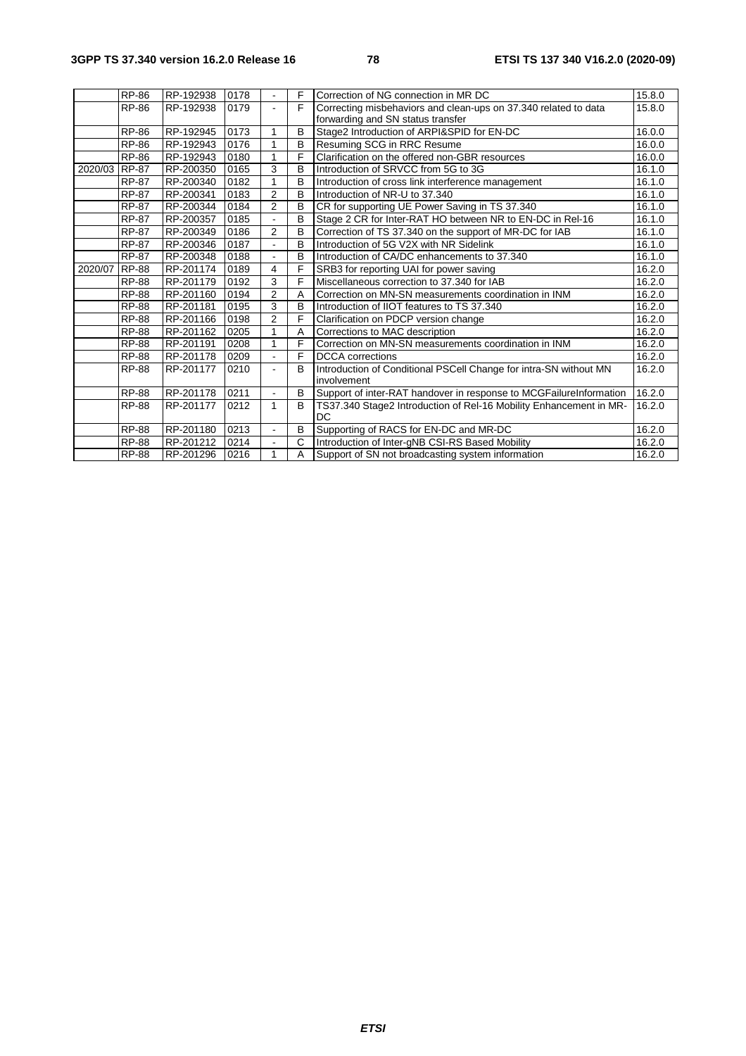| | | | | | | | |
|---|---|---|---|---|---|---|---|
| | RP-86 | RP-192938 | 0178 | - | F | Correction of NG connection in MR DC | 15.8.0 |
| | RP-86 | RP-192938 | 0179 | - | F | Correcting misbehaviors and clean-ups on 37.340 related to data forwarding and SN status transfer | 15.8.0 |
| | RP-86 | RP-192945 | 0173 | 1 | B | Stage2 Introduction of ARPI&SPID for EN-DC | 16.0.0 |
| | RP-86 | RP-192943 | 0176 | 1 | B | Resuming SCG in RRC Resume | 16.0.0 |
| | RP-86 | RP-192943 | 0180 | 1 | F | Clarification on the offered non-GBR resources | 16.0.0 |
| 2020/03 | RP-87 | RP-200350 | 0165 | 3 | B | Introduction of SRVCC from 5G to 3G | 16.1.0 |
| | RP-87 | RP-200340 | 0182 | 1 | B | Introduction of cross link interference management | 16.1.0 |
| | RP-87 | RP-200341 | 0183 | 2 | B | Introduction of NR-U to 37.340 | 16.1.0 |
| | RP-87 | RP-200344 | 0184 | 2 | B | CR for supporting UE Power Saving in TS 37.340 | 16.1.0 |
| | RP-87 | RP-200357 | 0185 | - | B | Stage 2 CR for Inter-RAT HO between NR to EN-DC in Rel-16 | 16.1.0 |
| | RP-87 | RP-200349 | 0186 | 2 | B | Correction of TS 37.340 on the support of MR-DC for IAB | 16.1.0 |
| | RP-87 | RP-200346 | 0187 | - | B | Introduction of 5G V2X with NR Sidelink | 16.1.0 |
| | RP-87 | RP-200348 | 0188 | - | B | Introduction of CA/DC enhancements to 37.340 | 16.1.0 |
| 2020/07 | RP-88 | RP-201174 | 0189 | 4 | F | SRB3 for reporting UAI for power saving | 16.2.0 |
| | RP-88 | RP-201179 | 0192 | 3 | F | Miscellaneous correction to 37.340 for IAB | 16.2.0 |
| | RP-88 | RP-201160 | 0194 | 2 | A | Correction on MN-SN measurements coordination in INM | 16.2.0 |
| | RP-88 | RP-201181 | 0195 | 3 | B | Introduction of IIOT features to TS 37.340 | 16.2.0 |
| | RP-88 | RP-201166 | 0198 | 2 | F | Clarification on PDCP version change | 16.2.0 |
| | RP-88 | RP-201162 | 0205 | 1 | A | Corrections to MAC description | 16.2.0 |
| | RP-88 | RP-201191 | 0208 | 1 | F | Correction on MN-SN measurements coordination in INM | 16.2.0 |
| | RP-88 | RP-201178 | 0209 | - | F | DCCA corrections | 16.2.0 |
| | RP-88 | RP-201177 | 0210 | - | B | Introduction of Conditional PSCell Change for intra-SN without MN involvement | 16.2.0 |
| | RP-88 | RP-201178 | 0211 | - | B | Support of inter-RAT handover in response to MCGFailureInformation | 16.2.0 |
| | RP-88 | RP-201177 | 0212 | 1 | B | TS37.340 Stage2 Introduction of Rel-16 Mobility Enhancement in MR-DC | 16.2.0 |
| | RP-88 | RP-201180 | 0213 | - | B | Supporting of RACS for EN-DC and MR-DC | 16.2.0 |
| | RP-88 | RP-201212 | 0214 | - | C | Introduction of Inter-gNB CSI-RS Based Mobility | 16.2.0 |
| | RP-88 | RP-201296 | 0216 | 1 | A | Support of SN not broadcasting system information | 16.2.0 |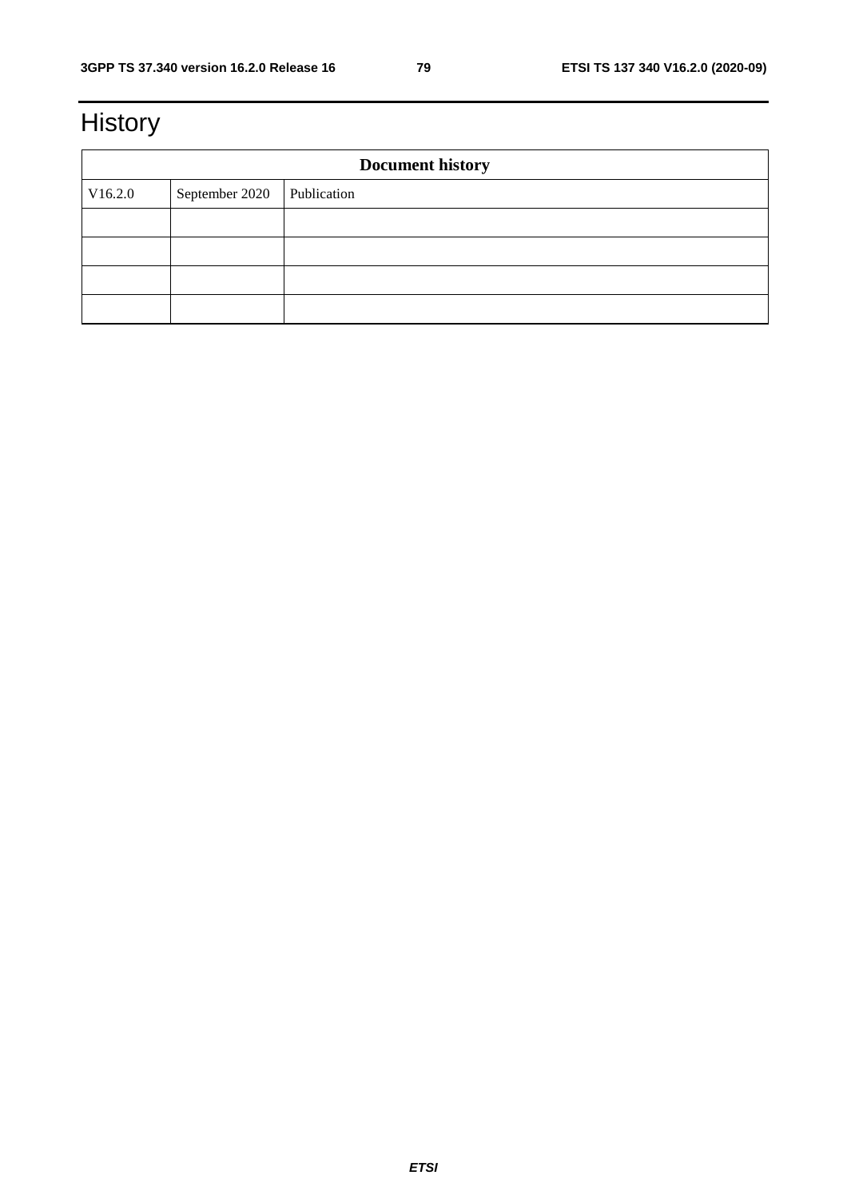# History

| Document history | | |
|---|---|---|
| V16.2.0 | September 2020 | Publication |
| | | |
| | | |
| | | |
| | | |